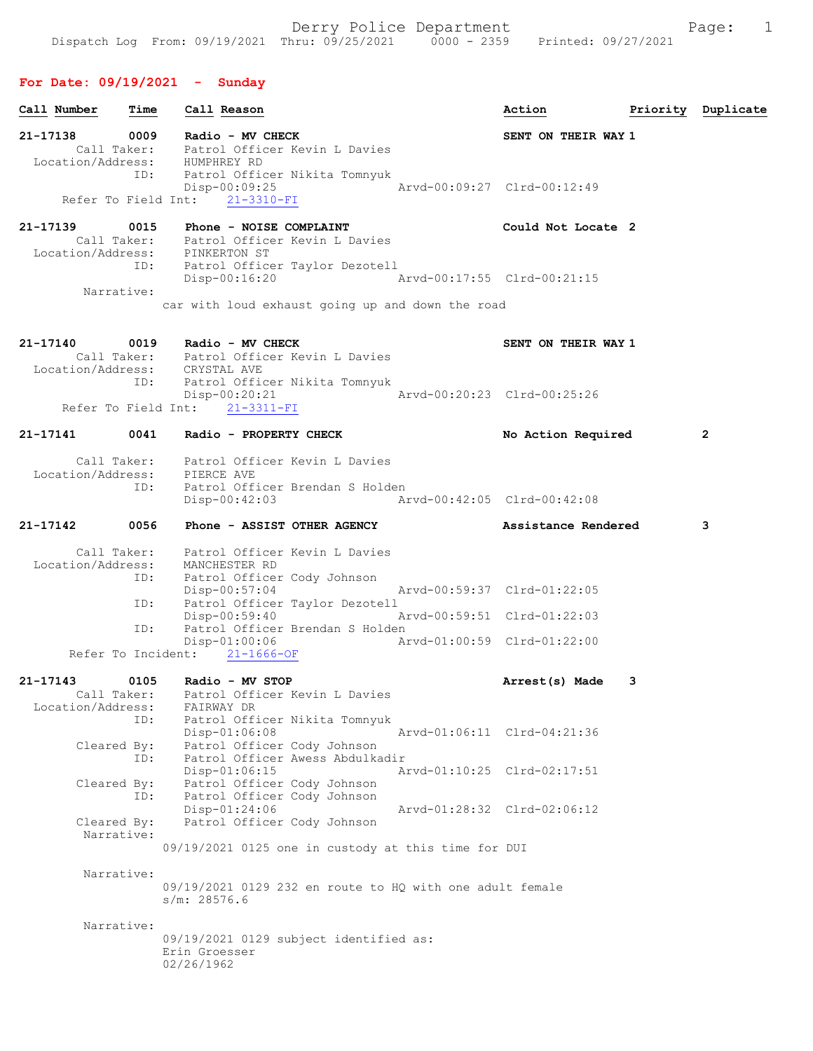Derry Police Department

Dispatch Log From: 09/19/2021 Thru: 09/25/2021 0000 - 2359 Printed: 09/27/2021

## For Date: 09/19/2021 - Sunday

| Call Number | Time | Call Reason | Action | Priority | Duplicate |
|---|---|---|---|---|---|

**21-17138** 0009 Radio - MV CHECK — SENT ON THEIR WAY 1

Call Taker: Patrol Officer Kevin L Davies
Location/Address: HUMPHREY RD
ID: Patrol Officer Nikita Tomnyuk
Disp-00:09:25 Arvd-00:09:27 Clrd-00:12:49
Refer To Field Int: 21-3310-FI

**21-17139** 0015 Phone - NOISE COMPLAINT — Could Not Locate 2

Call Taker: Patrol Officer Kevin L Davies
Location/Address: PINKERTON ST
ID: Patrol Officer Taylor Dezotell
Disp-00:16:20 Arvd-00:17:55 Clrd-00:21:15
Narrative:
car with loud exhaust going up and down the road

**21-17140** 0019 Radio - MV CHECK — SENT ON THEIR WAY 1

Call Taker: Patrol Officer Kevin L Davies
Location/Address: CRYSTAL AVE
ID: Patrol Officer Nikita Tomnyuk
Disp-00:20:21 Arvd-00:20:23 Clrd-00:25:26
Refer To Field Int: 21-3311-FI

**21-17141** 0041 Radio - PROPERTY CHECK — No Action Required 2

Call Taker: Patrol Officer Kevin L Davies
Location/Address: PIERCE AVE
ID: Patrol Officer Brendan S Holden
Disp-00:42:03 Arvd-00:42:05 Clrd-00:42:08

**21-17142** 0056 Phone - ASSIST OTHER AGENCY — Assistance Rendered 3

Call Taker: Patrol Officer Kevin L Davies
Location/Address: MANCHESTER RD
ID: Patrol Officer Cody Johnson
Disp-00:57:04 Arvd-00:59:37 Clrd-01:22:05
ID: Patrol Officer Taylor Dezotell
Disp-00:59:40 Arvd-00:59:51 Clrd-01:22:03
ID: Patrol Officer Brendan S Holden
Disp-01:00:06 Arvd-01:00:59 Clrd-01:22:00
Refer To Incident: 21-1666-OF

**21-17143** 0105 Radio - MV STOP — Arrest(s) Made 3

Call Taker: Patrol Officer Kevin L Davies
Location/Address: FAIRWAY DR
ID: Patrol Officer Nikita Tomnyuk
Disp-01:06:08 Arvd-01:06:11 Clrd-04:21:36
Cleared By: Patrol Officer Cody Johnson
ID: Patrol Officer Awess Abdulkadir
Disp-01:06:15 Arvd-01:10:25 Clrd-02:17:51
Cleared By: Patrol Officer Cody Johnson
ID: Patrol Officer Cody Johnson
Disp-01:24:06 Arvd-01:28:32 Clrd-02:06:12
Cleared By: Patrol Officer Cody Johnson
Narrative:
09/19/2021 0125 one in custody at this time for DUI

Narrative:
09/19/2021 0129 232 en route to HQ with one adult female
s/m: 28576.6

Narrative:
09/19/2021 0129 subject identified as:
Erin Groesser
02/26/1962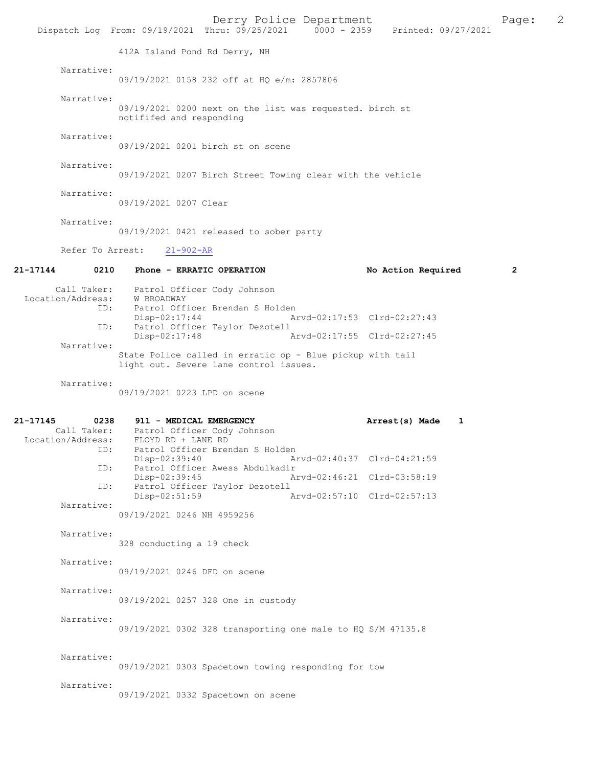412A Island Pond Rd Derry, NH

Narrative:
09/19/2021 0158 232 off at HQ e/m: 2857806

Narrative:
09/19/2021 0200 next on the list was requested. birch st notifiled and responding

Narrative:
09/19/2021 0201 birch st on scene

Narrative:
09/19/2021 0207 Birch Street Towing clear with the vehicle

Narrative:
09/19/2021 0207 Clear

Narrative:
09/19/2021 0421 released to sober party

Refer To Arrest: 21-902-AR

**21-17144 0210 Phone - ERRATIC OPERATION No Action Required 2**

Call Taker: Patrol Officer Cody Johnson
Location/Address: W BROADWAY
ID: Patrol Officer Brendan S Holden
Disp-02:17:44 Arvd-02:17:53 Clrd-02:27:43
ID: Patrol Officer Taylor Dezotell
Disp-02:17:48 Arvd-02:17:55 Clrd-02:27:45

Narrative:
State Police called in erratic op - Blue pickup with tail light out. Severe lane control issues.

Narrative:
09/19/2021 0223 LPD on scene

**21-17145 0238 911 - MEDICAL EMERGENCY Arrest(s) Made 1**

Call Taker: Patrol Officer Cody Johnson
Location/Address: FLOYD RD + LANE RD
ID: Patrol Officer Brendan S Holden
Disp-02:39:40 Arvd-02:40:37 Clrd-04:21:59
ID: Patrol Officer Awess Abdulkadir
Disp-02:39:45 Arvd-02:46:21 Clrd-03:58:19
ID: Patrol Officer Taylor Dezotell
Disp-02:51:59 Arvd-02:57:10 Clrd-02:57:13

Narrative:
09/19/2021 0246 NH 4959256

Narrative:
328 conducting a 19 check

Narrative:
09/19/2021 0246 DFD on scene

Narrative:
09/19/2021 0257 328 One in custody

Narrative:
09/19/2021 0302 328 transporting one male to HQ S/M 47135.8

Narrative:
09/19/2021 0303 Spacetown towing responding for tow

Narrative:
09/19/2021 0332 Spacetown on scene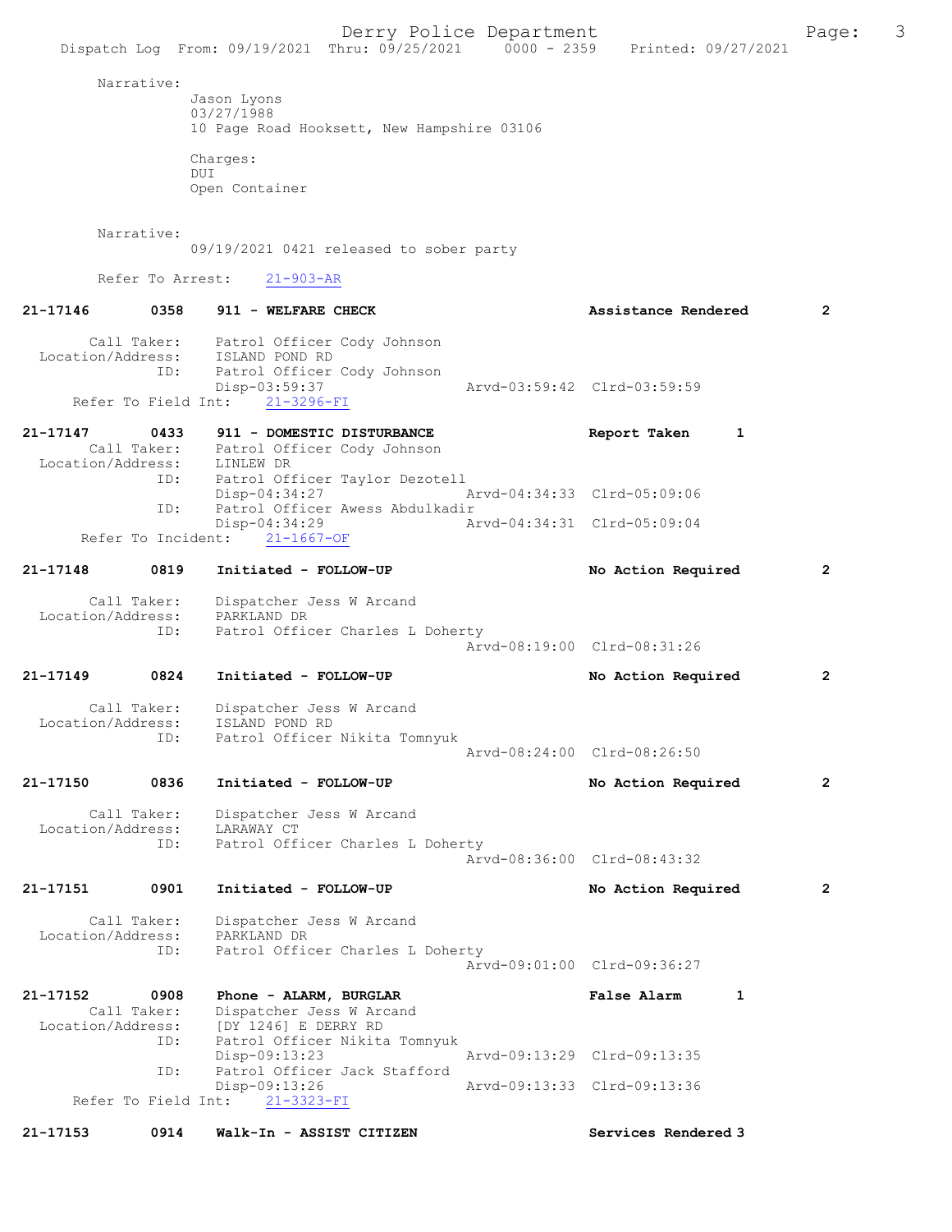Narrative:
Jason Lyons
03/27/1988
10 Page Road Hooksett, New Hampshire 03106

Charges:
DUI
Open Container

Narrative:
09/19/2021 0421 released to sober party

Refer To Arrest: 21-903-AR

**21-17146 0358 911 - WELFARE CHECK** — Assistance Rendered 2

Call Taker: Patrol Officer Cody Johnson
Location/Address: ISLAND POND RD
ID: Patrol Officer Cody Johnson
Disp-03:59:37 Arvd-03:59:42 Clrd-03:59:59
Refer To Field Int: 21-3296-FI

**21-17147 0433 911 - DOMESTIC DISTURBANCE** — Report Taken 1

Call Taker: Patrol Officer Cody Johnson
Location/Address: LINLEW DR
ID: Patrol Officer Taylor Dezotell
Disp-04:34:27 Arvd-04:34:33 Clrd-05:09:06
ID: Patrol Officer Awess Abdulkadir
Disp-04:34:29 Arvd-04:34:31 Clrd-05:09:04
Refer To Incident: 21-1667-OF

**21-17148 0819 Initiated - FOLLOW-UP** — No Action Required 2

Call Taker: Dispatcher Jess W Arcand
Location/Address: PARKLAND DR
ID: Patrol Officer Charles L Doherty
Arvd-08:19:00 Clrd-08:31:26

**21-17149 0824 Initiated - FOLLOW-UP** — No Action Required 2

Call Taker: Dispatcher Jess W Arcand
Location/Address: ISLAND POND RD
ID: Patrol Officer Nikita Tomnyuk
Arvd-08:24:00 Clrd-08:26:50

**21-17150 0836 Initiated - FOLLOW-UP** — No Action Required 2

Call Taker: Dispatcher Jess W Arcand
Location/Address: LARAWAY CT
ID: Patrol Officer Charles L Doherty
Arvd-08:36:00 Clrd-08:43:32

**21-17151 0901 Initiated - FOLLOW-UP** — No Action Required 2

Call Taker: Dispatcher Jess W Arcand
Location/Address: PARKLAND DR
ID: Patrol Officer Charles L Doherty
Arvd-09:01:00 Clrd-09:36:27

**21-17152 0908 Phone - ALARM, BURGLAR** — False Alarm 1

Call Taker: Dispatcher Jess W Arcand
Location/Address: [DY 1246] E DERRY RD
ID: Patrol Officer Nikita Tomnyuk
Disp-09:13:23 Arvd-09:13:29 Clrd-09:13:35
ID: Patrol Officer Jack Stafford
Disp-09:13:26 Arvd-09:13:33 Clrd-09:13:36
Refer To Field Int: 21-3323-FI

**21-17153 0914 Walk-In - ASSIST CITIZEN** — Services Rendered 3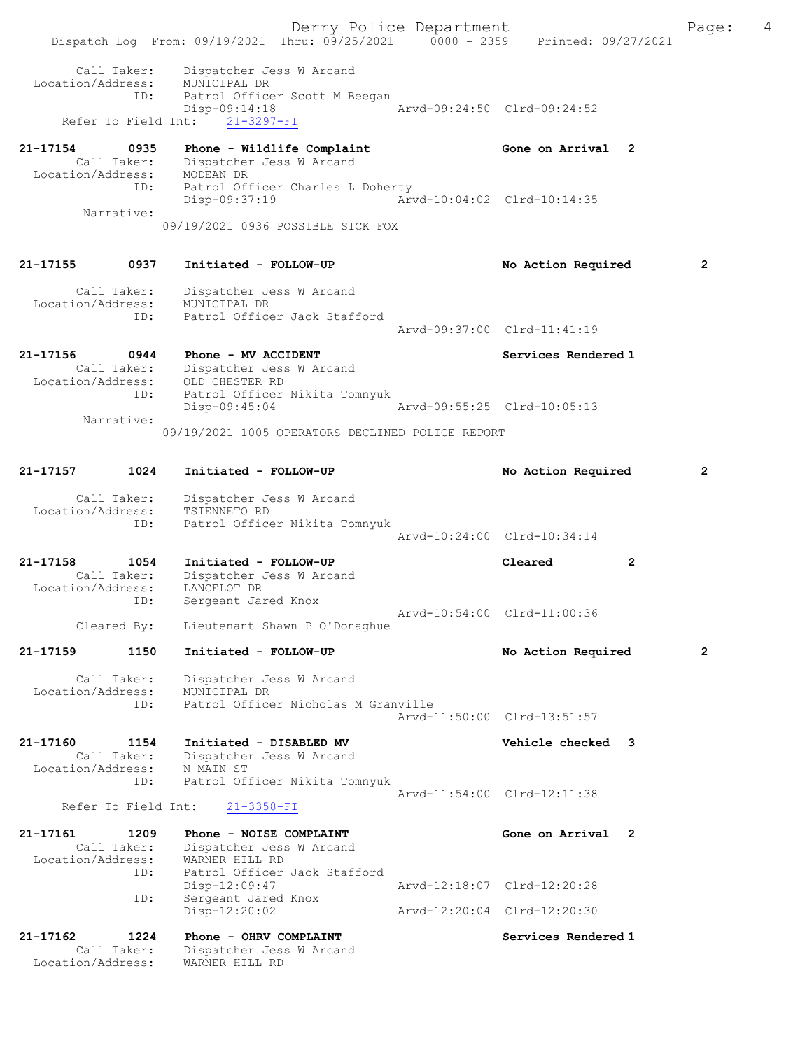Call Taker: Dispatcher Jess W Arcand
Location/Address: MUNICIPAL DR
ID: Patrol Officer Scott M Beegan
Disp-09:14:18 Arvd-09:24:50 Clrd-09:24:52
Refer To Field Int: 21-3297-FI

21-17154 0935 Phone - Wildlife Complaint Gone on Arrival 2
Call Taker: Dispatcher Jess W Arcand
Location/Address: MODEAN DR
ID: Patrol Officer Charles L Doherty
Disp-09:37:19 Arvd-10:04:02 Clrd-10:14:35
Narrative:
09/19/2021 0936 POSSIBLE SICK FOX

21-17155 0937 Initiated - FOLLOW-UP No Action Required 2
Call Taker: Dispatcher Jess W Arcand
Location/Address: MUNICIPAL DR
ID: Patrol Officer Jack Stafford
Arvd-09:37:00 Clrd-11:41:19

21-17156 0944 Phone - MV ACCIDENT Services Rendered 1
Call Taker: Dispatcher Jess W Arcand
Location/Address: OLD CHESTER RD
ID: Patrol Officer Nikita Tomnyuk
Disp-09:45:04 Arvd-09:55:25 Clrd-10:05:13
Narrative:
09/19/2021 1005 OPERATORS DECLINED POLICE REPORT

21-17157 1024 Initiated - FOLLOW-UP No Action Required 2
Call Taker: Dispatcher Jess W Arcand
Location/Address: TSIENNETO RD
ID: Patrol Officer Nikita Tomnyuk
Arvd-10:24:00 Clrd-10:34:14

21-17158 1054 Initiated - FOLLOW-UP Cleared 2
Call Taker: Dispatcher Jess W Arcand
Location/Address: LANCELOT DR
ID: Sergeant Jared Knox
Arvd-10:54:00 Clrd-11:00:36
Cleared By: Lieutenant Shawn P O'Donaghue

21-17159 1150 Initiated - FOLLOW-UP No Action Required 2
Call Taker: Dispatcher Jess W Arcand
Location/Address: MUNICIPAL DR
ID: Patrol Officer Nicholas M Granville
Arvd-11:50:00 Clrd-13:51:57

21-17160 1154 Initiated - DISABLED MV Vehicle checked 3
Call Taker: Dispatcher Jess W Arcand
Location/Address: N MAIN ST
ID: Patrol Officer Nikita Tomnyuk
Arvd-11:54:00 Clrd-12:11:38
Refer To Field Int: 21-3358-FI

21-17161 1209 Phone - NOISE COMPLAINT Gone on Arrival 2
Call Taker: Dispatcher Jess W Arcand
Location/Address: WARNER HILL RD
ID: Patrol Officer Jack Stafford
Disp-12:09:47 Arvd-12:18:07 Clrd-12:20:28
ID: Sergeant Jared Knox
Disp-12:20:02 Arvd-12:20:04 Clrd-12:20:30

21-17162 1224 Phone - OHRV COMPLAINT Services Rendered 1
Call Taker: Dispatcher Jess W Arcand
Location/Address: WARNER HILL RD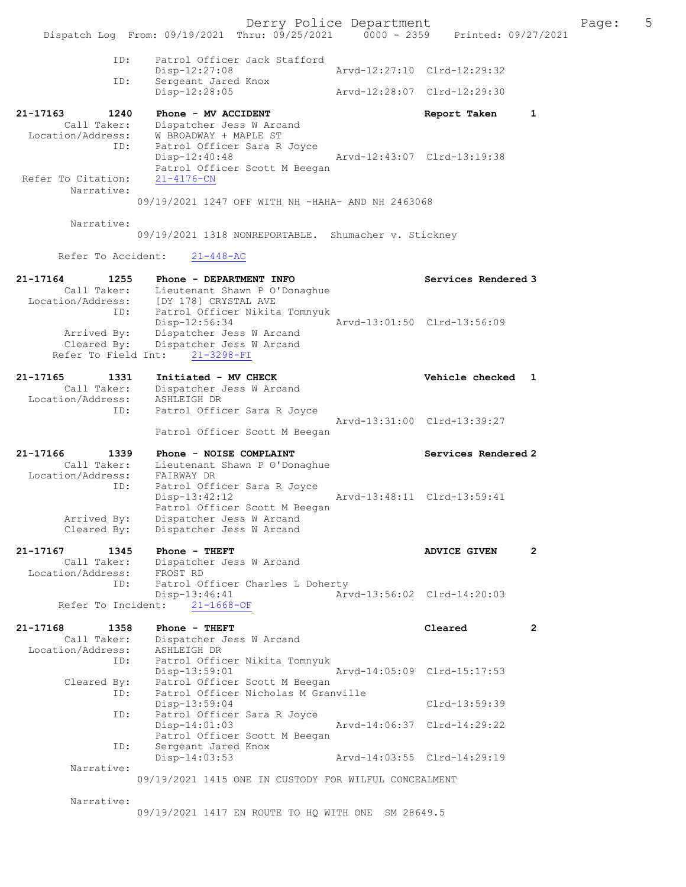```
            ID:     Patrol Officer Jack Stafford
                    Disp-12:27:08                 Arvd-12:27:10  Clrd-12:29:32
            ID:     Sergeant Jared Knox
                    Disp-12:28:05                 Arvd-12:28:07  Clrd-12:29:30

21-17163       1240    Phone - MV ACCIDENT                    Report Taken       1
        Call Taker:    Dispatcher Jess W Arcand
  Location/Address:    W BROADWAY + MAPLE ST
               ID:     Patrol Officer Sara R Joyce
                       Disp-12:40:48              Arvd-12:43:07  Clrd-13:19:38
                       Patrol Officer Scott M Beegan
 Refer To Citation:    21-4176-CN
        Narrative:
                  09/19/2021 1247 OFF WITH NH -HAHA- AND NH 2463068

        Narrative:
                  09/19/2021 1318 NONREPORTABLE.  Shumacher v. Stickney

      Refer To Accident:    21-448-AC

21-17164       1255    Phone - DEPARTMENT INFO                Services Rendered 3
        Call Taker:    Lieutenant Shawn P O'Donaghue
  Location/Address:    [DY 178] CRYSTAL AVE
               ID:     Patrol Officer Nikita Tomnyuk
                       Disp-12:56:34              Arvd-13:01:50  Clrd-13:56:09
        Arrived By:    Dispatcher Jess W Arcand
        Cleared By:    Dispatcher Jess W Arcand
     Refer To Field Int:    21-3298-FI

21-17165       1331    Initiated - MV CHECK                   Vehicle checked  1
        Call Taker:    Dispatcher Jess W Arcand
  Location/Address:    ASHLEIGH DR
               ID:     Patrol Officer Sara R Joyce
                                                  Arvd-13:31:00  Clrd-13:39:27
                       Patrol Officer Scott M Beegan

21-17166       1339    Phone - NOISE COMPLAINT                Services Rendered 2
        Call Taker:    Lieutenant Shawn P O'Donaghue
  Location/Address:    FAIRWAY DR
               ID:     Patrol Officer Sara R Joyce
                       Disp-13:42:12              Arvd-13:48:11  Clrd-13:59:41
                       Patrol Officer Scott M Beegan
        Arrived By:    Dispatcher Jess W Arcand
        Cleared By:    Dispatcher Jess W Arcand

21-17167       1345    Phone - THEFT                          ADVICE GIVEN       2
        Call Taker:    Dispatcher Jess W Arcand
  Location/Address:    FROST RD
               ID:     Patrol Officer Charles L Doherty
                       Disp-13:46:41              Arvd-13:56:02  Clrd-14:20:03
      Refer To Incident:    21-1668-OF

21-17168       1358    Phone - THEFT                          Cleared            2
        Call Taker:    Dispatcher Jess W Arcand
  Location/Address:    ASHLEIGH DR
               ID:     Patrol Officer Nikita Tomnyuk
                       Disp-13:59:01              Arvd-14:05:09  Clrd-15:17:53
        Cleared By:    Patrol Officer Scott M Beegan
               ID:     Patrol Officer Nicholas M Granville
                       Disp-13:59:04                             Clrd-13:59:39
               ID:     Patrol Officer Sara R Joyce
                       Disp-14:01:03              Arvd-14:06:37  Clrd-14:29:22
                       Patrol Officer Scott M Beegan
               ID:     Sergeant Jared Knox
                       Disp-14:03:53              Arvd-14:03:55  Clrd-14:29:19
        Narrative:
                  09/19/2021 1415 ONE IN CUSTODY FOR WILFUL CONCEALMENT

        Narrative:
                  09/19/2021 1417 EN ROUTE TO HQ WITH ONE  SM 28649.5
```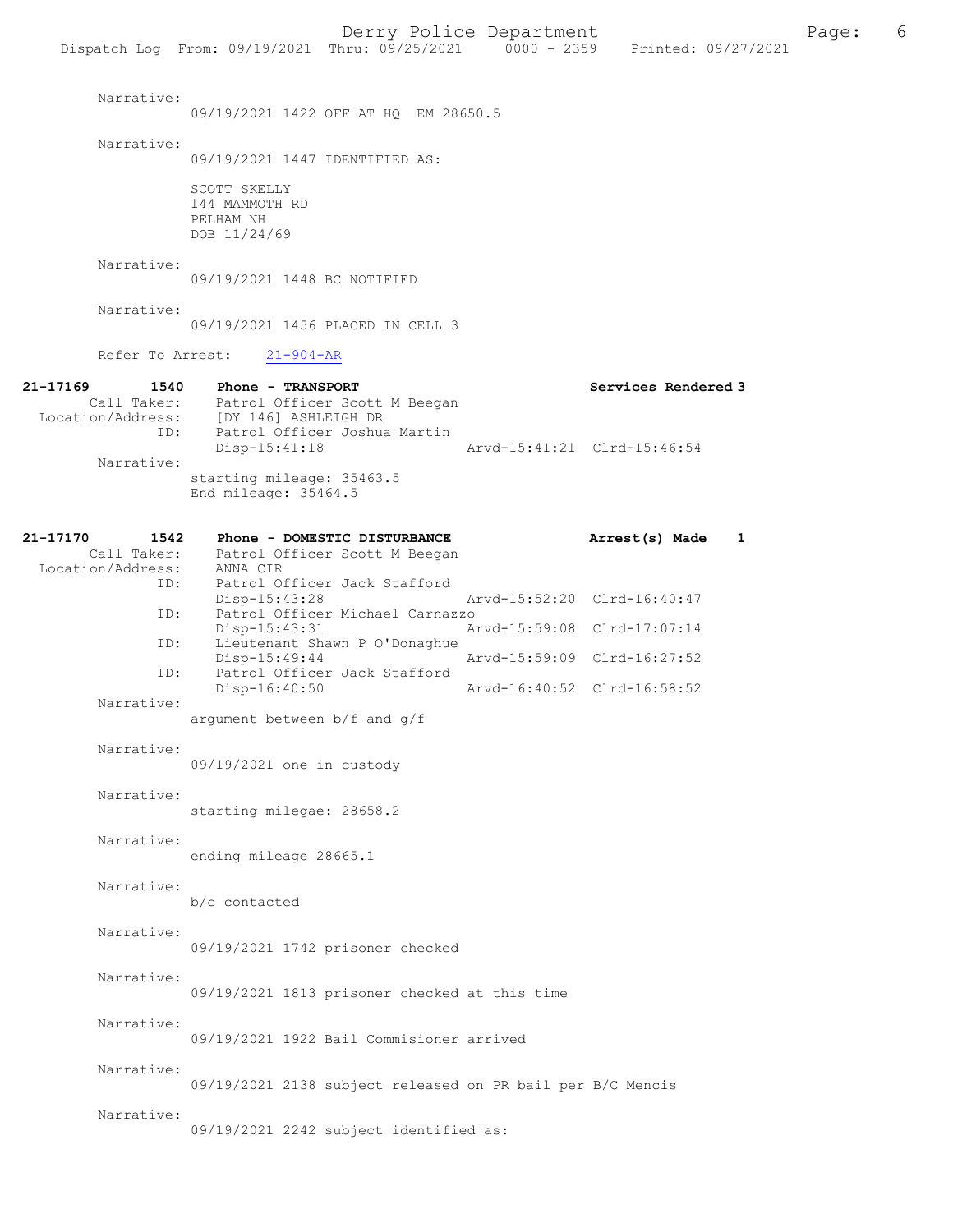Narrative:
09/19/2021 1422 OFF AT HQ EM 28650.5

Narrative:
09/19/2021 1447 IDENTIFIED AS:

SCOTT SKELLY
144 MAMMOTH RD
PELHAM NH
DOB 11/24/69

Narrative:
09/19/2021 1448 BC NOTIFIED

Narrative:
09/19/2021 1456 PLACED IN CELL 3

Refer To Arrest: 21-904-AR

**21-17169 1540 Phone - TRANSPORT** **Services Rendered 3**
Call Taker: Patrol Officer Scott M Beegan
Location/Address: [DY 146] ASHLEIGH DR
ID: Patrol Officer Joshua Martin
Disp-15:41:18 Arvd-15:41:21 Clrd-15:46:54
Narrative:
starting mileage: 35463.5
End mileage: 35464.5

**21-17170 1542 Phone - DOMESTIC DISTURBANCE** **Arrest(s) Made 1**
Call Taker: Patrol Officer Scott M Beegan
Location/Address: ANNA CIR
ID: Patrol Officer Jack Stafford
Disp-15:43:28 Arvd-15:52:20 Clrd-16:40:47
ID: Patrol Officer Michael Carnazzo
Disp-15:43:31 Arvd-15:59:08 Clrd-17:07:14
ID: Lieutenant Shawn P O'Donaghue
Disp-15:49:44 Arvd-15:59:09 Clrd-16:27:52
ID: Patrol Officer Jack Stafford
Disp-16:40:50 Arvd-16:40:52 Clrd-16:58:52
Narrative:
argument between b/f and g/f

Narrative:
09/19/2021 one in custody

Narrative:
starting milegae: 28658.2

Narrative:
ending mileage 28665.1

Narrative:
b/c contacted

Narrative:
09/19/2021 1742 prisoner checked

Narrative:
09/19/2021 1813 prisoner checked at this time

Narrative:
09/19/2021 1922 Bail Commisioner arrived

Narrative:
09/19/2021 2138 subject released on PR bail per B/C Mencis

Narrative:
09/19/2021 2242 subject identified as: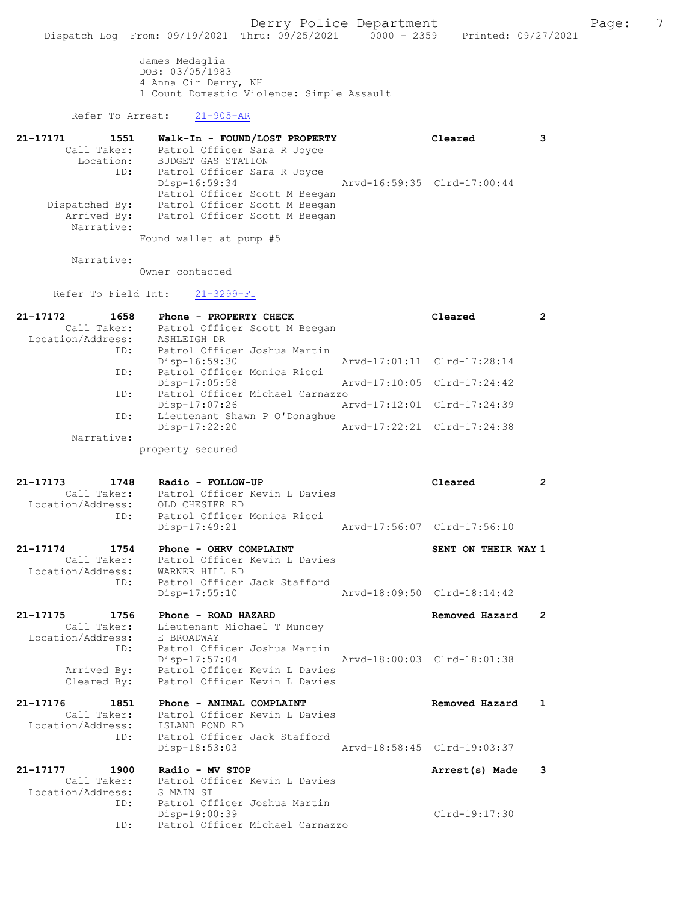```
              James Medaglia
              DOB: 03/05/1983
              4 Anna Cir Derry, NH
              1 Count Domestic Violence: Simple Assault

        Refer To Arrest:    21-905-AR

21-17171        1551     Walk-In - FOUND/LOST PROPERTY              Cleared           3
        Call Taker:      Patrol Officer Sara R Joyce
          Location:      BUDGET GAS STATION
               ID:       Patrol Officer Sara R Joyce
                         Disp-16:59:34                 Arvd-16:59:35  Clrd-17:00:44
                         Patrol Officer Scott M Beegan
     Dispatched By:      Patrol Officer Scott M Beegan
        Arrived By:      Patrol Officer Scott M Beegan
         Narrative:
              Found wallet at pump #5

         Narrative:
              Owner contacted

      Refer To Field Int:    21-3299-FI

21-17172        1658     Phone - PROPERTY CHECK                     Cleared           2
        Call Taker:      Patrol Officer Scott M Beegan
  Location/Address:      ASHLEIGH DR
               ID:       Patrol Officer Joshua Martin
                         Disp-16:59:30                 Arvd-17:01:11  Clrd-17:28:14
               ID:       Patrol Officer Monica Ricci
                         Disp-17:05:58                 Arvd-17:10:05  Clrd-17:24:42
               ID:       Patrol Officer Michael Carnazzo
                         Disp-17:07:26                 Arvd-17:12:01  Clrd-17:24:39
               ID:       Lieutenant Shawn P O'Donaghue
                         Disp-17:22:20                 Arvd-17:22:21  Clrd-17:24:38
         Narrative:
              property secured

21-17173        1748     Radio - FOLLOW-UP                          Cleared           2
        Call Taker:      Patrol Officer Kevin L Davies
  Location/Address:      OLD CHESTER RD
               ID:       Patrol Officer Monica Ricci
                         Disp-17:49:21                 Arvd-17:56:07  Clrd-17:56:10

21-17174        1754     Phone - OHRV COMPLAINT                     SENT ON THEIR WAY 1
        Call Taker:      Patrol Officer Kevin L Davies
  Location/Address:      WARNER HILL RD
               ID:       Patrol Officer Jack Stafford
                         Disp-17:55:10                 Arvd-18:09:50  Clrd-18:14:42

21-17175        1756     Phone - ROAD HAZARD                        Removed Hazard    2
        Call Taker:      Lieutenant Michael T Muncey
  Location/Address:      E BROADWAY
               ID:       Patrol Officer Joshua Martin
                         Disp-17:57:04                 Arvd-18:00:03  Clrd-18:01:38
        Arrived By:      Patrol Officer Kevin L Davies
        Cleared By:      Patrol Officer Kevin L Davies

21-17176        1851     Phone - ANIMAL COMPLAINT                   Removed Hazard    1
        Call Taker:      Patrol Officer Kevin L Davies
  Location/Address:      ISLAND POND RD
               ID:       Patrol Officer Jack Stafford
                         Disp-18:53:03                 Arvd-18:58:45  Clrd-19:03:37

21-17177        1900     Radio - MV STOP                            Arrest(s) Made    3
        Call Taker:      Patrol Officer Kevin L Davies
  Location/Address:      S MAIN ST
               ID:       Patrol Officer Joshua Martin
                         Disp-19:00:39                                Clrd-19:17:30
               ID:       Patrol Officer Michael Carnazzo
```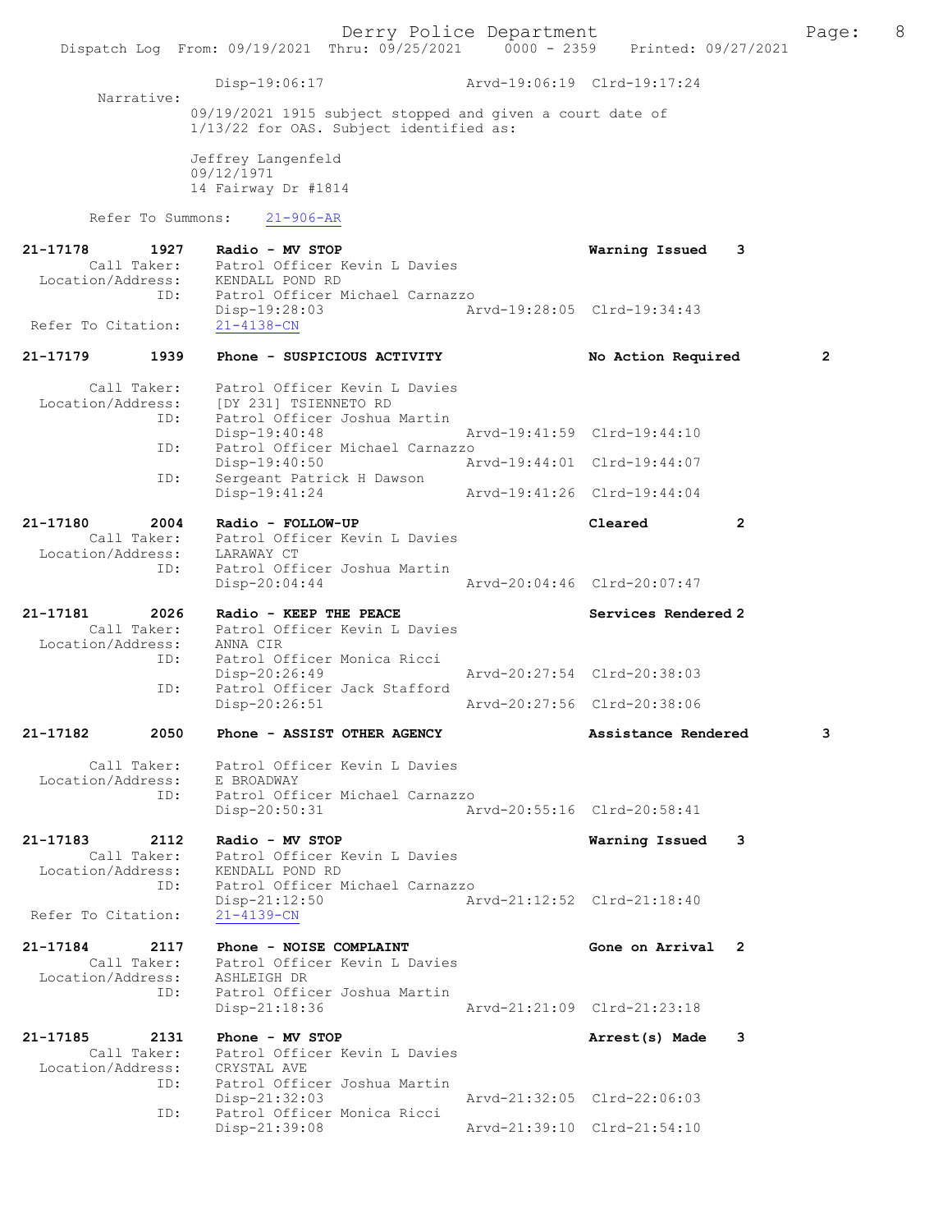Disp-19:06:17 Arvd-19:06:19 Clrd-19:17:24

Narrative:

09/19/2021 1915 subject stopped and given a court date of 1/13/22 for OAS. Subject identified as:

Jeffrey Langenfeld
09/12/1971
14 Fairway Dr #1814

Refer To Summons: 21-906-AR

**21-17178 1927 Radio - MV STOP** Warning Issued 3
Call Taker: Patrol Officer Kevin L Davies
Location/Address: KENDALL POND RD
ID: Patrol Officer Michael Carnazzo
Disp-19:28:03 Arvd-19:28:05 Clrd-19:34:43
Refer To Citation: 21-4138-CN

**21-17179 1939 Phone - SUSPICIOUS ACTIVITY** No Action Required 2
Call Taker: Patrol Officer Kevin L Davies
Location/Address: [DY 231] TSIENNETO RD
ID: Patrol Officer Joshua Martin
Disp-19:40:48 Arvd-19:41:59 Clrd-19:44:10
ID: Patrol Officer Michael Carnazzo
Disp-19:40:50 Arvd-19:44:01 Clrd-19:44:07
ID: Sergeant Patrick H Dawson
Disp-19:41:24 Arvd-19:41:26 Clrd-19:44:04

**21-17180 2004 Radio - FOLLOW-UP** Cleared 2
Call Taker: Patrol Officer Kevin L Davies
Location/Address: LARAWAY CT
ID: Patrol Officer Joshua Martin
Disp-20:04:44 Arvd-20:04:46 Clrd-20:07:47

**21-17181 2026 Radio - KEEP THE PEACE** Services Rendered 2
Call Taker: Patrol Officer Kevin L Davies
Location/Address: ANNA CIR
ID: Patrol Officer Monica Ricci
Disp-20:26:49 Arvd-20:27:54 Clrd-20:38:03
ID: Patrol Officer Jack Stafford
Disp-20:26:51 Arvd-20:27:56 Clrd-20:38:06

**21-17182 2050 Phone - ASSIST OTHER AGENCY** Assistance Rendered 3
Call Taker: Patrol Officer Kevin L Davies
Location/Address: E BROADWAY
ID: Patrol Officer Michael Carnazzo
Disp-20:50:31 Arvd-20:55:16 Clrd-20:58:41

**21-17183 2112 Radio - MV STOP** Warning Issued 3
Call Taker: Patrol Officer Kevin L Davies
Location/Address: KENDALL POND RD
ID: Patrol Officer Michael Carnazzo
Disp-21:12:50 Arvd-21:12:52 Clrd-21:18:40
Refer To Citation: 21-4139-CN

**21-17184 2117 Phone - NOISE COMPLAINT** Gone on Arrival 2
Call Taker: Patrol Officer Kevin L Davies
Location/Address: ASHLEIGH DR
ID: Patrol Officer Joshua Martin
Disp-21:18:36 Arvd-21:21:09 Clrd-21:23:18

**21-17185 2131 Phone - MV STOP** Arrest(s) Made 3
Call Taker: Patrol Officer Kevin L Davies
Location/Address: CRYSTAL AVE
ID: Patrol Officer Joshua Martin
Disp-21:32:03 Arvd-21:32:05 Clrd-22:06:03
ID: Patrol Officer Monica Ricci
Disp-21:39:08 Arvd-21:39:10 Clrd-21:54:10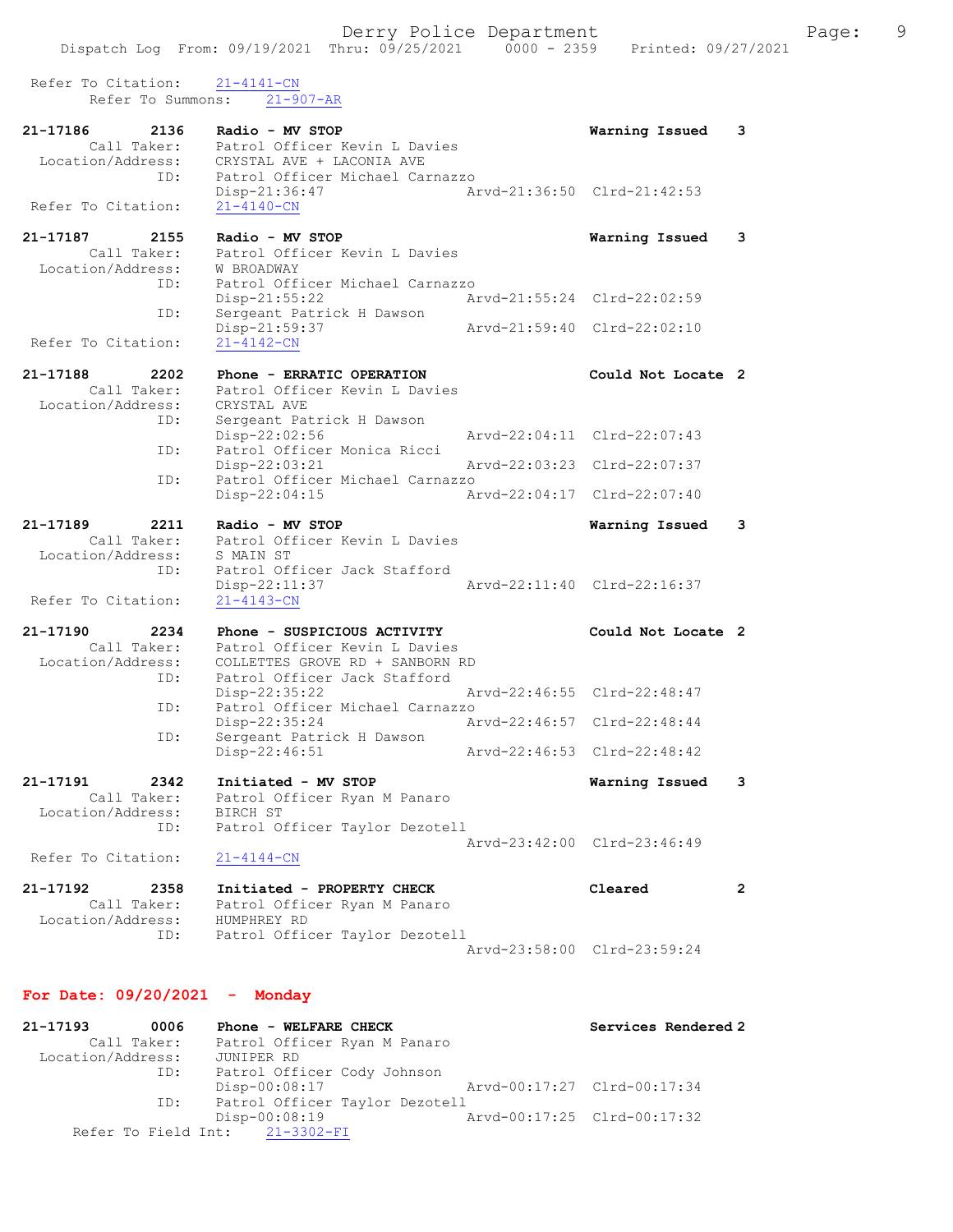Refer To Citation: 21-4141-CN
Refer To Summons: 21-907-AR

21-17186 2136 Radio - MV STOP Warning Issued 3
Call Taker: Patrol Officer Kevin L Davies
Location/Address: CRYSTAL AVE + LACONIA AVE
ID: Patrol Officer Michael Carnazzo
Disp-21:36:47 Arvd-21:36:50 Clrd-21:42:53
Refer To Citation: 21-4140-CN

21-17187 2155 Radio - MV STOP Warning Issued 3
Call Taker: Patrol Officer Kevin L Davies
Location/Address: W BROADWAY
ID: Patrol Officer Michael Carnazzo
Disp-21:55:22 Arvd-21:55:24 Clrd-22:02:59
ID: Sergeant Patrick H Dawson
Disp-21:59:37 Arvd-21:59:40 Clrd-22:02:10
Refer To Citation: 21-4142-CN

21-17188 2202 Phone - ERRATIC OPERATION Could Not Locate 2
Call Taker: Patrol Officer Kevin L Davies
Location/Address: CRYSTAL AVE
ID: Sergeant Patrick H Dawson
Disp-22:02:56 Arvd-22:04:11 Clrd-22:07:43
ID: Patrol Officer Monica Ricci
Disp-22:03:21 Arvd-22:03:23 Clrd-22:07:37
ID: Patrol Officer Michael Carnazzo
Disp-22:04:15 Arvd-22:04:17 Clrd-22:07:40

21-17189 2211 Radio - MV STOP Warning Issued 3
Call Taker: Patrol Officer Kevin L Davies
Location/Address: S MAIN ST
ID: Patrol Officer Jack Stafford
Disp-22:11:37 Arvd-22:11:40 Clrd-22:16:37
Refer To Citation: 21-4143-CN

21-17190 2234 Phone - SUSPICIOUS ACTIVITY Could Not Locate 2
Call Taker: Patrol Officer Kevin L Davies
Location/Address: COLLETTES GROVE RD + SANBORN RD
ID: Patrol Officer Jack Stafford
Disp-22:35:22 Arvd-22:46:55 Clrd-22:48:47
ID: Patrol Officer Michael Carnazzo
Disp-22:35:24 Arvd-22:46:57 Clrd-22:48:44
ID: Sergeant Patrick H Dawson
Disp-22:46:51 Arvd-22:46:53 Clrd-22:48:42

21-17191 2342 Initiated - MV STOP Warning Issued 3
Call Taker: Patrol Officer Ryan M Panaro
Location/Address: BIRCH ST
ID: Patrol Officer Taylor Dezotell
Arvd-23:42:00 Clrd-23:46:49
Refer To Citation: 21-4144-CN

21-17192 2358 Initiated - PROPERTY CHECK Cleared 2
Call Taker: Patrol Officer Ryan M Panaro
Location/Address: HUMPHREY RD
ID: Patrol Officer Taylor Dezotell
Arvd-23:58:00 Clrd-23:59:24

## For Date: 09/20/2021 - Monday

21-17193 0006 Phone - WELFARE CHECK Services Rendered 2
Call Taker: Patrol Officer Ryan M Panaro
Location/Address: JUNIPER RD
ID: Patrol Officer Cody Johnson
Disp-00:08:17 Arvd-00:17:27 Clrd-00:17:34
ID: Patrol Officer Taylor Dezotell
Disp-00:08:19 Arvd-00:17:25 Clrd-00:17:32
Refer To Field Int: 21-3302-FI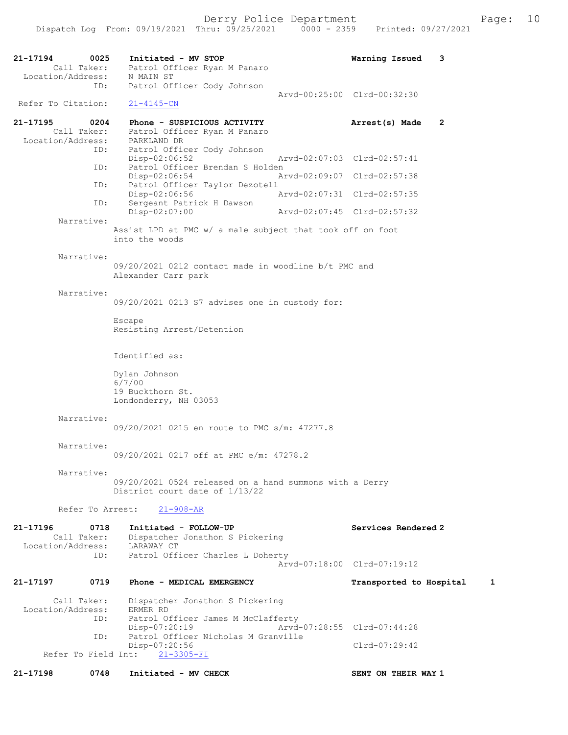```
21-17194        0025    Initiated - MV STOP                             Warning Issued    3
        Call Taker:     Patrol Officer Ryan M Panaro
  Location/Address:     N MAIN ST
                ID:     Patrol Officer Cody Johnson
                                                    Arvd-00:25:00  Clrd-00:32:30
 Refer To Citation:     21-4145-CN

21-17195        0204    Phone - SUSPICIOUS ACTIVITY                     Arrest(s) Made    2
        Call Taker:     Patrol Officer Ryan M Panaro
  Location/Address:     PARKLAND DR
                ID:     Patrol Officer Cody Johnson
                        Disp-02:06:52               Arvd-02:07:03  Clrd-02:57:41
                ID:     Patrol Officer Brendan S Holden
                        Disp-02:06:54               Arvd-02:09:07  Clrd-02:57:38
                ID:     Patrol Officer Taylor Dezotell
                        Disp-02:06:56               Arvd-02:07:31  Clrd-02:57:35
                ID:     Sergeant Patrick H Dawson
                        Disp-02:07:00               Arvd-02:07:45  Clrd-02:57:32
         Narrative:
                      Assist LPD at PMC w/ a male subject that took off on foot
                      into the woods

         Narrative:
                      09/20/2021 0212 contact made in woodline b/t PMC and
                      Alexander Carr park

         Narrative:
                      09/20/2021 0213 S7 advises one in custody for:

                      Escape
                      Resisting Arrest/Detention


                      Identified as:

                      Dylan Johnson
                      6/7/00
                      19 Buckthorn St.
                      Londonderry, NH 03053

         Narrative:
                      09/20/2021 0215 en route to PMC s/m: 47277.8

         Narrative:
                      09/20/2021 0217 off at PMC e/m: 47278.2

         Narrative:
                      09/20/2021 0524 released on a hand summons with a Derry
                      District court date of 1/13/22

         Refer To Arrest:    21-908-AR

21-17196        0718    Initiated - FOLLOW-UP                           Services Rendered 2
        Call Taker:     Dispatcher Jonathon S Pickering
  Location/Address:     LARAWAY CT
                ID:     Patrol Officer Charles L Doherty
                                                    Arvd-07:18:00  Clrd-07:19:12

21-17197        0719    Phone - MEDICAL EMERGENCY                       Transported to Hospital     1

        Call Taker:     Dispatcher Jonathon S Pickering
  Location/Address:     ERMER RD
                ID:     Patrol Officer James M McClafferty
                        Disp-07:20:19               Arvd-07:28:55  Clrd-07:44:28
                ID:     Patrol Officer Nicholas M Granville
                        Disp-07:20:56                              Clrd-07:29:42
    Refer To Field Int:    21-3305-FI

21-17198        0748    Initiated - MV CHECK                            SENT ON THEIR WAY 1
```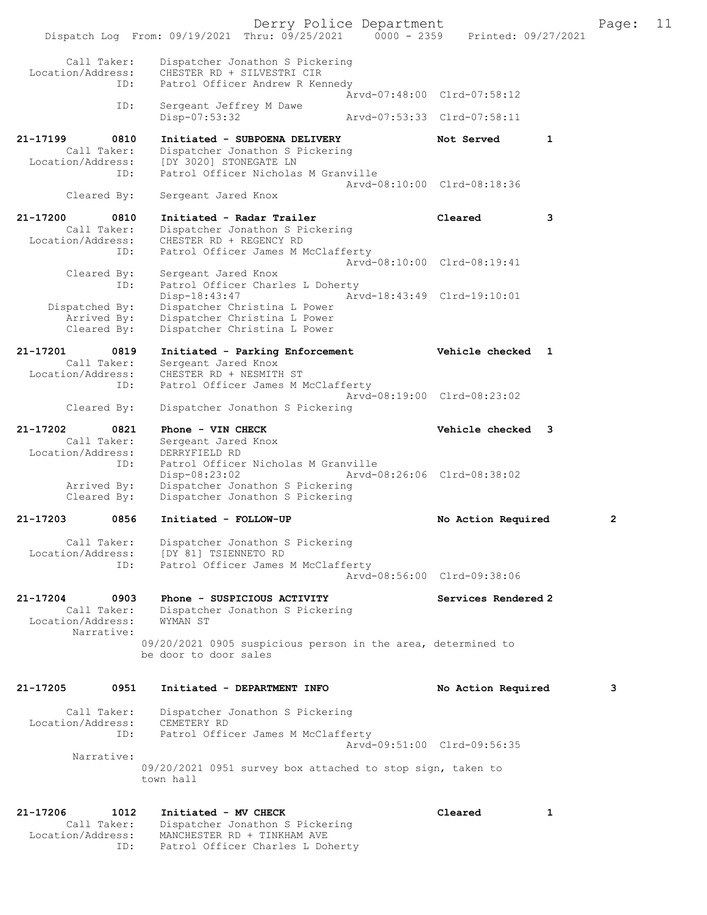```
        Call Taker:    Dispatcher Jonathon S Pickering
  Location/Address:    CHESTER RD + SILVESTRI CIR
               ID:     Patrol Officer Andrew R Kennedy
                                             Arvd-07:48:00  Clrd-07:58:12
               ID:     Sergeant Jeffrey M Dawe
                       Disp-07:53:32         Arvd-07:53:33  Clrd-07:58:11

21-17199       0810    Initiated - SUBPOENA DELIVERY          Not Served        1
        Call Taker:    Dispatcher Jonathon S Pickering
  Location/Address:    [DY 3020] STONEGATE LN
               ID:     Patrol Officer Nicholas M Granville
                                             Arvd-08:10:00  Clrd-08:18:36
       Cleared By:     Sergeant Jared Knox

21-17200       0810    Initiated - Radar Trailer              Cleared           3
        Call Taker:    Dispatcher Jonathon S Pickering
  Location/Address:    CHESTER RD + REGENCY RD
               ID:     Patrol Officer James M McClafferty
                                             Arvd-08:10:00  Clrd-08:19:41
       Cleared By:     Sergeant Jared Knox
               ID:     Patrol Officer Charles L Doherty
                       Disp-18:43:47         Arvd-18:43:49  Clrd-19:10:01
    Dispatched By:     Dispatcher Christina L Power
       Arrived By:     Dispatcher Christina L Power
       Cleared By:     Dispatcher Christina L Power

21-17201       0819    Initiated - Parking Enforcement        Vehicle checked   1
        Call Taker:    Sergeant Jared Knox
  Location/Address:    CHESTER RD + NESMITH ST
               ID:     Patrol Officer James M McClafferty
                                             Arvd-08:19:00  Clrd-08:23:02
       Cleared By:     Dispatcher Jonathon S Pickering

21-17202       0821    Phone - VIN CHECK                      Vehicle checked   3
        Call Taker:    Sergeant Jared Knox
  Location/Address:    DERRYFIELD RD
               ID:     Patrol Officer Nicholas M Granville
                       Disp-08:23:02         Arvd-08:26:06  Clrd-08:38:02
       Arrived By:     Dispatcher Jonathon S Pickering
       Cleared By:     Dispatcher Jonathon S Pickering

21-17203       0856    Initiated - FOLLOW-UP                  No Action Required        2

        Call Taker:    Dispatcher Jonathon S Pickering
  Location/Address:    [DY 81] TSIENNETO RD
               ID:     Patrol Officer James M McClafferty
                                             Arvd-08:56:00  Clrd-09:38:06

21-17204       0903    Phone - SUSPICIOUS ACTIVITY            Services Rendered 2
        Call Taker:    Dispatcher Jonathon S Pickering
  Location/Address:    WYMAN ST
        Narrative:
                      09/20/2021 0905 suspicious person in the area, determined to
                      be door to door sales

21-17205       0951    Initiated - DEPARTMENT INFO            No Action Required        3

        Call Taker:    Dispatcher Jonathon S Pickering
  Location/Address:    CEMETERY RD
               ID:     Patrol Officer James M McClafferty
                                             Arvd-09:51:00  Clrd-09:56:35
        Narrative:
                      09/20/2021 0951 survey box attached to stop sign, taken to
                      town hall

21-17206       1012    Initiated - MV CHECK                   Cleared           1
        Call Taker:    Dispatcher Jonathon S Pickering
  Location/Address:    MANCHESTER RD + TINKHAM AVE
               ID:     Patrol Officer Charles L Doherty
```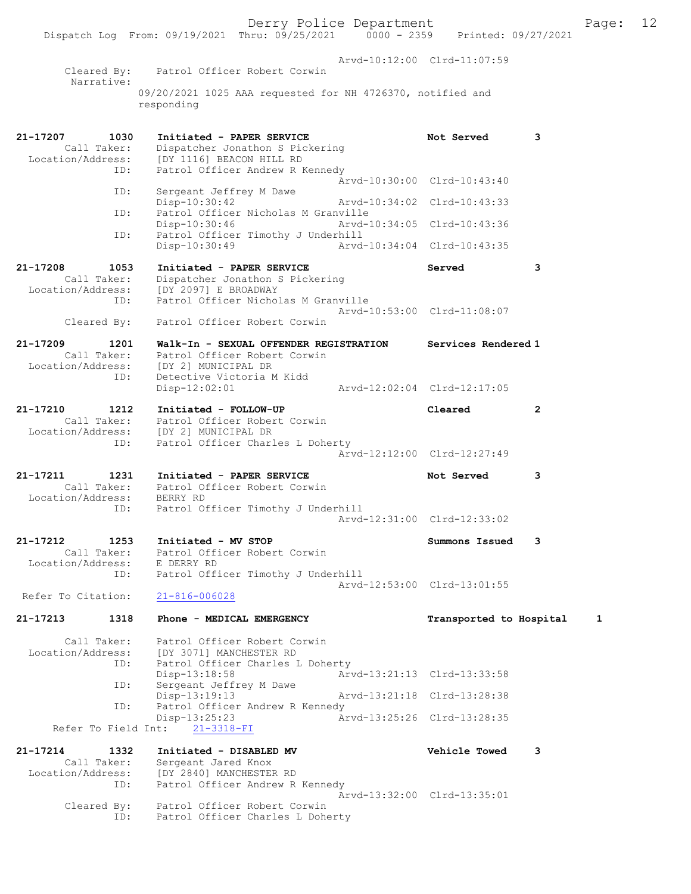Arvd-10:12:00 Clrd-11:07:59
Cleared By: Patrol Officer Robert Corwin
Narrative:
09/20/2021 1025 AAA requested for NH 4726370, notified and responding

21-17207 1030 Initiated - PAPER SERVICE Not Served 3
Call Taker: Dispatcher Jonathon S Pickering
Location/Address: [DY 1116] BEACON HILL RD
ID: Patrol Officer Andrew R Kennedy
Arvd-10:30:00 Clrd-10:43:40
ID: Sergeant Jeffrey M Dawe
Disp-10:30:42 Arvd-10:34:02 Clrd-10:43:33
ID: Patrol Officer Nicholas M Granville
Disp-10:30:46 Arvd-10:34:05 Clrd-10:43:36
ID: Patrol Officer Timothy J Underhill
Disp-10:30:49 Arvd-10:34:04 Clrd-10:43:35

21-17208 1053 Initiated - PAPER SERVICE Served 3
Call Taker: Dispatcher Jonathon S Pickering
Location/Address: [DY 2097] E BROADWAY
ID: Patrol Officer Nicholas M Granville
Arvd-10:53:00 Clrd-11:08:07
Cleared By: Patrol Officer Robert Corwin

21-17209 1201 Walk-In - SEXUAL OFFENDER REGISTRATION Services Rendered 1
Call Taker: Patrol Officer Robert Corwin
Location/Address: [DY 2] MUNICIPAL DR
ID: Detective Victoria M Kidd
Disp-12:02:01 Arvd-12:02:04 Clrd-12:17:05

21-17210 1212 Initiated - FOLLOW-UP Cleared 2
Call Taker: Patrol Officer Robert Corwin
Location/Address: [DY 2] MUNICIPAL DR
ID: Patrol Officer Charles L Doherty
Arvd-12:12:00 Clrd-12:27:49

21-17211 1231 Initiated - PAPER SERVICE Not Served 3
Call Taker: Patrol Officer Robert Corwin
Location/Address: BERRY RD
ID: Patrol Officer Timothy J Underhill
Arvd-12:31:00 Clrd-12:33:02

21-17212 1253 Initiated - MV STOP Summons Issued 3
Call Taker: Patrol Officer Robert Corwin
Location/Address: E DERRY RD
ID: Patrol Officer Timothy J Underhill
Arvd-12:53:00 Clrd-13:01:55
Refer To Citation: 21-816-006028

21-17213 1318 Phone - MEDICAL EMERGENCY Transported to Hospital 1
Call Taker: Patrol Officer Robert Corwin
Location/Address: [DY 3071] MANCHESTER RD
ID: Patrol Officer Charles L Doherty
Disp-13:18:58 Arvd-13:21:13 Clrd-13:33:58
ID: Sergeant Jeffrey M Dawe
Disp-13:19:13 Arvd-13:21:18 Clrd-13:28:38
ID: Patrol Officer Andrew R Kennedy
Disp-13:25:23 Arvd-13:25:26 Clrd-13:28:35
Refer To Field Int: 21-3318-FI

21-17214 1332 Initiated - DISABLED MV Vehicle Towed 3
Call Taker: Sergeant Jared Knox
Location/Address: [DY 2840] MANCHESTER RD
ID: Patrol Officer Andrew R Kennedy
Arvd-13:32:00 Clrd-13:35:01
Cleared By: Patrol Officer Robert Corwin
ID: Patrol Officer Charles L Doherty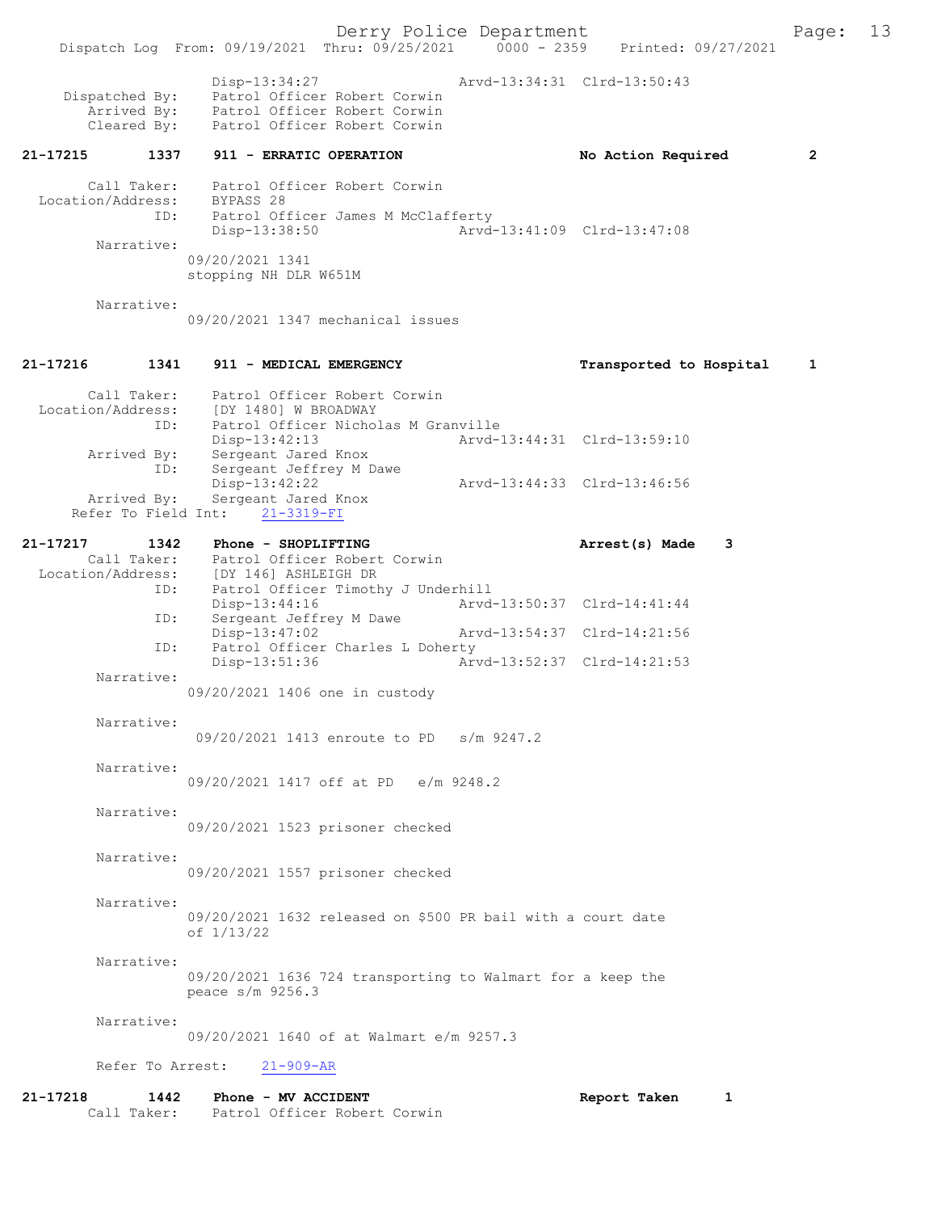Disp-13:34:27 Arvd-13:34:31 Clrd-13:50:43
Dispatched By: Patrol Officer Robert Corwin
Arrived By: Patrol Officer Robert Corwin
Cleared By: Patrol Officer Robert Corwin

**21-17215 1337 911 - ERRATIC OPERATION No Action Required 2**

Call Taker: Patrol Officer Robert Corwin
Location/Address: BYPASS 28
ID: Patrol Officer James M McClafferty
Disp-13:38:50 Arvd-13:41:09 Clrd-13:47:08
Narrative:
09/20/2021 1341
stopping NH DLR W651M

Narrative:
09/20/2021 1347 mechanical issues

**21-17216 1341 911 - MEDICAL EMERGENCY Transported to Hospital 1**

Call Taker: Patrol Officer Robert Corwin
Location/Address: [DY 1480] W BROADWAY
ID: Patrol Officer Nicholas M Granville
Disp-13:42:13 Arvd-13:44:31 Clrd-13:59:10
Arrived By: Sergeant Jared Knox
ID: Sergeant Jeffrey M Dawe
Disp-13:42:22 Arvd-13:44:33 Clrd-13:46:56
Arrived By: Sergeant Jared Knox
Refer To Field Int: 21-3319-FI

**21-17217 1342 Phone - SHOPLIFTING Arrest(s) Made 3**

Call Taker: Patrol Officer Robert Corwin
Location/Address: [DY 146] ASHLEIGH DR
ID: Patrol Officer Timothy J Underhill
Disp-13:44:16 Arvd-13:50:37 Clrd-14:41:44
ID: Sergeant Jeffrey M Dawe
Disp-13:47:02 Arvd-13:54:37 Clrd-14:21:56
ID: Patrol Officer Charles L Doherty
Disp-13:51:36 Arvd-13:52:37 Clrd-14:21:53
Narrative:
09/20/2021 1406 one in custody

Narrative:
09/20/2021 1413 enroute to PD s/m 9247.2

Narrative:
09/20/2021 1417 off at PD e/m 9248.2

Narrative:
09/20/2021 1523 prisoner checked

Narrative:
09/20/2021 1557 prisoner checked

Narrative:
09/20/2021 1632 released on $500 PR bail with a court date of 1/13/22

Narrative:
09/20/2021 1636 724 transporting to Walmart for a keep the peace s/m 9256.3

Narrative:
09/20/2021 1640 of at Walmart e/m 9257.3

Refer To Arrest: 21-909-AR

**21-17218 1442 Phone - MV ACCIDENT Report Taken 1**

Call Taker: Patrol Officer Robert Corwin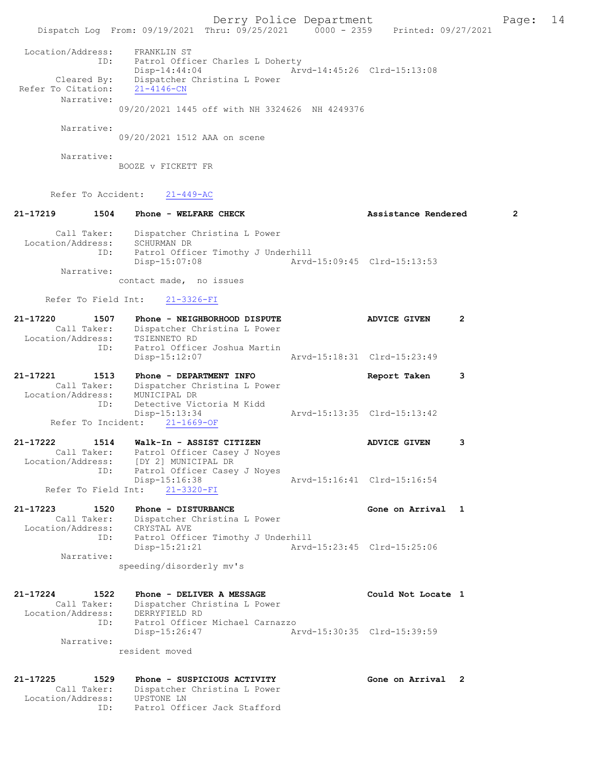Location/Address: FRANKLIN ST
ID: Patrol Officer Charles L Doherty
Disp-14:44:04 Arvd-14:45:26 Clrd-15:13:08
Cleared By: Dispatcher Christina L Power
Refer To Citation: 21-4146-CN
Narrative:
09/20/2021 1445 off with NH 3324626 NH 4249376

Narrative:
09/20/2021 1512 AAA on scene

Narrative:
BOOZE v FICKETT FR

Refer To Accident: 21-449-AC

**21-17219 1504 Phone - WELFARE CHECK Assistance Rendered 2**

Call Taker: Dispatcher Christina L Power
Location/Address: SCHURMAN DR
ID: Patrol Officer Timothy J Underhill
Disp-15:07:08 Arvd-15:09:45 Clrd-15:13:53
Narrative:
contact made, no issues

Refer To Field Int: 21-3326-FI

**21-17220 1507 Phone - NEIGHBORHOOD DISPUTE ADVICE GIVEN 2**
Call Taker: Dispatcher Christina L Power
Location/Address: TSIENNETO RD
ID: Patrol Officer Joshua Martin
Disp-15:12:07 Arvd-15:18:31 Clrd-15:23:49

**21-17221 1513 Phone - DEPARTMENT INFO Report Taken 3**
Call Taker: Dispatcher Christina L Power
Location/Address: MUNICIPAL DR
ID: Detective Victoria M Kidd
Disp-15:13:34 Arvd-15:13:35 Clrd-15:13:42
Refer To Incident: 21-1669-OF

**21-17222 1514 Walk-In - ASSIST CITIZEN ADVICE GIVEN 3**
Call Taker: Patrol Officer Casey J Noyes
Location/Address: [DY 2] MUNICIPAL DR
ID: Patrol Officer Casey J Noyes
Disp-15:16:38 Arvd-15:16:41 Clrd-15:16:54
Refer To Field Int: 21-3320-FI

**21-17223 1520 Phone - DISTURBANCE Gone on Arrival 1**
Call Taker: Dispatcher Christina L Power
Location/Address: CRYSTAL AVE
ID: Patrol Officer Timothy J Underhill
Disp-15:21:21 Arvd-15:23:45 Clrd-15:25:06
Narrative:
speeding/disorderly mv's

**21-17224 1522 Phone - DELIVER A MESSAGE Could Not Locate 1**
Call Taker: Dispatcher Christina L Power
Location/Address: DERRYFIELD RD
ID: Patrol Officer Michael Carnazzo
Disp-15:26:47 Arvd-15:30:35 Clrd-15:39:59
Narrative:
resident moved

**21-17225 1529 Phone - SUSPICIOUS ACTIVITY Gone on Arrival 2**
Call Taker: Dispatcher Christina L Power
Location/Address: UPSTONE LN
ID: Patrol Officer Jack Stafford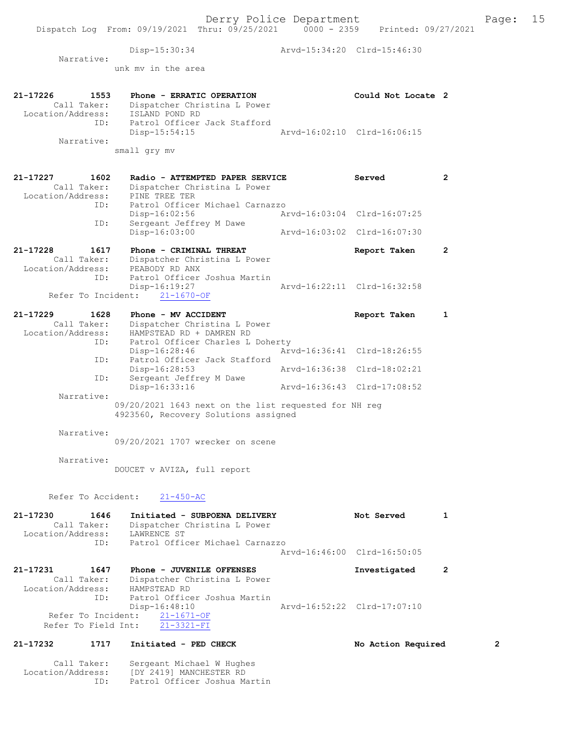Disp-15:30:34 Arvd-15:34:20 Clrd-15:46:30

Narrative:
unk mv in the area

21-17226 1553 Phone - ERRATIC OPERATION Could Not Locate 2
Call Taker: Dispatcher Christina L Power
Location/Address: ISLAND POND RD
ID: Patrol Officer Jack Stafford
Disp-15:54:15 Arvd-16:02:10 Clrd-16:06:15

Narrative:
small gry mv

21-17227 1602 Radio - ATTEMPTED PAPER SERVICE Served 2
Call Taker: Dispatcher Christina L Power
Location/Address: PINE TREE TER
ID: Patrol Officer Michael Carnazzo
Disp-16:02:56 Arvd-16:03:04 Clrd-16:07:25
ID: Sergeant Jeffrey M Dawe
Disp-16:03:00 Arvd-16:03:02 Clrd-16:07:30

21-17228 1617 Phone - CRIMINAL THREAT Report Taken 2
Call Taker: Dispatcher Christina L Power
Location/Address: PEABODY RD ANX
ID: Patrol Officer Joshua Martin
Disp-16:19:27 Arvd-16:22:11 Clrd-16:32:58
Refer To Incident: 21-1670-OF

21-17229 1628 Phone - MV ACCIDENT Report Taken 1
Call Taker: Dispatcher Christina L Power
Location/Address: HAMPSTEAD RD + DAMREN RD
ID: Patrol Officer Charles L Doherty
Disp-16:28:46 Arvd-16:36:41 Clrd-18:26:55
ID: Patrol Officer Jack Stafford
Disp-16:28:53 Arvd-16:36:38 Clrd-18:02:21
ID: Sergeant Jeffrey M Dawe
Disp-16:33:16 Arvd-16:36:43 Clrd-17:08:52

Narrative:
09/20/2021 1643 next on the list requested for NH reg 4923560, Recovery Solutions assigned

Narrative:
09/20/2021 1707 wrecker on scene

Narrative:
DOUCET v AVIZA, full report

Refer To Accident: 21-450-AC

21-17230 1646 Initiated - SUBPOENA DELIVERY Not Served 1
Call Taker: Dispatcher Christina L Power
Location/Address: LAWRENCE ST
ID: Patrol Officer Michael Carnazzo
Arvd-16:46:00 Clrd-16:50:05

21-17231 1647 Phone - JUVENILE OFFENSES Investigated 2
Call Taker: Dispatcher Christina L Power
Location/Address: HAMPSTEAD RD
ID: Patrol Officer Joshua Martin
Disp-16:48:10 Arvd-16:52:22 Clrd-17:07:10
Refer To Incident: 21-1671-OF
Refer To Field Int: 21-3321-FI

21-17232 1717 Initiated - PED CHECK No Action Required 2
Call Taker: Sergeant Michael W Hughes
Location/Address: [DY 2419] MANCHESTER RD
ID: Patrol Officer Joshua Martin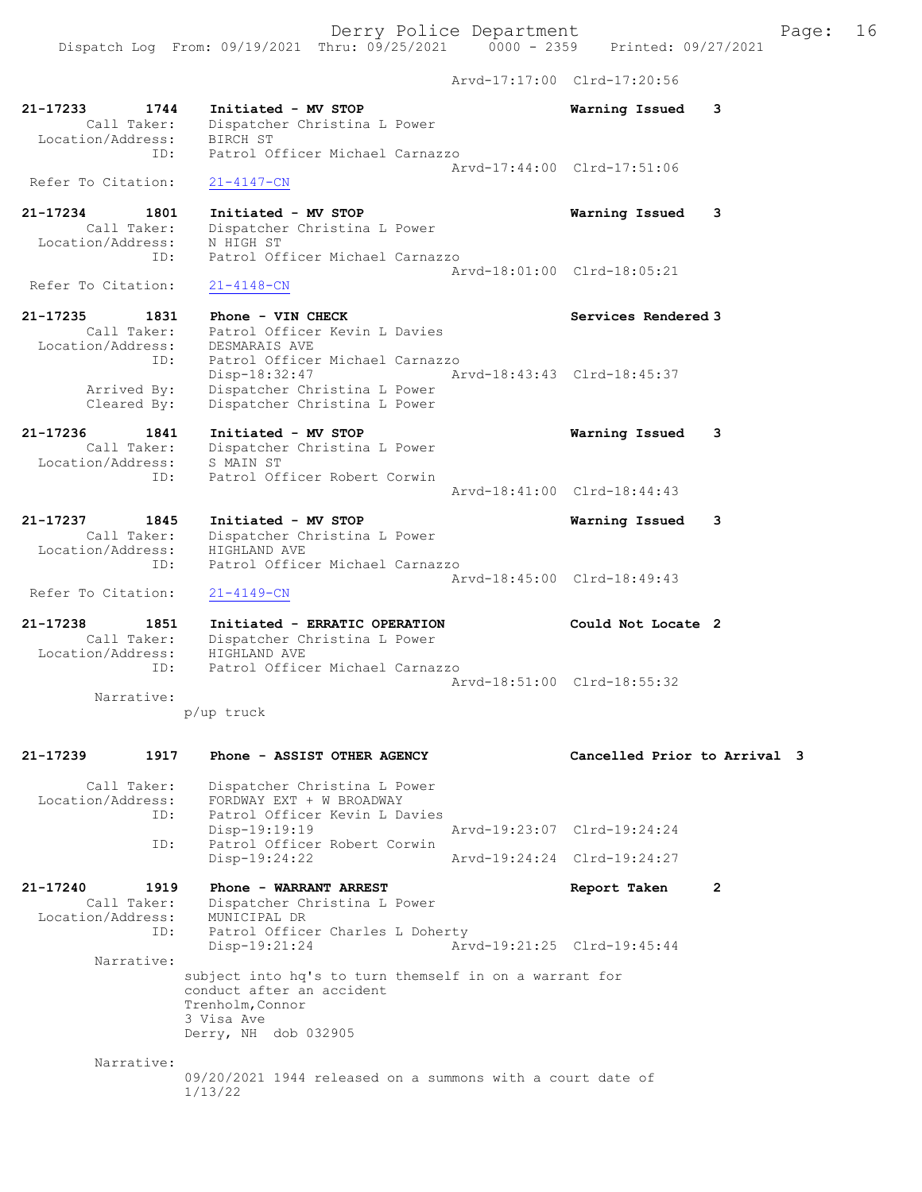Arvd-17:17:00 Clrd-17:20:56

```
21-17233        1744    Initiated - MV STOP                         Warning Issued    3
        Call Taker:     Dispatcher Christina L Power
   Location/Address:    BIRCH ST
                ID:     Patrol Officer Michael Carnazzo
                                                   Arvd-17:44:00  Clrd-17:51:06
  Refer To Citation:    21-4147-CN

21-17234        1801    Initiated - MV STOP                         Warning Issued    3
        Call Taker:     Dispatcher Christina L Power
   Location/Address:    N HIGH ST
                ID:     Patrol Officer Michael Carnazzo
                                                   Arvd-18:01:00  Clrd-18:05:21
  Refer To Citation:    21-4148-CN

21-17235        1831    Phone - VIN CHECK                           Services Rendered 3
        Call Taker:     Patrol Officer Kevin L Davies
   Location/Address:    DESMARAIS AVE
                ID:     Patrol Officer Michael Carnazzo
                        Disp-18:32:47              Arvd-18:43:43  Clrd-18:45:37
        Arrived By:     Dispatcher Christina L Power
        Cleared By:     Dispatcher Christina L Power

21-17236        1841    Initiated - MV STOP                         Warning Issued    3
        Call Taker:     Dispatcher Christina L Power
   Location/Address:    S MAIN ST
                ID:     Patrol Officer Robert Corwin
                                                   Arvd-18:41:00  Clrd-18:44:43

21-17237        1845    Initiated - MV STOP                         Warning Issued    3
        Call Taker:     Dispatcher Christina L Power
   Location/Address:    HIGHLAND AVE
                ID:     Patrol Officer Michael Carnazzo
                                                   Arvd-18:45:00  Clrd-18:49:43
  Refer To Citation:    21-4149-CN

21-17238        1851    Initiated - ERRATIC OPERATION               Could Not Locate  2
        Call Taker:     Dispatcher Christina L Power
   Location/Address:    HIGHLAND AVE
                ID:     Patrol Officer Michael Carnazzo
                                                   Arvd-18:51:00  Clrd-18:55:32
         Narrative:
                      p/up truck

21-17239        1917    Phone - ASSIST OTHER AGENCY                 Cancelled Prior to Arrival  3

        Call Taker:     Dispatcher Christina L Power
   Location/Address:    FORDWAY EXT + W BROADWAY
                ID:     Patrol Officer Kevin L Davies
                        Disp-19:19:19              Arvd-19:23:07  Clrd-19:24:24
                ID:     Patrol Officer Robert Corwin
                        Disp-19:24:22              Arvd-19:24:24  Clrd-19:24:27

21-17240        1919    Phone - WARRANT ARREST                      Report Taken      2
        Call Taker:     Dispatcher Christina L Power
   Location/Address:    MUNICIPAL DR
                ID:     Patrol Officer Charles L Doherty
                        Disp-19:21:24              Arvd-19:21:25  Clrd-19:45:44
         Narrative:
                      subject into hq's to turn themself in on a warrant for
                      conduct after an accident
                      Trenholm,Connor
                      3 Visa Ave
                      Derry, NH  dob 032905

         Narrative:
                      09/20/2021 1944 released on a summons with a court date of
                      1/13/22
```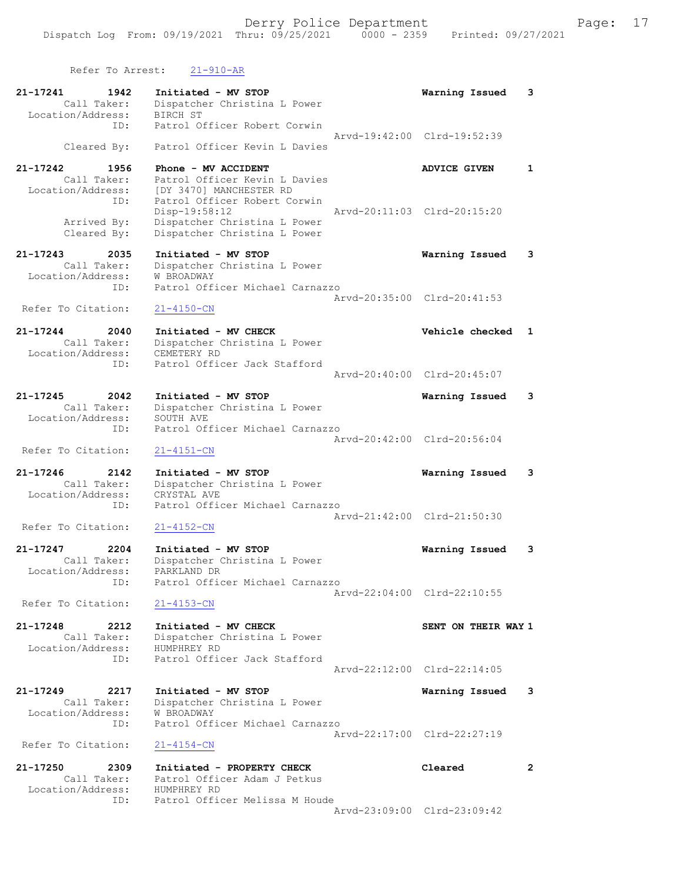Refer To Arrest: 21-910-AR

```
21-17241        1942    Initiated - MV STOP                              Warning Issued    3
        Call Taker:     Dispatcher Christina L Power
  Location/Address:     BIRCH ST
                ID:     Patrol Officer Robert Corwin
                                                         Arvd-19:42:00  Clrd-19:52:39
        Cleared By:     Patrol Officer Kevin L Davies

21-17242        1956    Phone - MV ACCIDENT                              ADVICE GIVEN      1
        Call Taker:     Patrol Officer Kevin L Davies
  Location/Address:     [DY 3470] MANCHESTER RD
                ID:     Patrol Officer Robert Corwin
                        Disp-19:58:12                    Arvd-20:11:03  Clrd-20:15:20
        Arrived By:     Dispatcher Christina L Power
        Cleared By:     Dispatcher Christina L Power

21-17243        2035    Initiated - MV STOP                              Warning Issued    3
        Call Taker:     Dispatcher Christina L Power
  Location/Address:     W BROADWAY
                ID:     Patrol Officer Michael Carnazzo
                                                         Arvd-20:35:00  Clrd-20:41:53
 Refer To Citation:     21-4150-CN

21-17244        2040    Initiated - MV CHECK                             Vehicle checked   1
        Call Taker:     Dispatcher Christina L Power
  Location/Address:     CEMETERY RD
                ID:     Patrol Officer Jack Stafford
                                                         Arvd-20:40:00  Clrd-20:45:07

21-17245        2042    Initiated - MV STOP                              Warning Issued    3
        Call Taker:     Dispatcher Christina L Power
  Location/Address:     SOUTH AVE
                ID:     Patrol Officer Michael Carnazzo
                                                         Arvd-20:42:00  Clrd-20:56:04
 Refer To Citation:     21-4151-CN

21-17246        2142    Initiated - MV STOP                              Warning Issued    3
        Call Taker:     Dispatcher Christina L Power
  Location/Address:     CRYSTAL AVE
                ID:     Patrol Officer Michael Carnazzo
                                                         Arvd-21:42:00  Clrd-21:50:30
 Refer To Citation:     21-4152-CN

21-17247        2204    Initiated - MV STOP                              Warning Issued    3
        Call Taker:     Dispatcher Christina L Power
  Location/Address:     PARKLAND DR
                ID:     Patrol Officer Michael Carnazzo
                                                         Arvd-22:04:00  Clrd-22:10:55
 Refer To Citation:     21-4153-CN

21-17248        2212    Initiated - MV CHECK                             SENT ON THEIR WAY 1
        Call Taker:     Dispatcher Christina L Power
  Location/Address:     HUMPHREY RD
                ID:     Patrol Officer Jack Stafford
                                                         Arvd-22:12:00  Clrd-22:14:05

21-17249        2217    Initiated - MV STOP                              Warning Issued    3
        Call Taker:     Dispatcher Christina L Power
  Location/Address:     W BROADWAY
                ID:     Patrol Officer Michael Carnazzo
                                                         Arvd-22:17:00  Clrd-22:27:19
 Refer To Citation:     21-4154-CN

21-17250        2309    Initiated - PROPERTY CHECK                       Cleared           2
        Call Taker:     Patrol Officer Adam J Petkus
  Location/Address:     HUMPHREY RD
                ID:     Patrol Officer Melissa M Houde
                                                         Arvd-23:09:00  Clrd-23:09:42
```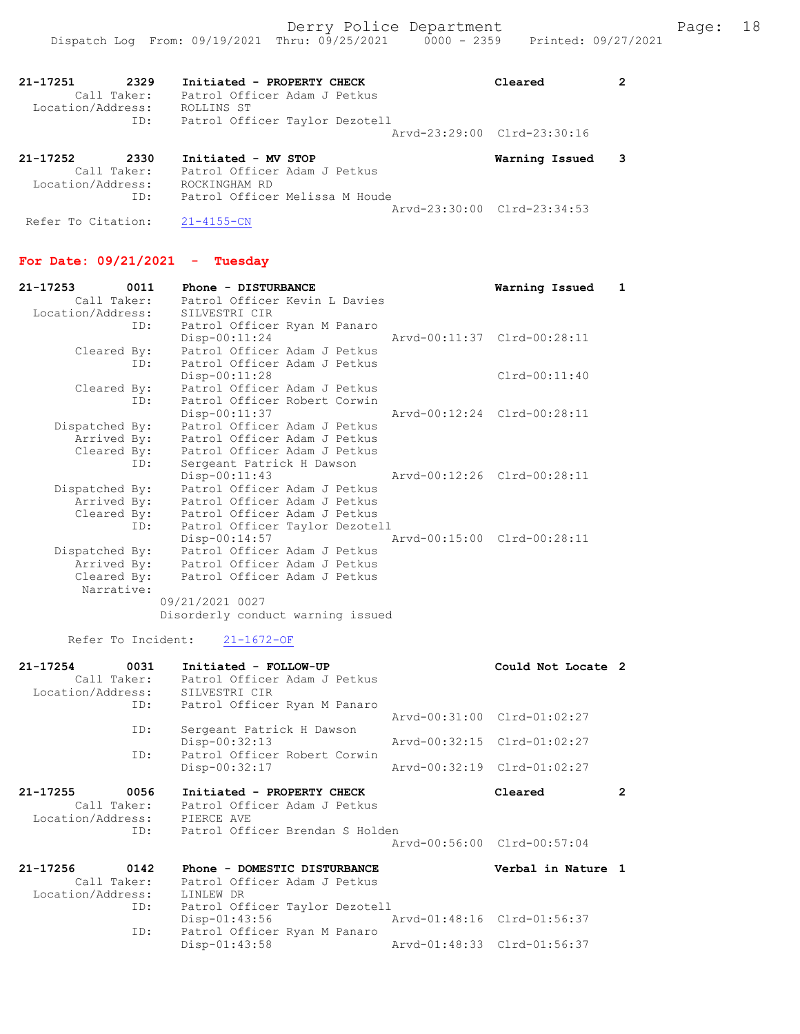```
21-17251        2329     Initiated - PROPERTY CHECK                   Cleared           2
         Call Taker:     Patrol Officer Adam J Petkus
   Location/Address:     ROLLINS ST
                 ID:     Patrol Officer Taylor Dezotell
                                                       Arvd-23:29:00  Clrd-23:30:16

21-17252        2330     Initiated - MV STOP                          Warning Issued    3
         Call Taker:     Patrol Officer Adam J Petkus
   Location/Address:     ROCKINGHAM RD
                 ID:     Patrol Officer Melissa M Houde
                                                       Arvd-23:30:00  Clrd-23:34:53
  Refer To Citation:     21-4155-CN
```

**For Date: 09/21/2021 - Tuesday**

```
21-17253        0011     Phone - DISTURBANCE                          Warning Issued    1
         Call Taker:     Patrol Officer Kevin L Davies
   Location/Address:     SILVESTRI CIR
                 ID:     Patrol Officer Ryan M Panaro
                         Disp-00:11:24                 Arvd-00:11:37  Clrd-00:28:11
         Cleared By:     Patrol Officer Adam J Petkus
                 ID:     Patrol Officer Adam J Petkus
                         Disp-00:11:28                                Clrd-00:11:40
         Cleared By:     Patrol Officer Adam J Petkus
                 ID:     Patrol Officer Robert Corwin
                         Disp-00:11:37                 Arvd-00:12:24  Clrd-00:28:11
      Dispatched By:     Patrol Officer Adam J Petkus
         Arrived By:     Patrol Officer Adam J Petkus
         Cleared By:     Patrol Officer Adam J Petkus
                 ID:     Sergeant Patrick H Dawson
                         Disp-00:11:43                 Arvd-00:12:26  Clrd-00:28:11
      Dispatched By:     Patrol Officer Adam J Petkus
         Arrived By:     Patrol Officer Adam J Petkus
         Cleared By:     Patrol Officer Adam J Petkus
                 ID:     Patrol Officer Taylor Dezotell
                         Disp-00:14:57                 Arvd-00:15:00  Clrd-00:28:11
      Dispatched By:     Patrol Officer Adam J Petkus
         Arrived By:     Patrol Officer Adam J Petkus
         Cleared By:     Patrol Officer Adam J Petkus
          Narrative:
                       09/21/2021 0027
                       Disorderly conduct warning issued

      Refer To Incident:     21-1672-OF

21-17254        0031     Initiated - FOLLOW-UP                        Could Not Locate 2
         Call Taker:     Patrol Officer Adam J Petkus
   Location/Address:     SILVESTRI CIR
                 ID:     Patrol Officer Ryan M Panaro
                                                       Arvd-00:31:00  Clrd-01:02:27
                 ID:     Sergeant Patrick H Dawson
                         Disp-00:32:13                 Arvd-00:32:15  Clrd-01:02:27
                 ID:     Patrol Officer Robert Corwin
                         Disp-00:32:17                 Arvd-00:32:19  Clrd-01:02:27

21-17255        0056     Initiated - PROPERTY CHECK                   Cleared           2
         Call Taker:     Patrol Officer Adam J Petkus
   Location/Address:     PIERCE AVE
                 ID:     Patrol Officer Brendan S Holden
                                                       Arvd-00:56:00  Clrd-00:57:04

21-17256        0142     Phone - DOMESTIC DISTURBANCE                 Verbal in Nature 1
         Call Taker:     Patrol Officer Adam J Petkus
   Location/Address:     LINLEW DR
                 ID:     Patrol Officer Taylor Dezotell
                         Disp-01:43:56                 Arvd-01:48:16  Clrd-01:56:37
                 ID:     Patrol Officer Ryan M Panaro
                         Disp-01:43:58                 Arvd-01:48:33  Clrd-01:56:37
```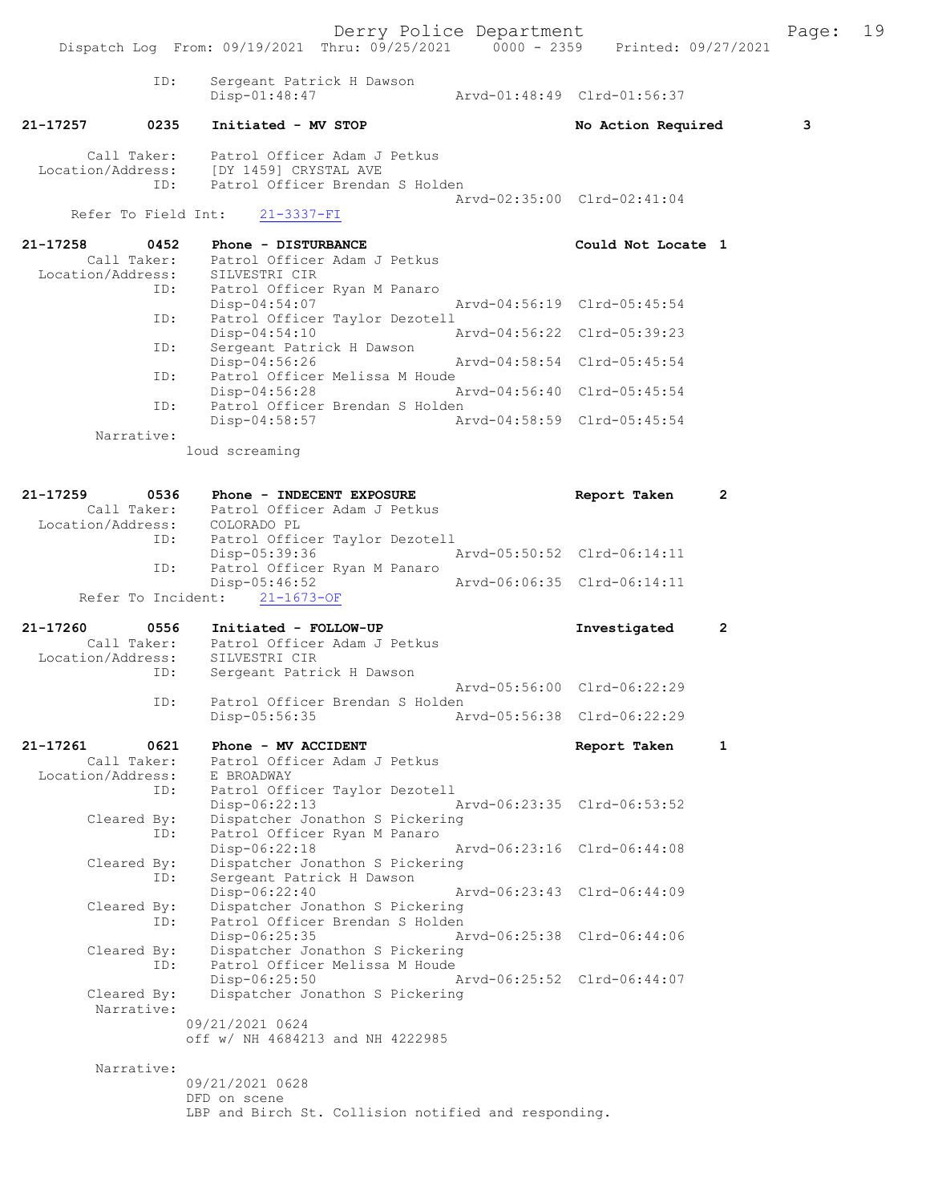ID: Sergeant Patrick H Dawson
Disp-01:48:47 Arvd-01:48:49 Clrd-01:56:37

**21-17257 0235 Initiated - MV STOP — No Action Required 3**

Call Taker: Patrol Officer Adam J Petkus
Location/Address: [DY 1459] CRYSTAL AVE
ID: Patrol Officer Brendan S Holden
Arvd-02:35:00 Clrd-02:41:04
Refer To Field Int: 21-3337-FI

**21-17258 0452 Phone - DISTURBANCE — Could Not Locate 1**

Call Taker: Patrol Officer Adam J Petkus
Location/Address: SILVESTRI CIR
ID: Patrol Officer Ryan M Panaro
Disp-04:54:07 Arvd-04:56:19 Clrd-05:45:54
ID: Patrol Officer Taylor Dezotell
Disp-04:54:10 Arvd-04:56:22 Clrd-05:39:23
ID: Sergeant Patrick H Dawson
Disp-04:56:26 Arvd-04:58:54 Clrd-05:45:54
ID: Patrol Officer Melissa M Houde
Disp-04:56:28 Arvd-04:56:40 Clrd-05:45:54
ID: Patrol Officer Brendan S Holden
Disp-04:58:57 Arvd-04:58:59 Clrd-05:45:54
Narrative:
loud screaming

**21-17259 0536 Phone - INDECENT EXPOSURE — Report Taken 2**

Call Taker: Patrol Officer Adam J Petkus
Location/Address: COLORADO PL
ID: Patrol Officer Taylor Dezotell
Disp-05:39:36 Arvd-05:50:52 Clrd-06:14:11
ID: Patrol Officer Ryan M Panaro
Disp-05:46:52 Arvd-06:06:35 Clrd-06:14:11
Refer To Incident: 21-1673-OF

**21-17260 0556 Initiated - FOLLOW-UP — Investigated 2**

Call Taker: Patrol Officer Adam J Petkus
Location/Address: SILVESTRI CIR
ID: Sergeant Patrick H Dawson
Arvd-05:56:00 Clrd-06:22:29
ID: Patrol Officer Brendan S Holden
Disp-05:56:35 Arvd-05:56:38 Clrd-06:22:29

**21-17261 0621 Phone - MV ACCIDENT — Report Taken 1**

Call Taker: Patrol Officer Adam J Petkus
Location/Address: E BROADWAY
ID: Patrol Officer Taylor Dezotell
Disp-06:22:13 Arvd-06:23:35 Clrd-06:53:52
Cleared By: Dispatcher Jonathon S Pickering
ID: Patrol Officer Ryan M Panaro
Disp-06:22:18 Arvd-06:23:16 Clrd-06:44:08
Cleared By: Dispatcher Jonathon S Pickering
ID: Sergeant Patrick H Dawson
Disp-06:22:40 Arvd-06:23:43 Clrd-06:44:09
Cleared By: Dispatcher Jonathon S Pickering
ID: Patrol Officer Brendan S Holden
Disp-06:25:35 Arvd-06:25:38 Clrd-06:44:06
Cleared By: Dispatcher Jonathon S Pickering
ID: Patrol Officer Melissa M Houde
Disp-06:25:50 Arvd-06:25:52 Clrd-06:44:07
Cleared By: Dispatcher Jonathon S Pickering
Narrative:
09/21/2021 0624
off w/ NH 4684213 and NH 4222985

Narrative:
09/21/2021 0628
DFD on scene
LBP and Birch St. Collision notified and responding.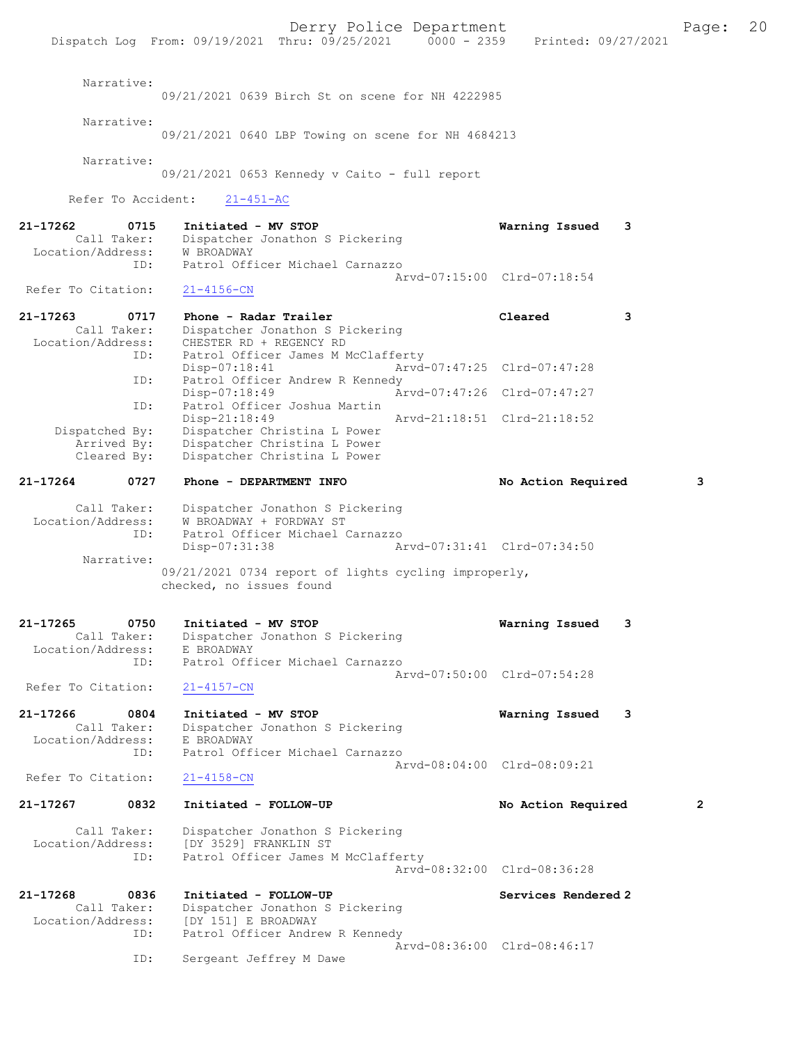Narrative:
09/21/2021 0639 Birch St on scene for NH 4222985

Narrative:
09/21/2021 0640 LBP Towing on scene for NH 4684213

Narrative:
09/21/2021 0653 Kennedy v Caito - full report

Refer To Accident: 21-451-AC

**21-17262 0715 Initiated - MV STOP** Warning Issued 3
Call Taker: Dispatcher Jonathon S Pickering
Location/Address: W BROADWAY
ID: Patrol Officer Michael Carnazzo
Arvd-07:15:00 Clrd-07:18:54
Refer To Citation: 21-4156-CN

**21-17263 0717 Phone - Radar Trailer** Cleared 3
Call Taker: Dispatcher Jonathon S Pickering
Location/Address: CHESTER RD + REGENCY RD
ID: Patrol Officer James M McClafferty
Disp-07:18:41 Arvd-07:47:25 Clrd-07:47:28
ID: Patrol Officer Andrew R Kennedy
Disp-07:18:49 Arvd-07:47:26 Clrd-07:47:27
ID: Patrol Officer Joshua Martin
Disp-21:18:49 Arvd-21:18:51 Clrd-21:18:52
Dispatched By: Dispatcher Christina L Power
Arrived By: Dispatcher Christina L Power
Cleared By: Dispatcher Christina L Power

**21-17264 0727 Phone - DEPARTMENT INFO** No Action Required 3
Call Taker: Dispatcher Jonathon S Pickering
Location/Address: W BROADWAY + FORDWAY ST
ID: Patrol Officer Michael Carnazzo
Disp-07:31:38 Arvd-07:31:41 Clrd-07:34:50
Narrative:
09/21/2021 0734 report of lights cycling improperly, checked, no issues found

**21-17265 0750 Initiated - MV STOP** Warning Issued 3
Call Taker: Dispatcher Jonathon S Pickering
Location/Address: E BROADWAY
ID: Patrol Officer Michael Carnazzo
Arvd-07:50:00 Clrd-07:54:28
Refer To Citation: 21-4157-CN

**21-17266 0804 Initiated - MV STOP** Warning Issued 3
Call Taker: Dispatcher Jonathon S Pickering
Location/Address: E BROADWAY
ID: Patrol Officer Michael Carnazzo
Arvd-08:04:00 Clrd-08:09:21
Refer To Citation: 21-4158-CN

**21-17267 0832 Initiated - FOLLOW-UP** No Action Required 2
Call Taker: Dispatcher Jonathon S Pickering
Location/Address: [DY 3529] FRANKLIN ST
ID: Patrol Officer James M McClafferty
Arvd-08:32:00 Clrd-08:36:28

**21-17268 0836 Initiated - FOLLOW-UP** Services Rendered 2
Call Taker: Dispatcher Jonathon S Pickering
Location/Address: [DY 151] E BROADWAY
ID: Patrol Officer Andrew R Kennedy
Arvd-08:36:00 Clrd-08:46:17
ID: Sergeant Jeffrey M Dawe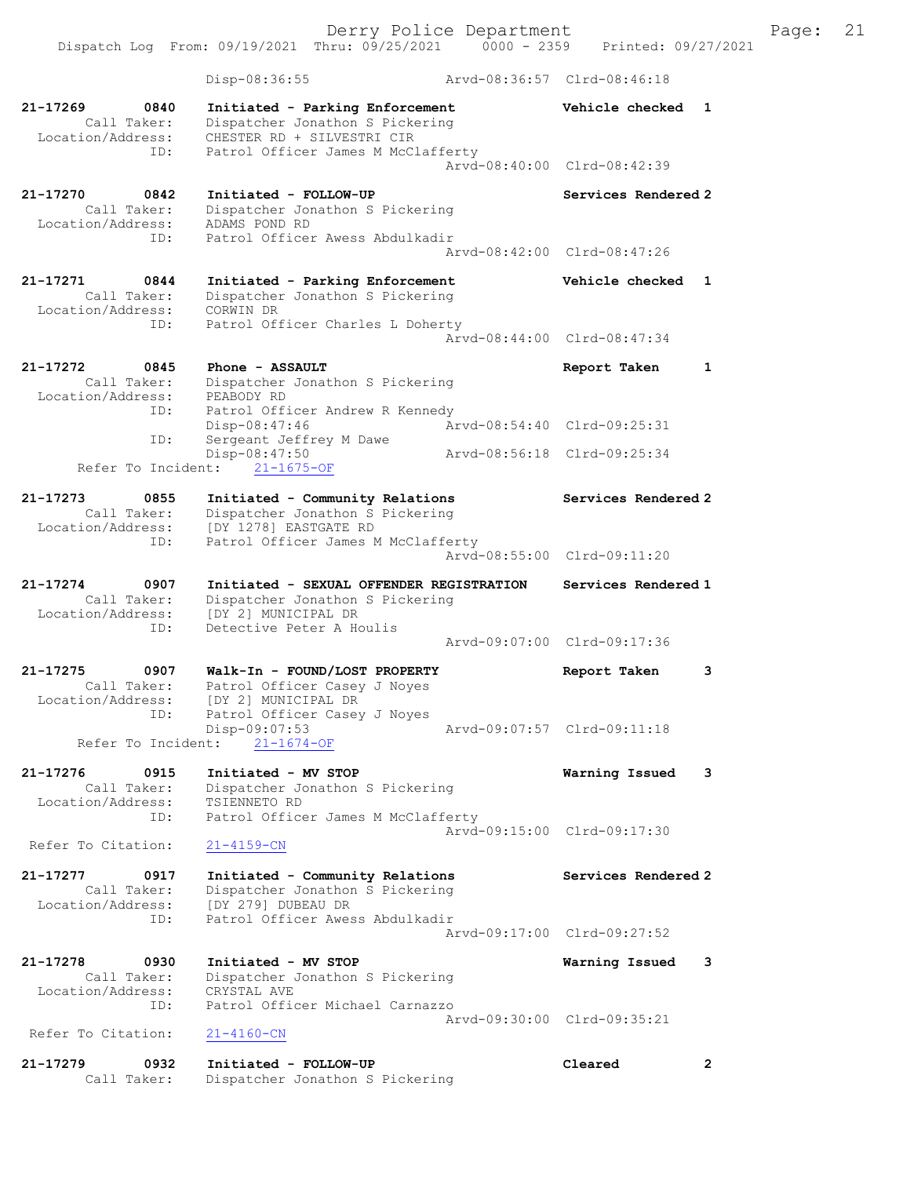Disp-08:36:55 Arvd-08:36:57 Clrd-08:46:18

```
21-17269        0840    Initiated - Parking Enforcement           Vehicle checked  1
        Call Taker:     Dispatcher Jonathon S Pickering
  Location/Address:     CHESTER RD + SILVESTRI CIR
                ID:     Patrol Officer James M McClafferty
                                                 Arvd-08:40:00  Clrd-08:42:39

21-17270        0842    Initiated - FOLLOW-UP                     Services Rendered 2
        Call Taker:     Dispatcher Jonathon S Pickering
  Location/Address:     ADAMS POND RD
                ID:     Patrol Officer Awess Abdulkadir
                                                 Arvd-08:42:00  Clrd-08:47:26

21-17271        0844    Initiated - Parking Enforcement           Vehicle checked  1
        Call Taker:     Dispatcher Jonathon S Pickering
  Location/Address:     CORWIN DR
                ID:     Patrol Officer Charles L Doherty
                                                 Arvd-08:44:00  Clrd-08:47:34

21-17272        0845    Phone - ASSAULT                           Report Taken     1
        Call Taker:     Dispatcher Jonathon S Pickering
  Location/Address:     PEABODY RD
                ID:     Patrol Officer Andrew R Kennedy
                        Disp-08:47:46            Arvd-08:54:40  Clrd-09:25:31
                ID:     Sergeant Jeffrey M Dawe
                        Disp-08:47:50            Arvd-08:56:18  Clrd-09:25:34
      Refer To Incident:    21-1675-OF

21-17273        0855    Initiated - Community Relations           Services Rendered 2
        Call Taker:     Dispatcher Jonathon S Pickering
  Location/Address:     [DY 1278] EASTGATE RD
                ID:     Patrol Officer James M McClafferty
                                                 Arvd-08:55:00  Clrd-09:11:20

21-17274        0907    Initiated - SEXUAL OFFENDER REGISTRATION  Services Rendered 1
        Call Taker:     Dispatcher Jonathon S Pickering
  Location/Address:     [DY 2] MUNICIPAL DR
                ID:     Detective Peter A Houlis
                                                 Arvd-09:07:00  Clrd-09:17:36

21-17275        0907    Walk-In - FOUND/LOST PROPERTY             Report Taken     3
        Call Taker:     Patrol Officer Casey J Noyes
  Location/Address:     [DY 2] MUNICIPAL DR
                ID:     Patrol Officer Casey J Noyes
                        Disp-09:07:53            Arvd-09:07:57  Clrd-09:11:18
      Refer To Incident:    21-1674-OF

21-17276        0915    Initiated - MV STOP                       Warning Issued   3
        Call Taker:     Dispatcher Jonathon S Pickering
  Location/Address:     TSIENNETO RD
                ID:     Patrol Officer James M McClafferty
                                                 Arvd-09:15:00  Clrd-09:17:30
  Refer To Citation:    21-4159-CN

21-17277        0917    Initiated - Community Relations           Services Rendered 2
        Call Taker:     Dispatcher Jonathon S Pickering
  Location/Address:     [DY 279] DUBEAU DR
                ID:     Patrol Officer Awess Abdulkadir
                                                 Arvd-09:17:00  Clrd-09:27:52

21-17278        0930    Initiated - MV STOP                       Warning Issued   3
        Call Taker:     Dispatcher Jonathon S Pickering
  Location/Address:     CRYSTAL AVE
                ID:     Patrol Officer Michael Carnazzo
                                                 Arvd-09:30:00  Clrd-09:35:21
  Refer To Citation:    21-4160-CN

21-17279        0932    Initiated - FOLLOW-UP                     Cleared          2
        Call Taker:     Dispatcher Jonathon S Pickering
```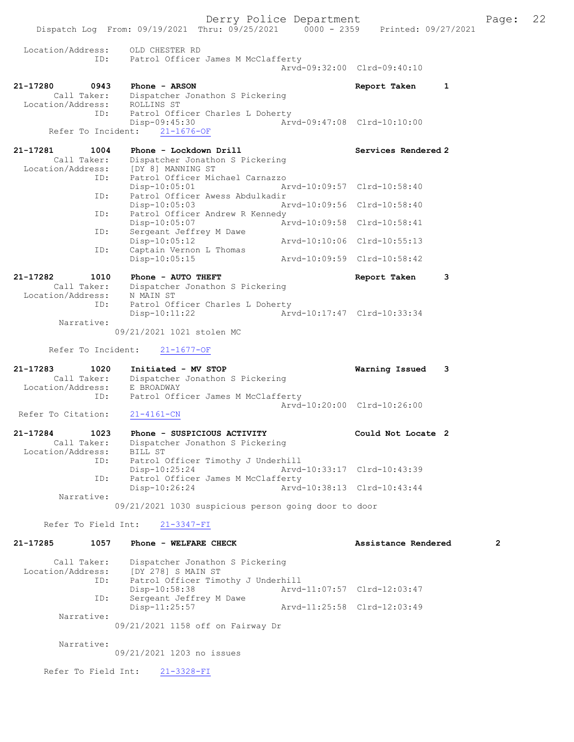Location/Address: OLD CHESTER RD
ID: Patrol Officer James M McClafferty
Arvd-09:32:00 Clrd-09:40:10

**21-17280 0943 Phone - ARSON** Report Taken 1
Call Taker: Dispatcher Jonathon S Pickering
Location/Address: ROLLINS ST
ID: Patrol Officer Charles L Doherty
Disp-09:45:30 Arvd-09:47:08 Clrd-10:10:00
Refer To Incident: 21-1676-OF

**21-17281 1004 Phone - Lockdown Drill** Services Rendered 2
Call Taker: Dispatcher Jonathon S Pickering
Location/Address: [DY 8] MANNING ST
ID: Patrol Officer Michael Carnazzo
Disp-10:05:01 Arvd-10:09:57 Clrd-10:58:40
ID: Patrol Officer Awess Abdulkadir
Disp-10:05:03 Arvd-10:09:56 Clrd-10:58:40
ID: Patrol Officer Andrew R Kennedy
Disp-10:05:07 Arvd-10:09:58 Clrd-10:58:41
ID: Sergeant Jeffrey M Dawe
Disp-10:05:12 Arvd-10:10:06 Clrd-10:55:13
ID: Captain Vernon L Thomas
Disp-10:05:15 Arvd-10:09:59 Clrd-10:58:42

**21-17282 1010 Phone - AUTO THEFT** Report Taken 3
Call Taker: Dispatcher Jonathon S Pickering
Location/Address: N MAIN ST
ID: Patrol Officer Charles L Doherty
Disp-10:11:22 Arvd-10:17:47 Clrd-10:33:34
Narrative:
09/21/2021 1021 stolen MC

Refer To Incident: 21-1677-OF

**21-17283 1020 Initiated - MV STOP** Warning Issued 3
Call Taker: Dispatcher Jonathon S Pickering
Location/Address: E BROADWAY
ID: Patrol Officer James M McClafferty
Arvd-10:20:00 Clrd-10:26:00
Refer To Citation: 21-4161-CN

**21-17284 1023 Phone - SUSPICIOUS ACTIVITY** Could Not Locate 2
Call Taker: Dispatcher Jonathon S Pickering
Location/Address: BILL ST
ID: Patrol Officer Timothy J Underhill
Disp-10:25:24 Arvd-10:33:17 Clrd-10:43:39
ID: Patrol Officer James M McClafferty
Disp-10:26:24 Arvd-10:38:13 Clrd-10:43:44
Narrative:
09/21/2021 1030 suspicious person going door to door

Refer To Field Int: 21-3347-FI

**21-17285 1057 Phone - WELFARE CHECK** Assistance Rendered 2

Call Taker: Dispatcher Jonathon S Pickering
Location/Address: [DY 278] S MAIN ST
ID: Patrol Officer Timothy J Underhill
Disp-10:58:38 Arvd-11:07:57 Clrd-12:03:47
ID: Sergeant Jeffrey M Dawe
Disp-11:25:57 Arvd-11:25:58 Clrd-12:03:49
Narrative:
09/21/2021 1158 off on Fairway Dr

Narrative:
09/21/2021 1203 no issues

Refer To Field Int: 21-3328-FI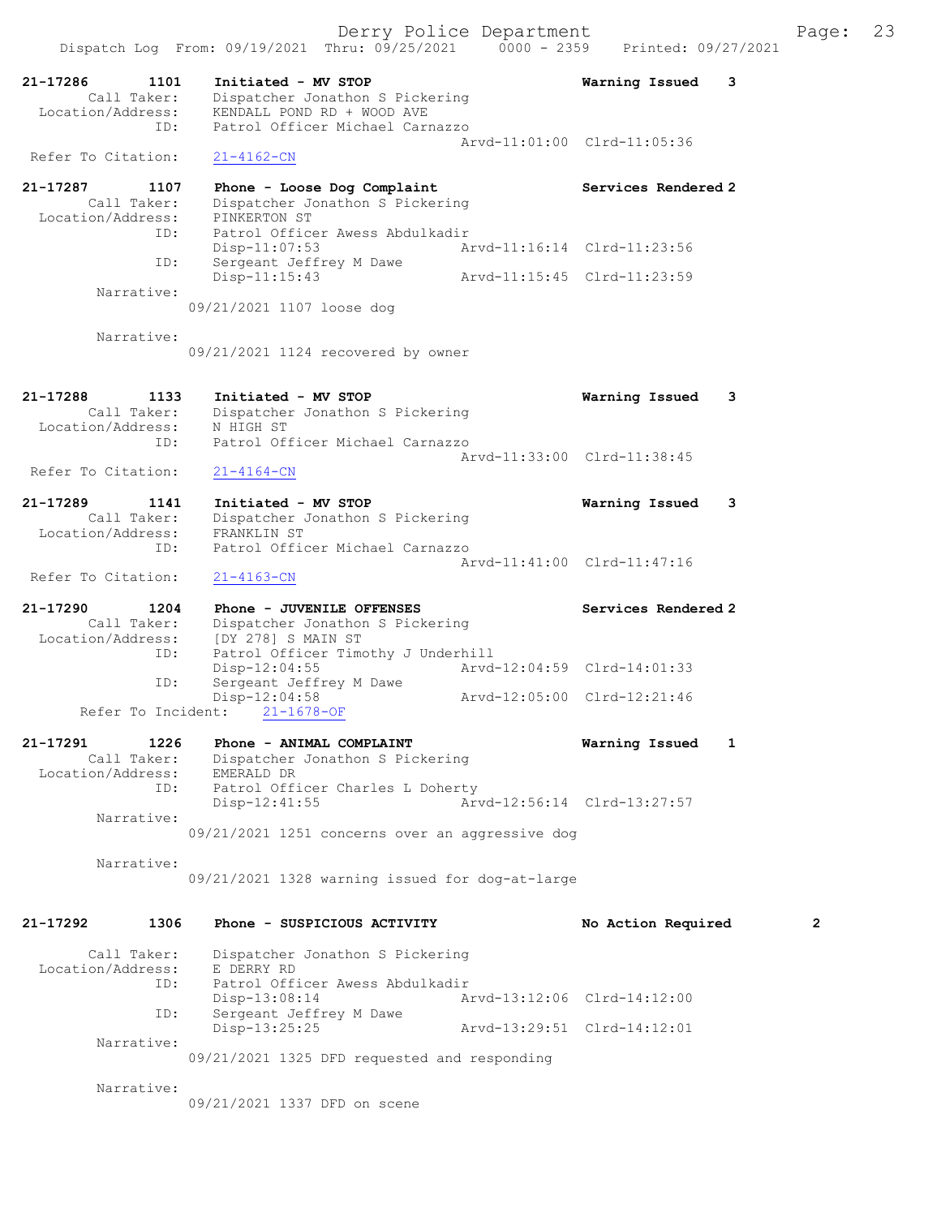```
21-17286        1101    Initiated - MV STOP                          Warning Issued    3
        Call Taker:     Dispatcher Jonathon S Pickering
  Location/Address:     KENDALL POND RD + WOOD AVE
                ID:     Patrol Officer Michael Carnazzo
                                                  Arvd-11:01:00  Clrd-11:05:36
  Refer To Citation:    21-4162-CN

21-17287        1107    Phone - Loose Dog Complaint                  Services Rendered 2
        Call Taker:     Dispatcher Jonathon S Pickering
  Location/Address:     PINKERTON ST
                ID:     Patrol Officer Awess Abdulkadir
                        Disp-11:07:53             Arvd-11:16:14  Clrd-11:23:56
                ID:     Sergeant Jeffrey M Dawe
                        Disp-11:15:43             Arvd-11:15:45  Clrd-11:23:59
         Narrative:
                        09/21/2021 1107 loose dog

         Narrative:
                        09/21/2021 1124 recovered by owner


21-17288        1133    Initiated - MV STOP                          Warning Issued    3
        Call Taker:     Dispatcher Jonathon S Pickering
  Location/Address:     N HIGH ST
                ID:     Patrol Officer Michael Carnazzo
                                                  Arvd-11:33:00  Clrd-11:38:45
  Refer To Citation:    21-4164-CN

21-17289        1141    Initiated - MV STOP                          Warning Issued    3
        Call Taker:     Dispatcher Jonathon S Pickering
  Location/Address:     FRANKLIN ST
                ID:     Patrol Officer Michael Carnazzo
                                                  Arvd-11:41:00  Clrd-11:47:16
  Refer To Citation:    21-4163-CN

21-17290        1204    Phone - JUVENILE OFFENSES                    Services Rendered 2
        Call Taker:     Dispatcher Jonathon S Pickering
  Location/Address:     [DY 278] S MAIN ST
                ID:     Patrol Officer Timothy J Underhill
                        Disp-12:04:55             Arvd-12:04:59  Clrd-14:01:33
                ID:     Sergeant Jeffrey M Dawe
                        Disp-12:04:58             Arvd-12:05:00  Clrd-12:21:46
      Refer To Incident:    21-1678-OF

21-17291        1226    Phone - ANIMAL COMPLAINT                     Warning Issued    1
        Call Taker:     Dispatcher Jonathon S Pickering
  Location/Address:     EMERALD DR
                ID:     Patrol Officer Charles L Doherty
                        Disp-12:41:55             Arvd-12:56:14  Clrd-13:27:57
         Narrative:
                        09/21/2021 1251 concerns over an aggressive dog

         Narrative:
                        09/21/2021 1328 warning issued for dog-at-large


21-17292        1306    Phone - SUSPICIOUS ACTIVITY                  No Action Required         2

        Call Taker:     Dispatcher Jonathon S Pickering
  Location/Address:     E DERRY RD
                ID:     Patrol Officer Awess Abdulkadir
                        Disp-13:08:14             Arvd-13:12:06  Clrd-14:12:00
                ID:     Sergeant Jeffrey M Dawe
                        Disp-13:25:25             Arvd-13:29:51  Clrd-14:12:01
         Narrative:
                        09/21/2021 1325 DFD requested and responding

         Narrative:
                        09/21/2021 1337 DFD on scene
```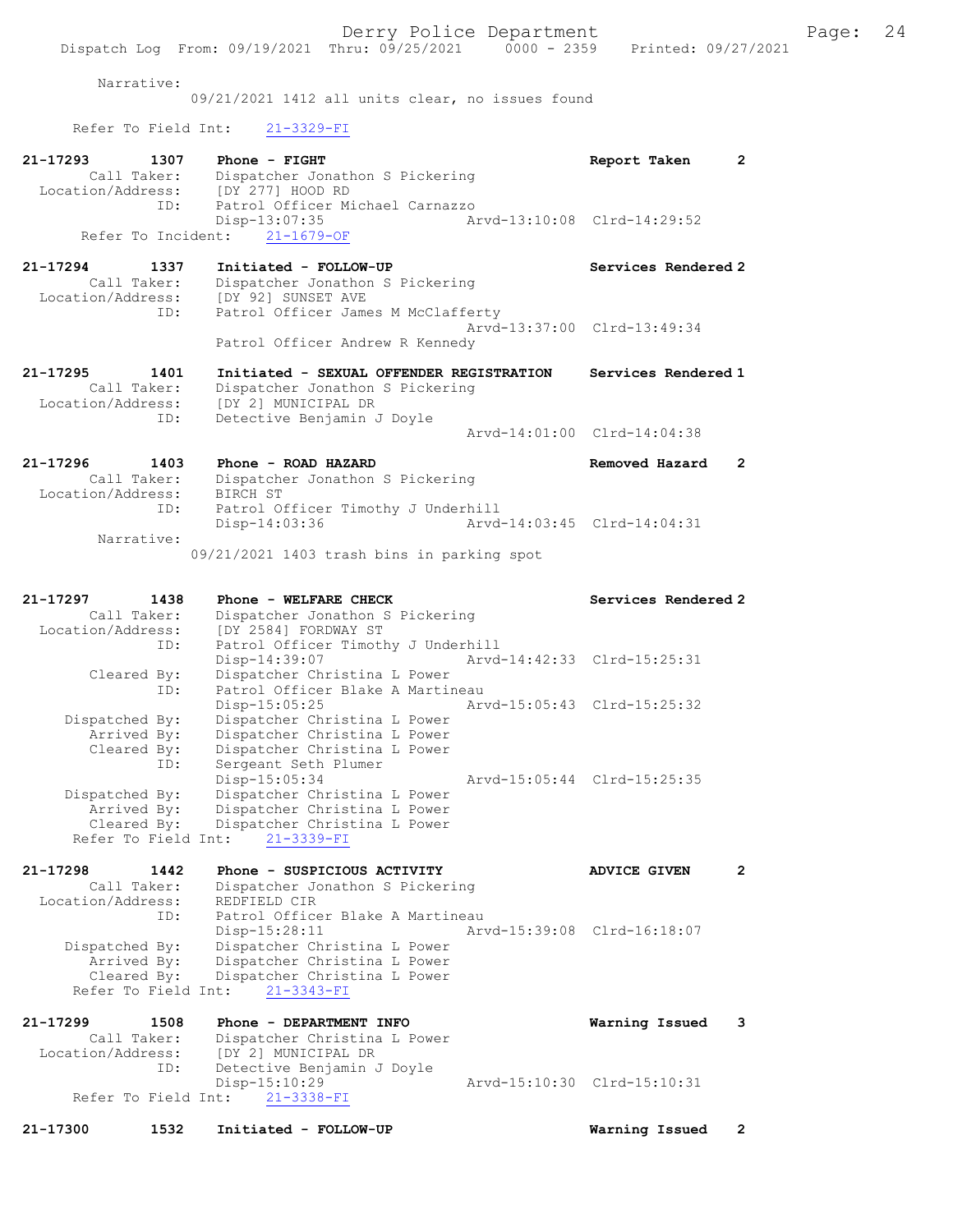Narrative:
09/21/2021 1412 all units clear, no issues found

Refer To Field Int: 21-3329-FI

21-17293 1307 Phone - FIGHT Report Taken 2
Call Taker: Dispatcher Jonathon S Pickering
Location/Address: [DY 277] HOOD RD
ID: Patrol Officer Michael Carnazzo
Disp-13:07:35 Arvd-13:10:08 Clrd-14:29:52
Refer To Incident: 21-1679-OF

21-17294 1337 Initiated - FOLLOW-UP Services Rendered 2
Call Taker: Dispatcher Jonathon S Pickering
Location/Address: [DY 92] SUNSET AVE
ID: Patrol Officer James M McClafferty
Arvd-13:37:00 Clrd-13:49:34
Patrol Officer Andrew R Kennedy

21-17295 1401 Initiated - SEXUAL OFFENDER REGISTRATION Services Rendered 1
Call Taker: Dispatcher Jonathon S Pickering
Location/Address: [DY 2] MUNICIPAL DR
ID: Detective Benjamin J Doyle
Arvd-14:01:00 Clrd-14:04:38

21-17296 1403 Phone - ROAD HAZARD Removed Hazard 2
Call Taker: Dispatcher Jonathon S Pickering
Location/Address: BIRCH ST
ID: Patrol Officer Timothy J Underhill
Disp-14:03:36 Arvd-14:03:45 Clrd-14:04:31
Narrative:
09/21/2021 1403 trash bins in parking spot

21-17297 1438 Phone - WELFARE CHECK Services Rendered 2
Call Taker: Dispatcher Jonathon S Pickering
Location/Address: [DY 2584] FORDWAY ST
ID: Patrol Officer Timothy J Underhill
Disp-14:39:07 Arvd-14:42:33 Clrd-15:25:31
Cleared By: Dispatcher Christina L Power
ID: Patrol Officer Blake A Martineau
Disp-15:05:25 Arvd-15:05:43 Clrd-15:25:32
Dispatched By: Dispatcher Christina L Power
Arrived By: Dispatcher Christina L Power
Cleared By: Dispatcher Christina L Power
ID: Sergeant Seth Plumer
Disp-15:05:34 Arvd-15:05:44 Clrd-15:25:35
Dispatched By: Dispatcher Christina L Power
Arrived By: Dispatcher Christina L Power
Cleared By: Dispatcher Christina L Power
Refer To Field Int: 21-3339-FI

21-17298 1442 Phone - SUSPICIOUS ACTIVITY ADVICE GIVEN 2
Call Taker: Dispatcher Jonathon S Pickering
Location/Address: REDFIELD CIR
ID: Patrol Officer Blake A Martineau
Disp-15:28:11 Arvd-15:39:08 Clrd-16:18:07
Dispatched By: Dispatcher Christina L Power
Arrived By: Dispatcher Christina L Power
Cleared By: Dispatcher Christina L Power
Refer To Field Int: 21-3343-FI

21-17299 1508 Phone - DEPARTMENT INFO Warning Issued 3
Call Taker: Dispatcher Christina L Power
Location/Address: [DY 2] MUNICIPAL DR
ID: Detective Benjamin J Doyle
Disp-15:10:29 Arvd-15:10:30 Clrd-15:10:31
Refer To Field Int: 21-3338-FI

21-17300 1532 Initiated - FOLLOW-UP Warning Issued 2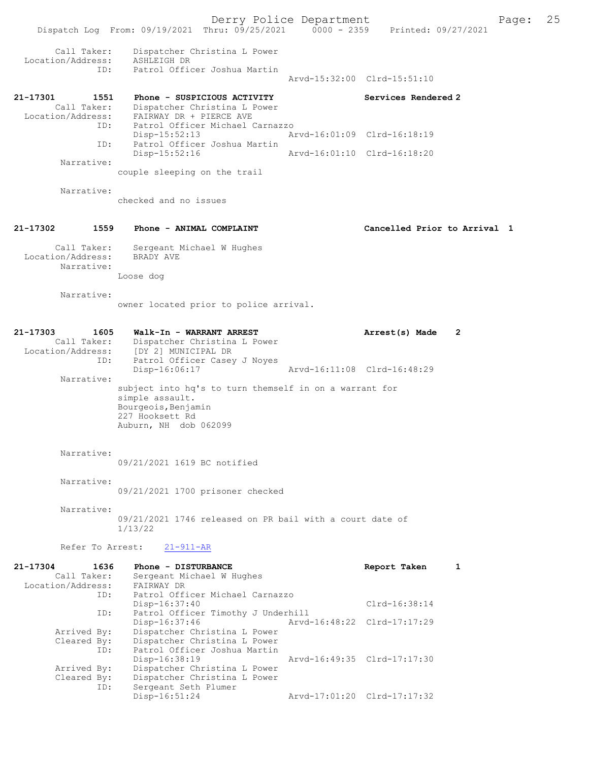```
        Call Taker:    Dispatcher Christina L Power
  Location/Address:    ASHLEIGH DR
               ID:    Patrol Officer Joshua Martin
                                                  Arvd-15:32:00  Clrd-15:51:10

21-17301        1551    Phone - SUSPICIOUS ACTIVITY                   Services Rendered 2
        Call Taker:    Dispatcher Christina L Power
  Location/Address:    FAIRWAY DR + PIERCE AVE
               ID:    Patrol Officer Michael Carnazzo
                      Disp-15:52:13               Arvd-16:01:09  Clrd-16:18:19
               ID:    Patrol Officer Joshua Martin
                      Disp-15:52:16               Arvd-16:01:10  Clrd-16:18:20
         Narrative:
                    couple sleeping on the trail

         Narrative:
                    checked and no issues

21-17302        1559    Phone - ANIMAL COMPLAINT                      Cancelled Prior to Arrival  1

        Call Taker:    Sergeant Michael W Hughes
  Location/Address:    BRADY AVE
         Narrative:
                    Loose dog

         Narrative:
                    owner located prior to police arrival.

21-17303        1605    Walk-In - WARRANT ARREST                      Arrest(s) Made    2
        Call Taker:    Dispatcher Christina L Power
  Location/Address:    [DY 2] MUNICIPAL DR
               ID:    Patrol Officer Casey J Noyes
                      Disp-16:06:17               Arvd-16:11:08  Clrd-16:48:29
         Narrative:
                    subject into hq's to turn themself in on a warrant for
                    simple assault.
                    Bourgeois,Benjamin
                    227 Hooksett Rd
                    Auburn, NH  dob 062099

         Narrative:
                    09/21/2021 1619 BC notified

         Narrative:
                    09/21/2021 1700 prisoner checked

         Narrative:
                    09/21/2021 1746 released on PR bail with a court date of
                    1/13/22

         Refer To Arrest:    21-911-AR

21-17304        1636    Phone - DISTURBANCE                           Report Taken      1
        Call Taker:    Sergeant Michael W Hughes
  Location/Address:    FAIRWAY DR
               ID:    Patrol Officer Michael Carnazzo
                      Disp-16:37:40                              Clrd-16:38:14
               ID:    Patrol Officer Timothy J Underhill
                      Disp-16:37:46               Arvd-16:48:22  Clrd-17:17:29
       Arrived By:    Dispatcher Christina L Power
       Cleared By:    Dispatcher Christina L Power
               ID:    Patrol Officer Joshua Martin
                      Disp-16:38:19               Arvd-16:49:35  Clrd-17:17:30
       Arrived By:    Dispatcher Christina L Power
       Cleared By:    Dispatcher Christina L Power
               ID:    Sergeant Seth Plumer
                      Disp-16:51:24               Arvd-17:01:20  Clrd-17:17:32
```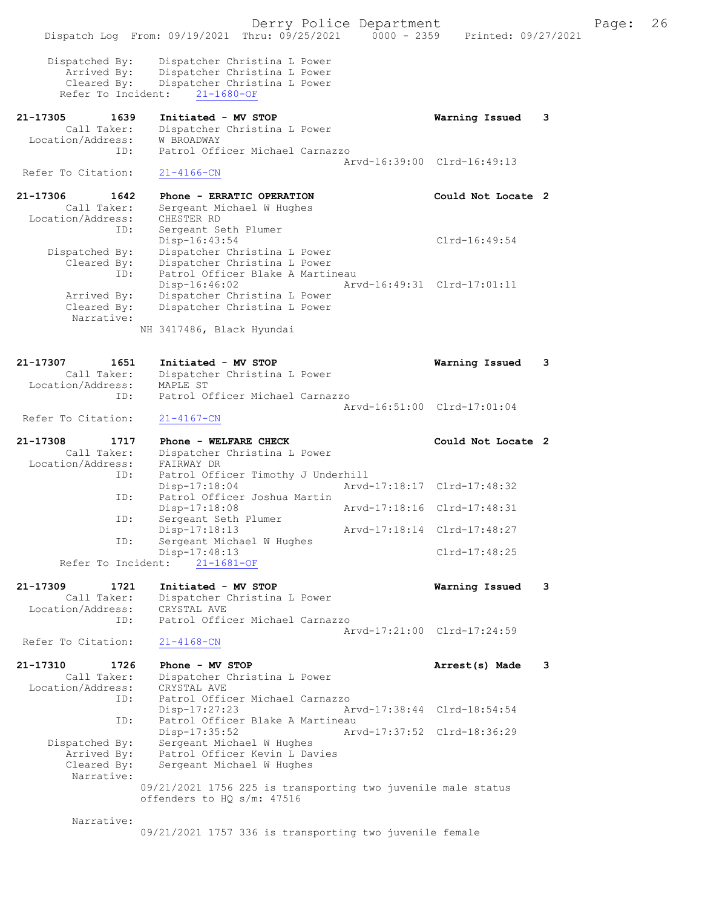```
    Dispatched By:    Dispatcher Christina L Power
       Arrived By:    Dispatcher Christina L Power
       Cleared By:    Dispatcher Christina L Power
     Refer To Incident:    21-1680-OF

21-17305        1639    Initiated - MV STOP                          Warning Issued    3
         Call Taker:    Dispatcher Christina L Power
   Location/Address:    W BROADWAY
                ID:     Patrol Officer Michael Carnazzo
                                               Arvd-16:39:00  Clrd-16:49:13
   Refer To Citation:   21-4166-CN

21-17306        1642    Phone - ERRATIC OPERATION                    Could Not Locate 2
         Call Taker:    Sergeant Michael W Hughes
   Location/Address:    CHESTER RD
                ID:     Sergeant Seth Plumer
                        Disp-16:43:54                                Clrd-16:49:54
      Dispatched By:    Dispatcher Christina L Power
         Cleared By:    Dispatcher Christina L Power
                ID:     Patrol Officer Blake A Martineau
                        Disp-16:46:02          Arvd-16:49:31  Clrd-17:01:11
         Arrived By:    Dispatcher Christina L Power
         Cleared By:    Dispatcher Christina L Power
          Narrative:
                      NH 3417486, Black Hyundai


21-17307        1651    Initiated - MV STOP                          Warning Issued    3
         Call Taker:    Dispatcher Christina L Power
   Location/Address:    MAPLE ST
                ID:     Patrol Officer Michael Carnazzo
                                               Arvd-16:51:00  Clrd-17:01:04
   Refer To Citation:   21-4167-CN

21-17308        1717    Phone - WELFARE CHECK                        Could Not Locate 2
         Call Taker:    Dispatcher Christina L Power
   Location/Address:    FAIRWAY DR
                ID:     Patrol Officer Timothy J Underhill
                        Disp-17:18:04          Arvd-17:18:17  Clrd-17:48:32
                ID:     Patrol Officer Joshua Martin
                        Disp-17:18:08          Arvd-17:18:16  Clrd-17:48:31
                ID:     Sergeant Seth Plumer
                        Disp-17:18:13          Arvd-17:18:14  Clrd-17:48:27
                ID:     Sergeant Michael W Hughes
                        Disp-17:48:13                         Clrd-17:48:25
     Refer To Incident:    21-1681-OF

21-17309        1721    Initiated - MV STOP                          Warning Issued    3
         Call Taker:    Dispatcher Christina L Power
   Location/Address:    CRYSTAL AVE
                ID:     Patrol Officer Michael Carnazzo
                                               Arvd-17:21:00  Clrd-17:24:59
   Refer To Citation:   21-4168-CN

21-17310        1726    Phone - MV STOP                              Arrest(s) Made    3
         Call Taker:    Dispatcher Christina L Power
   Location/Address:    CRYSTAL AVE
                ID:     Patrol Officer Michael Carnazzo
                        Disp-17:27:23          Arvd-17:38:44  Clrd-18:54:54
                ID:     Patrol Officer Blake A Martineau
                        Disp-17:35:52          Arvd-17:37:52  Clrd-18:36:29
      Dispatched By:    Sergeant Michael W Hughes
         Arrived By:    Patrol Officer Kevin L Davies
         Cleared By:    Sergeant Michael W Hughes
          Narrative:
                      09/21/2021 1756 225 is transporting two juvenile male status
                      offenders to HQ s/m: 47516

          Narrative:
                      09/21/2021 1757 336 is transporting two juvenile female
```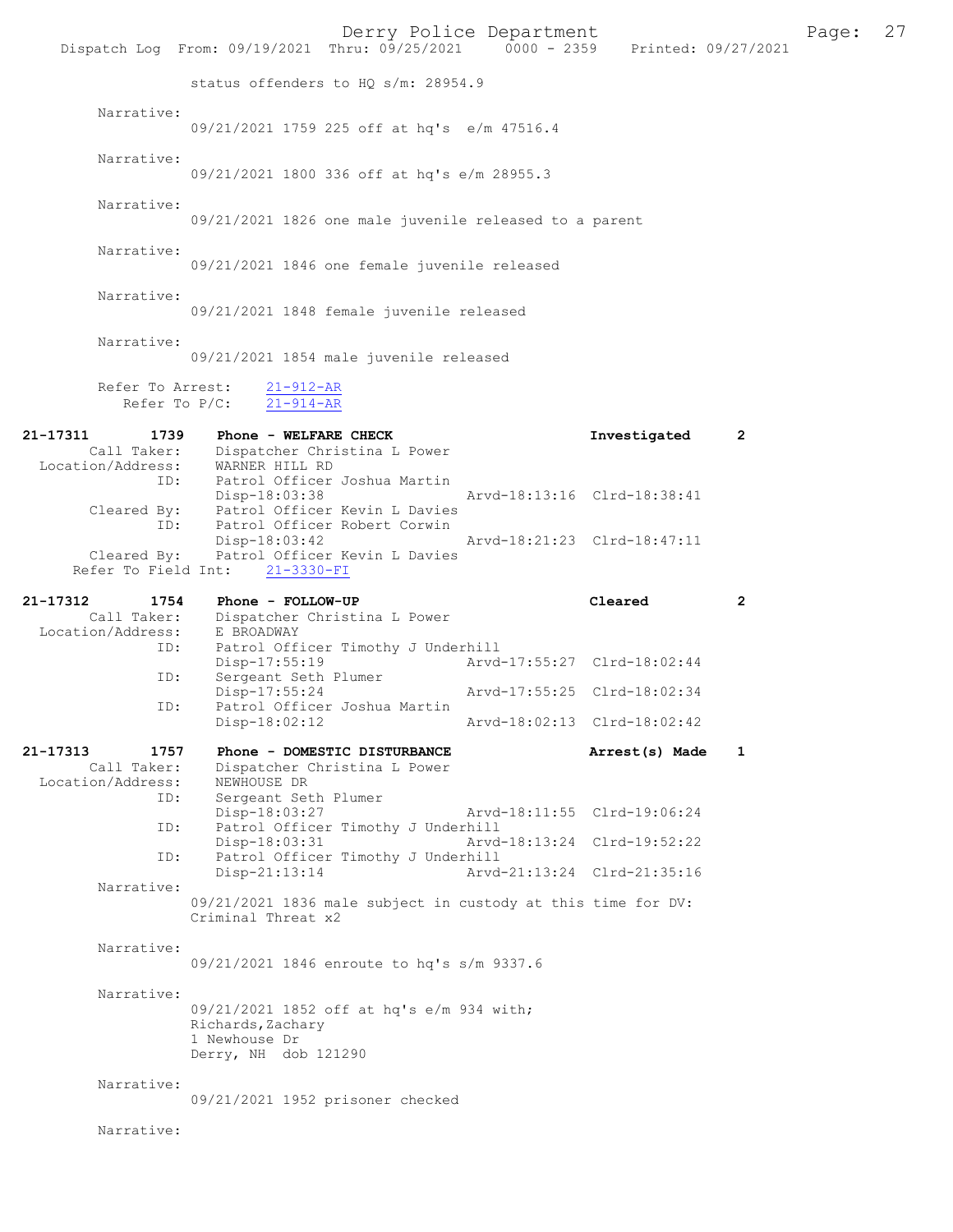status offenders to HQ s/m: 28954.9

Narrative:
09/21/2021 1759 225 off at hq's e/m 47516.4

Narrative:
09/21/2021 1800 336 off at hq's e/m 28955.3

Narrative:
09/21/2021 1826 one male juvenile released to a parent

Narrative:
09/21/2021 1846 one female juvenile released

Narrative:
09/21/2021 1848 female juvenile released

Narrative:
09/21/2021 1854 male juvenile released

Refer To Arrest: 21-912-AR
Refer To P/C: 21-914-AR

**21-17311 1739 Phone - WELFARE CHECK — Investigated 2**

Call Taker: Dispatcher Christina L Power
Location/Address: WARNER HILL RD
ID: Patrol Officer Joshua Martin
Disp-18:03:38 Arvd-18:13:16 Clrd-18:38:41
Cleared By: Patrol Officer Kevin L Davies
ID: Patrol Officer Robert Corwin
Disp-18:03:42 Arvd-18:21:23 Clrd-18:47:11
Cleared By: Patrol Officer Kevin L Davies
Refer To Field Int: 21-3330-FI

**21-17312 1754 Phone - FOLLOW-UP — Cleared 2**

Call Taker: Dispatcher Christina L Power
Location/Address: E BROADWAY
ID: Patrol Officer Timothy J Underhill
Disp-17:55:19 Arvd-17:55:27 Clrd-18:02:44
ID: Sergeant Seth Plumer
Disp-17:55:24 Arvd-17:55:25 Clrd-18:02:34
ID: Patrol Officer Joshua Martin
Disp-18:02:12 Arvd-18:02:13 Clrd-18:02:42

**21-17313 1757 Phone - DOMESTIC DISTURBANCE — Arrest(s) Made 1**

Call Taker: Dispatcher Christina L Power
Location/Address: NEWHOUSE DR
ID: Sergeant Seth Plumer
Disp-18:03:27 Arvd-18:11:55 Clrd-19:06:24
ID: Patrol Officer Timothy J Underhill
Disp-18:03:31 Arvd-18:13:24 Clrd-19:52:22
ID: Patrol Officer Timothy J Underhill
Disp-21:13:14 Arvd-21:13:24 Clrd-21:35:16

Narrative:
09/21/2021 1836 male subject in custody at this time for DV: Criminal Threat x2

Narrative:
09/21/2021 1846 enroute to hq's s/m 9337.6

Narrative:
09/21/2021 1852 off at hq's e/m 934 with;
Richards,Zachary
1 Newhouse Dr
Derry, NH dob 121290

Narrative:
09/21/2021 1952 prisoner checked

Narrative: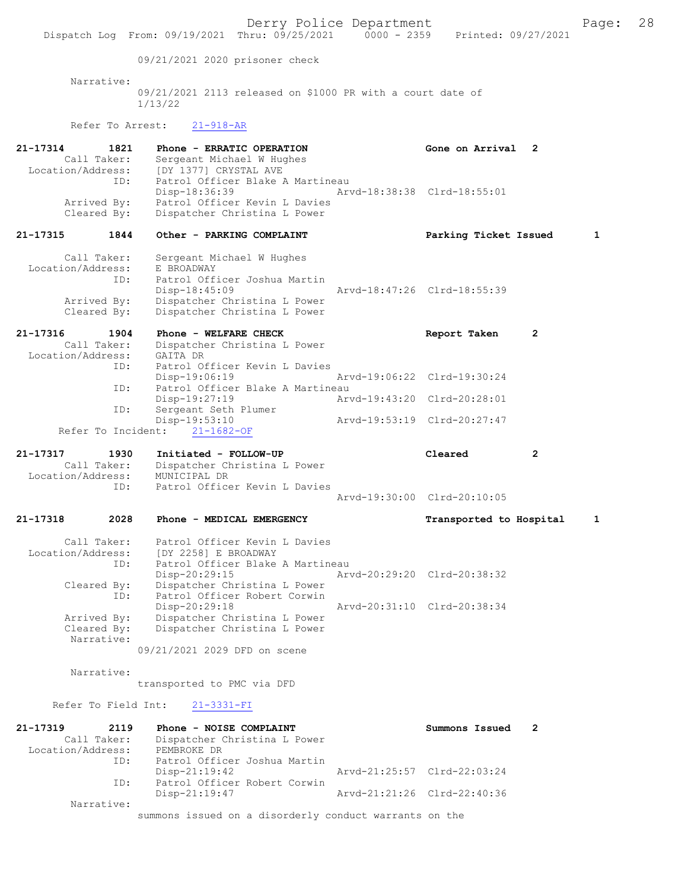09/21/2021 2020 prisoner check

Narrative:
09/21/2021 2113 released on $1000 PR with a court date of 1/13/22

Refer To Arrest: 21-918-AR

**21-17314 1821 Phone - ERRATIC OPERATION** Gone on Arrival 2
Call Taker: Sergeant Michael W Hughes
Location/Address: [DY 1377] CRYSTAL AVE
ID: Patrol Officer Blake A Martineau
Disp-18:36:39 Arvd-18:38:38 Clrd-18:55:01
Arrived By: Patrol Officer Kevin L Davies
Cleared By: Dispatcher Christina L Power

**21-17315 1844 Other - PARKING COMPLAINT** Parking Ticket Issued 1
Call Taker: Sergeant Michael W Hughes
Location/Address: E BROADWAY
ID: Patrol Officer Joshua Martin
Disp-18:45:09 Arvd-18:47:26 Clrd-18:55:39
Arrived By: Dispatcher Christina L Power
Cleared By: Dispatcher Christina L Power

**21-17316 1904 Phone - WELFARE CHECK** Report Taken 2
Call Taker: Dispatcher Christina L Power
Location/Address: GAITA DR
ID: Patrol Officer Kevin L Davies
Disp-19:06:19 Arvd-19:06:22 Clrd-19:30:24
ID: Patrol Officer Blake A Martineau
Disp-19:27:19 Arvd-19:43:20 Clrd-20:28:01
ID: Sergeant Seth Plumer
Disp-19:53:10 Arvd-19:53:19 Clrd-20:27:47
Refer To Incident: 21-1682-OF

**21-17317 1930 Initiated - FOLLOW-UP** Cleared 2
Call Taker: Dispatcher Christina L Power
Location/Address: MUNICIPAL DR
ID: Patrol Officer Kevin L Davies
Arvd-19:30:00 Clrd-20:10:05

**21-17318 2028 Phone - MEDICAL EMERGENCY** Transported to Hospital 1
Call Taker: Patrol Officer Kevin L Davies
Location/Address: [DY 2258] E BROADWAY
ID: Patrol Officer Blake A Martineau
Disp-20:29:15 Arvd-20:29:20 Clrd-20:38:32
Cleared By: Dispatcher Christina L Power
ID: Patrol Officer Robert Corwin
Disp-20:29:18 Arvd-20:31:10 Clrd-20:38:34
Arrived By: Dispatcher Christina L Power
Cleared By: Dispatcher Christina L Power
Narrative:
09/21/2021 2029 DFD on scene

Narrative:
transported to PMC via DFD

Refer To Field Int: 21-3331-FI

**21-17319 2119 Phone - NOISE COMPLAINT** Summons Issued 2
Call Taker: Dispatcher Christina L Power
Location/Address: PEMBROKE DR
ID: Patrol Officer Joshua Martin
Disp-21:19:42 Arvd-21:25:57 Clrd-22:03:24
ID: Patrol Officer Robert Corwin
Disp-21:19:47 Arvd-21:21:26 Clrd-22:40:36
Narrative:
summons issued on a disorderly conduct warrants on the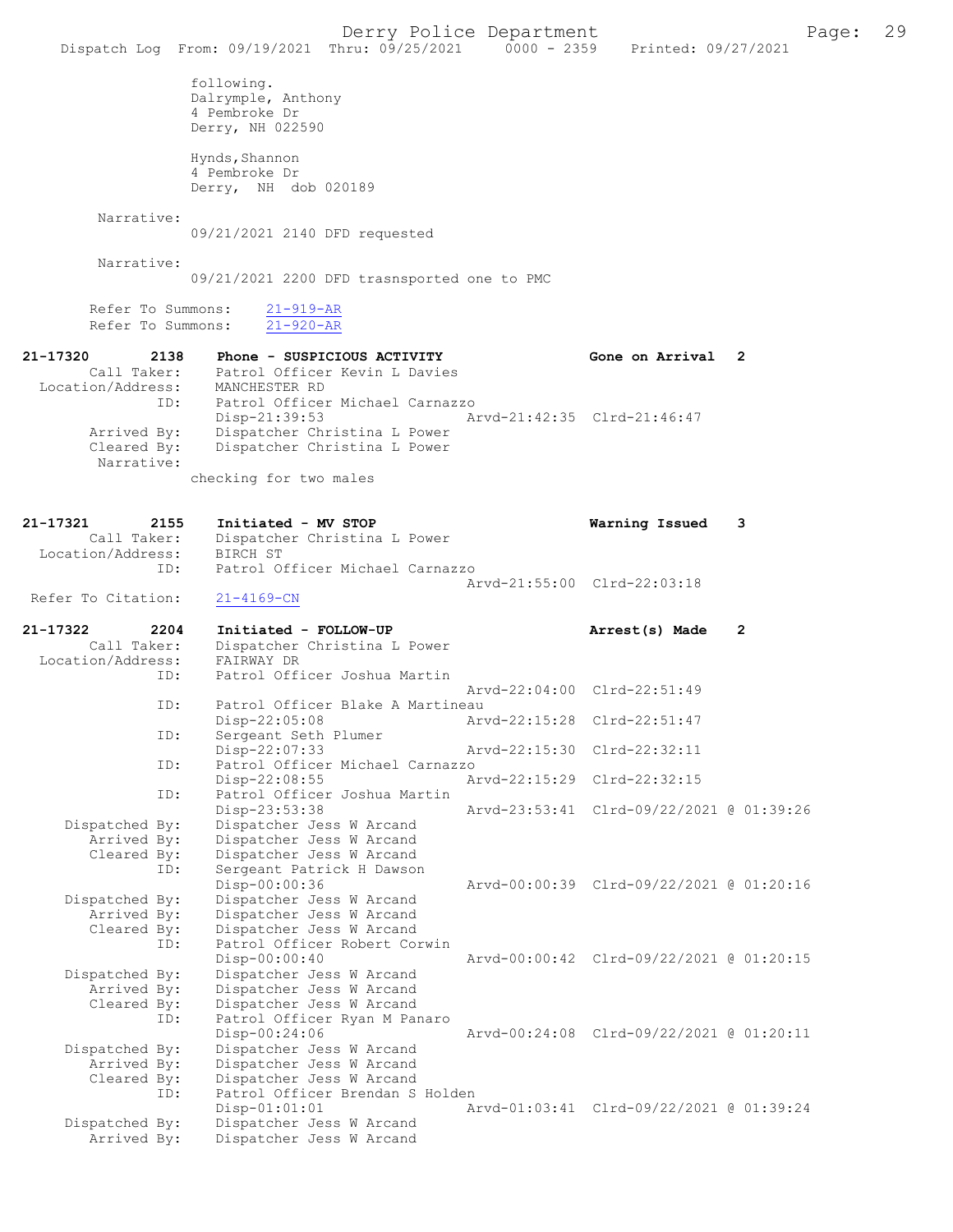following.
Dalrymple, Anthony
4 Pembroke Dr
Derry, NH 022590

Hynds,Shannon
4 Pembroke Dr
Derry, NH dob 020189

Narrative:
09/21/2021 2140 DFD requested

Narrative:
09/21/2021 2200 DFD trasnsported one to PMC

Refer To Summons: 21-919-AR
Refer To Summons: 21-920-AR

**21-17320 2138 Phone - SUSPICIOUS ACTIVITY** Gone on Arrival 2
Call Taker: Patrol Officer Kevin L Davies
Location/Address: MANCHESTER RD
ID: Patrol Officer Michael Carnazzo
Disp-21:39:53 Arvd-21:42:35 Clrd-21:46:47
Arrived By: Dispatcher Christina L Power
Cleared By: Dispatcher Christina L Power
Narrative:
checking for two males

**21-17321 2155 Initiated - MV STOP** Warning Issued 3
Call Taker: Dispatcher Christina L Power
Location/Address: BIRCH ST
ID: Patrol Officer Michael Carnazzo
Arvd-21:55:00 Clrd-22:03:18
Refer To Citation: 21-4169-CN

**21-17322 2204 Initiated - FOLLOW-UP** Arrest(s) Made 2
Call Taker: Dispatcher Christina L Power
Location/Address: FAIRWAY DR
ID: Patrol Officer Joshua Martin
Arvd-22:04:00 Clrd-22:51:49
ID: Patrol Officer Blake A Martineau
Disp-22:05:08 Arvd-22:15:28 Clrd-22:51:47
ID: Sergeant Seth Plumer
Disp-22:07:33 Arvd-22:15:30 Clrd-22:32:11
ID: Patrol Officer Michael Carnazzo
Disp-22:08:55 Arvd-22:15:29 Clrd-22:32:15
ID: Patrol Officer Joshua Martin
Disp-23:53:38 Arvd-23:53:41 Clrd-09/22/2021 @ 01:39:26
Dispatched By: Dispatcher Jess W Arcand
Arrived By: Dispatcher Jess W Arcand
Cleared By: Dispatcher Jess W Arcand
ID: Sergeant Patrick H Dawson
Disp-00:00:36 Arvd-00:00:39 Clrd-09/22/2021 @ 01:20:16
Dispatched By: Dispatcher Jess W Arcand
Arrived By: Dispatcher Jess W Arcand
Cleared By: Dispatcher Jess W Arcand
ID: Patrol Officer Robert Corwin
Disp-00:00:40 Arvd-00:00:42 Clrd-09/22/2021 @ 01:20:15
Dispatched By: Dispatcher Jess W Arcand
Arrived By: Dispatcher Jess W Arcand
Cleared By: Dispatcher Jess W Arcand
ID: Patrol Officer Ryan M Panaro
Disp-00:24:06 Arvd-00:24:08 Clrd-09/22/2021 @ 01:20:11
Dispatched By: Dispatcher Jess W Arcand
Arrived By: Dispatcher Jess W Arcand
Cleared By: Dispatcher Jess W Arcand
ID: Patrol Officer Brendan S Holden
Disp-01:01:01 Arvd-01:03:41 Clrd-09/22/2021 @ 01:39:24
Dispatched By: Dispatcher Jess W Arcand
Arrived By: Dispatcher Jess W Arcand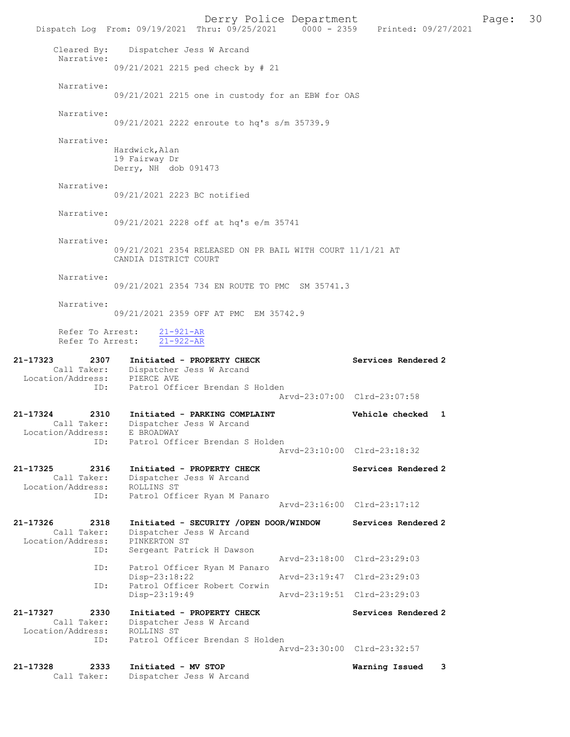Cleared By: Dispatcher Jess W Arcand

Narrative:
09/21/2021 2215 ped check by # 21

Narrative:
09/21/2021 2215 one in custody for an EBW for OAS

Narrative:
09/21/2021 2222 enroute to hq's s/m 35739.9

Narrative:
Hardwick,Alan
19 Fairway Dr
Derry, NH dob 091473

Narrative:
09/21/2021 2223 BC notified

Narrative:
09/21/2021 2228 off at hq's e/m 35741

Narrative:
09/21/2021 2354 RELEASED ON PR BAIL WITH COURT 11/1/21 AT CANDIA DISTRICT COURT

Narrative:
09/21/2021 2354 734 EN ROUTE TO PMC SM 35741.3

Narrative:
09/21/2021 2359 OFF AT PMC EM 35742.9

Refer To Arrest: 21-921-AR
Refer To Arrest: 21-922-AR

**21-17323 2307 Initiated - PROPERTY CHECK — Services Rendered 2**
Call Taker: Dispatcher Jess W Arcand
Location/Address: PIERCE AVE
ID: Patrol Officer Brendan S Holden
Arvd-23:07:00 Clrd-23:07:58

**21-17324 2310 Initiated - PARKING COMPLAINT — Vehicle checked 1**
Call Taker: Dispatcher Jess W Arcand
Location/Address: E BROADWAY
ID: Patrol Officer Brendan S Holden
Arvd-23:10:00 Clrd-23:18:32

**21-17325 2316 Initiated - PROPERTY CHECK — Services Rendered 2**
Call Taker: Dispatcher Jess W Arcand
Location/Address: ROLLINS ST
ID: Patrol Officer Ryan M Panaro
Arvd-23:16:00 Clrd-23:17:12

**21-17326 2318 Initiated - SECURITY /OPEN DOOR/WINDOW — Services Rendered 2**
Call Taker: Dispatcher Jess W Arcand
Location/Address: PINKERTON ST
ID: Sergeant Patrick H Dawson
Arvd-23:18:00 Clrd-23:29:03
ID: Patrol Officer Ryan M Panaro
Disp-23:18:22 Arvd-23:19:47 Clrd-23:29:03
ID: Patrol Officer Robert Corwin
Disp-23:19:49 Arvd-23:19:51 Clrd-23:29:03

**21-17327 2330 Initiated - PROPERTY CHECK — Services Rendered 2**
Call Taker: Dispatcher Jess W Arcand
Location/Address: ROLLINS ST
ID: Patrol Officer Brendan S Holden
Arvd-23:30:00 Clrd-23:32:57

**21-17328 2333 Initiated - MV STOP — Warning Issued 3**
Call Taker: Dispatcher Jess W Arcand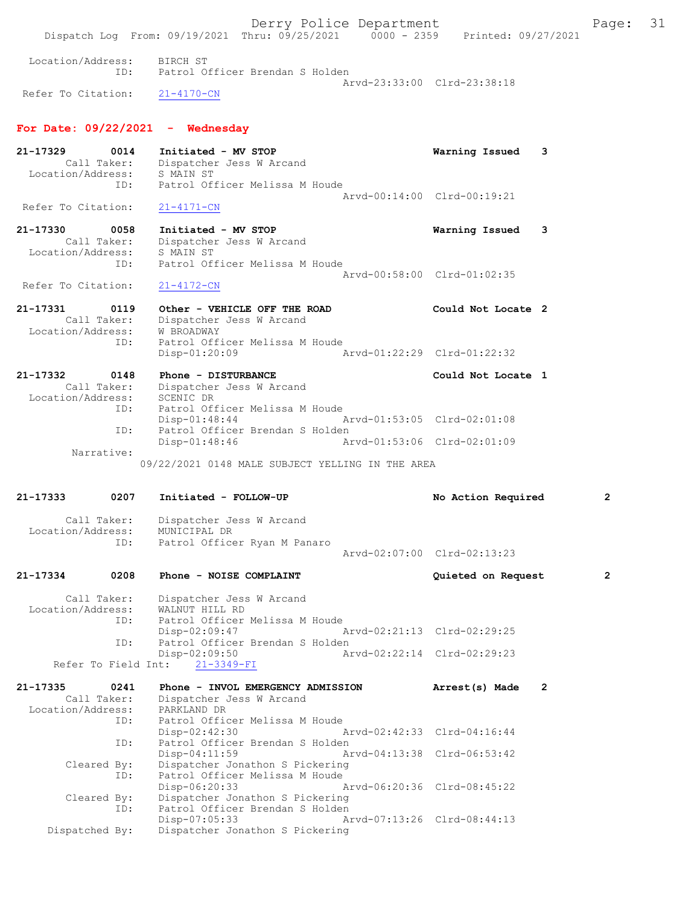Location/Address: BIRCH ST
ID: Patrol Officer Brendan S Holden
Arvd-23:33:00 Clrd-23:38:18
Refer To Citation: 21-4170-CN

## For Date: 09/22/2021 - Wednesday

21-17329 0014 Initiated - MV STOP Warning Issued 3
Call Taker: Dispatcher Jess W Arcand
Location/Address: S MAIN ST
ID: Patrol Officer Melissa M Houde
Arvd-00:14:00 Clrd-00:19:21
Refer To Citation: 21-4171-CN

21-17330 0058 Initiated - MV STOP Warning Issued 3
Call Taker: Dispatcher Jess W Arcand
Location/Address: S MAIN ST
ID: Patrol Officer Melissa M Houde
Arvd-00:58:00 Clrd-01:02:35
Refer To Citation: 21-4172-CN

21-17331 0119 Other - VEHICLE OFF THE ROAD Could Not Locate 2
Call Taker: Dispatcher Jess W Arcand
Location/Address: W BROADWAY
ID: Patrol Officer Melissa M Houde
Disp-01:20:09 Arvd-01:22:29 Clrd-01:22:32

21-17332 0148 Phone - DISTURBANCE Could Not Locate 1
Call Taker: Dispatcher Jess W Arcand
Location/Address: SCENIC DR
ID: Patrol Officer Melissa M Houde
Disp-01:48:44 Arvd-01:53:05 Clrd-02:01:08
ID: Patrol Officer Brendan S Holden
Disp-01:48:46 Arvd-01:53:06 Clrd-02:01:09
Narrative:
09/22/2021 0148 MALE SUBJECT YELLING IN THE AREA

21-17333 0207 Initiated - FOLLOW-UP No Action Required 2
Call Taker: Dispatcher Jess W Arcand
Location/Address: MUNICIPAL DR
ID: Patrol Officer Ryan M Panaro
Arvd-02:07:00 Clrd-02:13:23

21-17334 0208 Phone - NOISE COMPLAINT Quieted on Request 2
Call Taker: Dispatcher Jess W Arcand
Location/Address: WALNUT HILL RD
ID: Patrol Officer Melissa M Houde
Disp-02:09:47 Arvd-02:21:13 Clrd-02:29:25
ID: Patrol Officer Brendan S Holden
Disp-02:09:50 Arvd-02:22:14 Clrd-02:29:23
Refer To Field Int: 21-3349-FI

21-17335 0241 Phone - INVOL EMERGENCY ADMISSION Arrest(s) Made 2
Call Taker: Dispatcher Jess W Arcand
Location/Address: PARKLAND DR
ID: Patrol Officer Melissa M Houde
Disp-02:42:30 Arvd-02:42:33 Clrd-04:16:44
ID: Patrol Officer Brendan S Holden
Disp-04:11:59 Arvd-04:13:38 Clrd-06:53:42
Cleared By: Dispatcher Jonathon S Pickering
ID: Patrol Officer Melissa M Houde
Disp-06:20:33 Arvd-06:20:36 Clrd-08:45:22
Cleared By: Dispatcher Jonathon S Pickering
ID: Patrol Officer Brendan S Holden
Disp-07:05:33 Arvd-07:13:26 Clrd-08:44:13
Dispatched By: Dispatcher Jonathon S Pickering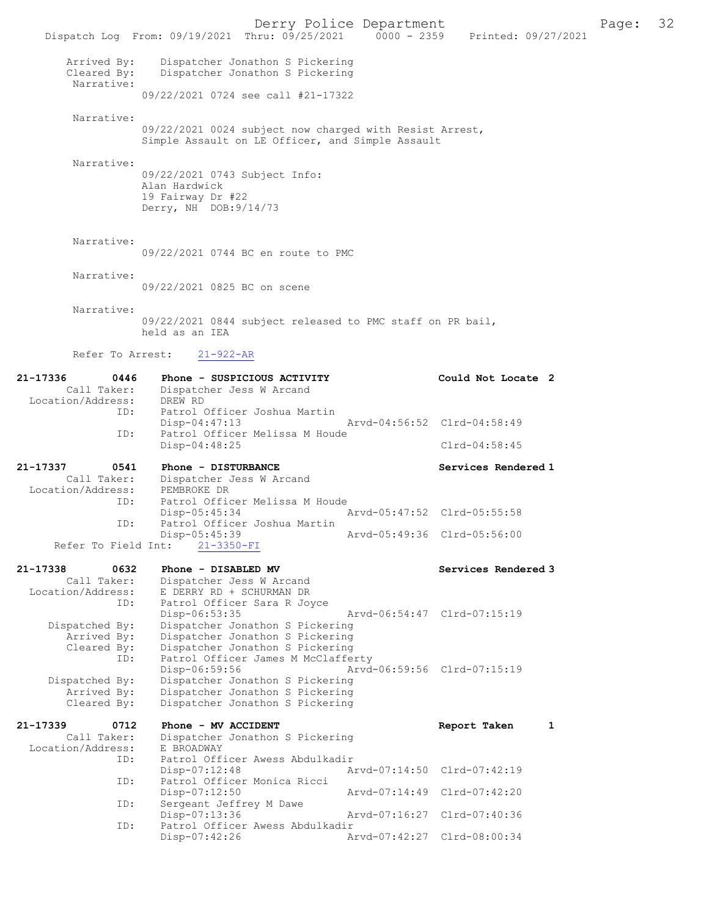```
        Arrived By:    Dispatcher Jonathon S Pickering
        Cleared By:    Dispatcher Jonathon S Pickering
         Narrative:
                 09/22/2021 0724 see call #21-17322

         Narrative:
                 09/22/2021 0024 subject now charged with Resist Arrest,
                 Simple Assault on LE Officer, and Simple Assault

         Narrative:
                 09/22/2021 0743 Subject Info:
                 Alan Hardwick
                 19 Fairway Dr #22
                 Derry, NH  DOB:9/14/73

         Narrative:
                 09/22/2021 0744 BC en route to PMC

         Narrative:
                 09/22/2021 0825 BC on scene

         Narrative:
                 09/22/2021 0844 subject released to PMC staff on PR bail,
                 held as an IEA

        Refer To Arrest:    21-922-AR

21-17336        0446    Phone - SUSPICIOUS ACTIVITY                  Could Not Locate  2
        Call Taker:    Dispatcher Jess W Arcand
  Location/Address:    DREW RD
                ID:    Patrol Officer Joshua Martin
                       Disp-04:47:13              Arvd-04:56:52  Clrd-04:58:49
                ID:    Patrol Officer Melissa M Houde
                       Disp-04:48:25                             Clrd-04:58:45

21-17337        0541    Phone - DISTURBANCE                          Services Rendered 1
        Call Taker:    Dispatcher Jess W Arcand
  Location/Address:    PEMBROKE DR
                ID:    Patrol Officer Melissa M Houde
                       Disp-05:45:34              Arvd-05:47:52  Clrd-05:55:58
                ID:    Patrol Officer Joshua Martin
                       Disp-05:45:39              Arvd-05:49:36  Clrd-05:56:00
     Refer To Field Int:    21-3350-FI

21-17338        0632    Phone - DISABLED MV                          Services Rendered 3
        Call Taker:    Dispatcher Jess W Arcand
  Location/Address:    E DERRY RD + SCHURMAN DR
                ID:    Patrol Officer Sara R Joyce
                       Disp-06:53:35              Arvd-06:54:47  Clrd-07:15:19
     Dispatched By:    Dispatcher Jonathon S Pickering
        Arrived By:    Dispatcher Jonathon S Pickering
        Cleared By:    Dispatcher Jonathon S Pickering
                ID:    Patrol Officer James M McClafferty
                       Disp-06:59:56              Arvd-06:59:56  Clrd-07:15:19
     Dispatched By:    Dispatcher Jonathon S Pickering
        Arrived By:    Dispatcher Jonathon S Pickering
        Cleared By:    Dispatcher Jonathon S Pickering

21-17339        0712    Phone - MV ACCIDENT                          Report Taken      1
        Call Taker:    Dispatcher Jonathon S Pickering
  Location/Address:    E BROADWAY
                ID:    Patrol Officer Awess Abdulkadir
                       Disp-07:12:48              Arvd-07:14:50  Clrd-07:42:19
                ID:    Patrol Officer Monica Ricci
                       Disp-07:12:50              Arvd-07:14:49  Clrd-07:42:20
                ID:    Sergeant Jeffrey M Dawe
                       Disp-07:13:36              Arvd-07:16:27  Clrd-07:40:36
                ID:    Patrol Officer Awess Abdulkadir
                       Disp-07:42:26              Arvd-07:42:27  Clrd-08:00:34
```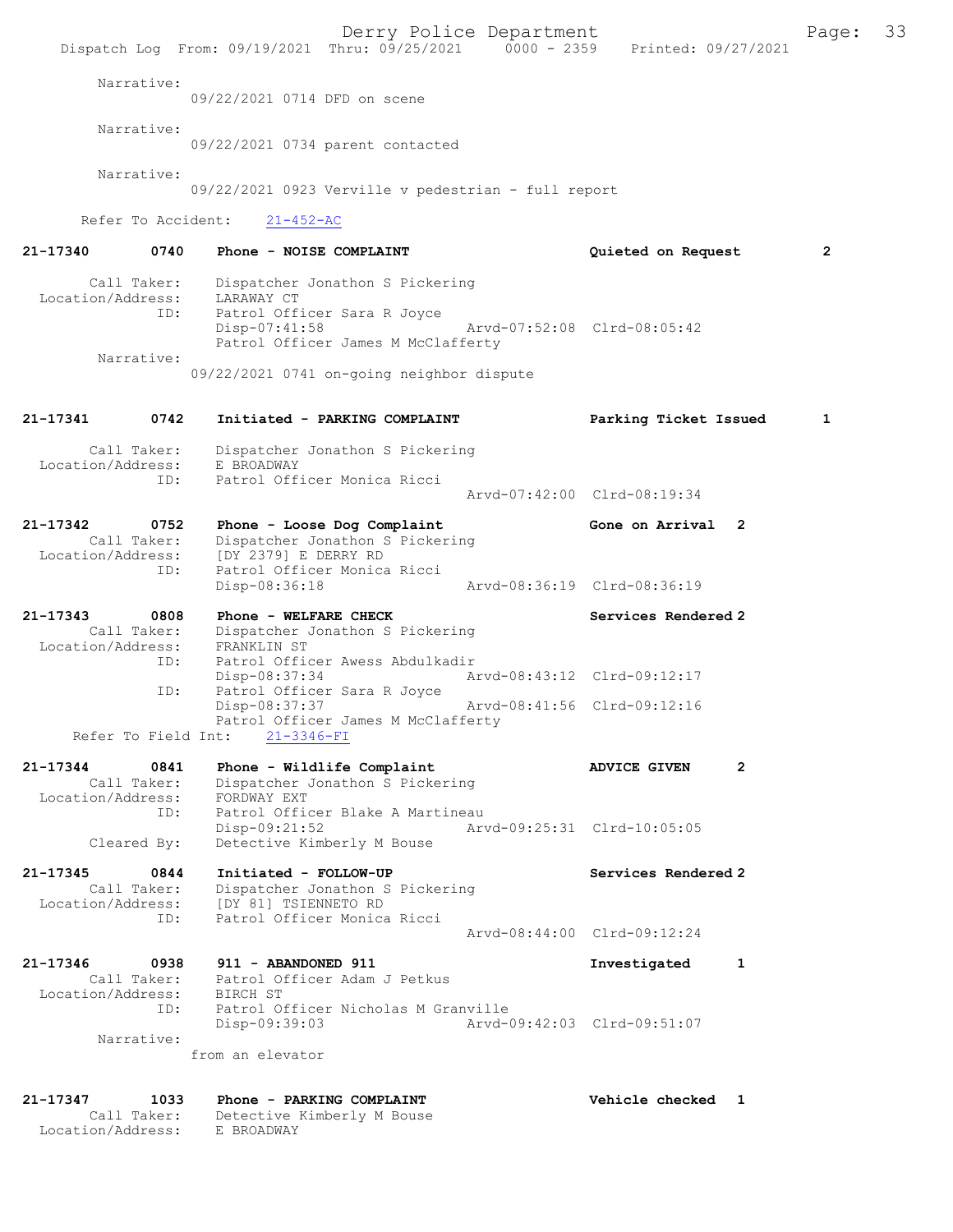Narrative:
09/22/2021 0714 DFD on scene

Narrative:
09/22/2021 0734 parent contacted

Narrative:
09/22/2021 0923 Verville v pedestrian - full report

Refer To Accident: 21-452-AC

**21-17340 0740 Phone - NOISE COMPLAINT Quieted on Request 2**

Call Taker: Dispatcher Jonathon S Pickering
Location/Address: LARAWAY CT
ID: Patrol Officer Sara R Joyce
Disp-07:41:58 Arvd-07:52:08 Clrd-08:05:42
Patrol Officer James M McClafferty
Narrative:
09/22/2021 0741 on-going neighbor dispute

**21-17341 0742 Initiated - PARKING COMPLAINT Parking Ticket Issued 1**

Call Taker: Dispatcher Jonathon S Pickering
Location/Address: E BROADWAY
ID: Patrol Officer Monica Ricci
Arvd-07:42:00 Clrd-08:19:34

**21-17342 0752 Phone - Loose Dog Complaint Gone on Arrival 2**
Call Taker: Dispatcher Jonathon S Pickering
Location/Address: [DY 2379] E DERRY RD
ID: Patrol Officer Monica Ricci
Disp-08:36:18 Arvd-08:36:19 Clrd-08:36:19

**21-17343 0808 Phone - WELFARE CHECK Services Rendered 2**
Call Taker: Dispatcher Jonathon S Pickering
Location/Address: FRANKLIN ST
ID: Patrol Officer Awess Abdulkadir
Disp-08:37:34 Arvd-08:43:12 Clrd-09:12:17
ID: Patrol Officer Sara R Joyce
Disp-08:37:37 Arvd-08:41:56 Clrd-09:12:16
Patrol Officer James M McClafferty
Refer To Field Int: 21-3346-FI

**21-17344 0841 Phone - Wildlife Complaint ADVICE GIVEN 2**
Call Taker: Dispatcher Jonathon S Pickering
Location/Address: FORDWAY EXT
ID: Patrol Officer Blake A Martineau
Disp-09:21:52 Arvd-09:25:31 Clrd-10:05:05
Cleared By: Detective Kimberly M Bouse

**21-17345 0844 Initiated - FOLLOW-UP Services Rendered 2**
Call Taker: Dispatcher Jonathon S Pickering
Location/Address: [DY 81] TSIENNETO RD
ID: Patrol Officer Monica Ricci
Arvd-08:44:00 Clrd-09:12:24

**21-17346 0938 911 - ABANDONED 911 Investigated 1**
Call Taker: Patrol Officer Adam J Petkus
Location/Address: BIRCH ST
ID: Patrol Officer Nicholas M Granville
Disp-09:39:03 Arvd-09:42:03 Clrd-09:51:07
Narrative:
from an elevator

**21-17347 1033 Phone - PARKING COMPLAINT Vehicle checked 1**
Call Taker: Detective Kimberly M Bouse
Location/Address: E BROADWAY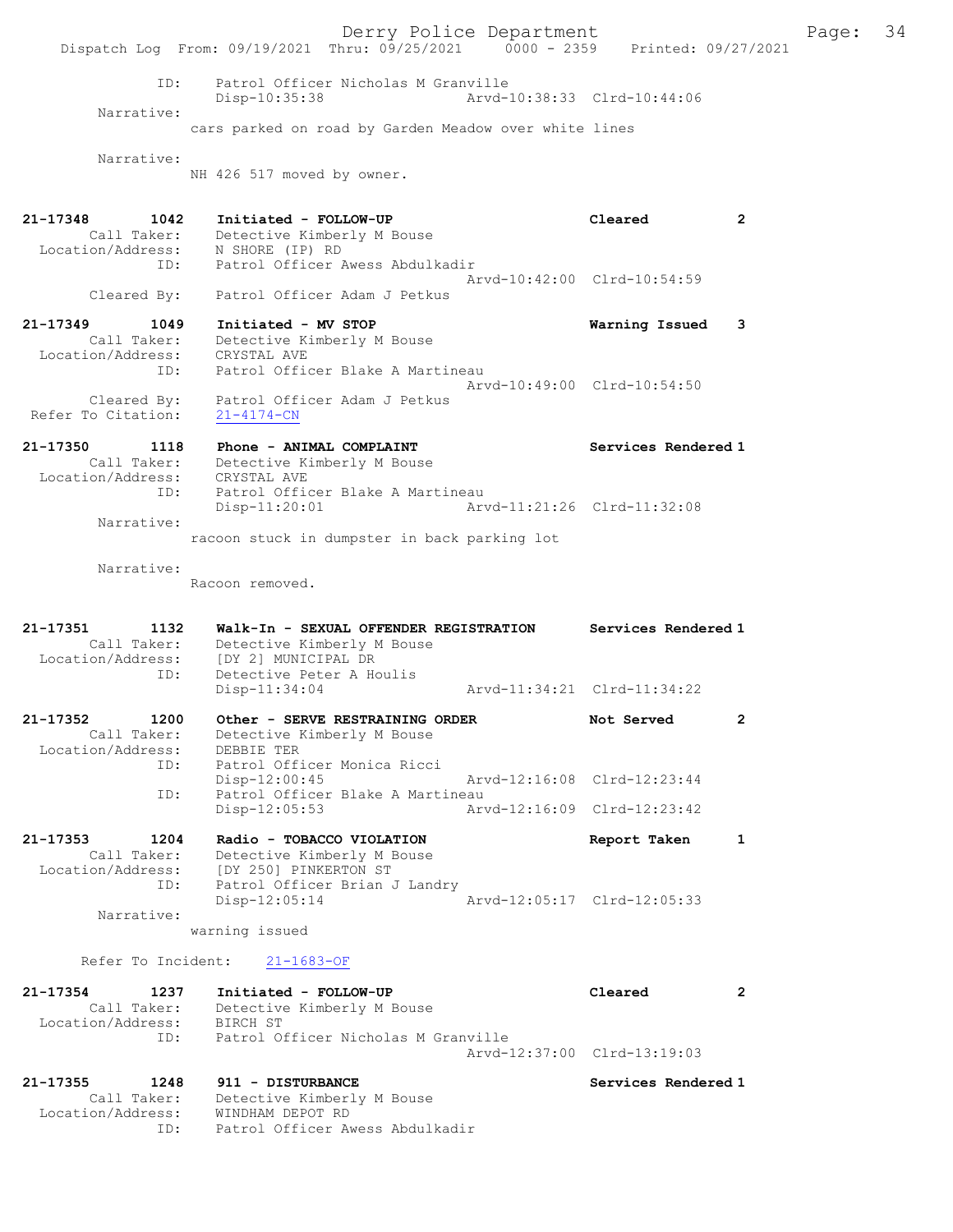```
              ID:     Patrol Officer Nicholas M Granville
                      Disp-10:35:38                 Arvd-10:38:33  Clrd-10:44:06
       Narrative:
                      cars parked on road by Garden Meadow over white lines

       Narrative:
                      NH 426 517 moved by owner.


21-17348       1042   Initiated - FOLLOW-UP                        Cleared           2
       Call Taker:    Detective Kimberly M Bouse
 Location/Address:    N SHORE (IP) RD
              ID:     Patrol Officer Awess Abdulkadir
                                                    Arvd-10:42:00  Clrd-10:54:59
      Cleared By:     Patrol Officer Adam J Petkus

21-17349       1049   Initiated - MV STOP                          Warning Issued    3
       Call Taker:    Detective Kimberly M Bouse
 Location/Address:    CRYSTAL AVE
              ID:     Patrol Officer Blake A Martineau
                                                    Arvd-10:49:00  Clrd-10:54:50
      Cleared By:     Patrol Officer Adam J Petkus
 Refer To Citation:   21-4174-CN

21-17350       1118   Phone - ANIMAL COMPLAINT                     Services Rendered 1
       Call Taker:    Detective Kimberly M Bouse
 Location/Address:    CRYSTAL AVE
              ID:     Patrol Officer Blake A Martineau
                      Disp-11:20:01                 Arvd-11:21:26  Clrd-11:32:08
       Narrative:
                      racoon stuck in dumpster in back parking lot

       Narrative:
                      Racoon removed.


21-17351       1132   Walk-In - SEXUAL OFFENDER REGISTRATION       Services Rendered 1
       Call Taker:    Detective Kimberly M Bouse
 Location/Address:    [DY 2] MUNICIPAL DR
              ID:     Detective Peter A Houlis
                      Disp-11:34:04                 Arvd-11:34:21  Clrd-11:34:22

21-17352       1200   Other - SERVE RESTRAINING ORDER              Not Served        2
       Call Taker:    Detective Kimberly M Bouse
 Location/Address:    DEBBIE TER
              ID:     Patrol Officer Monica Ricci
                      Disp-12:00:45                 Arvd-12:16:08  Clrd-12:23:44
              ID:     Patrol Officer Blake A Martineau
                      Disp-12:05:53                 Arvd-12:16:09  Clrd-12:23:42

21-17353       1204   Radio - TOBACCO VIOLATION                    Report Taken      1
       Call Taker:    Detective Kimberly M Bouse
 Location/Address:    [DY 250] PINKERTON ST
              ID:     Patrol Officer Brian J Landry
                      Disp-12:05:14                 Arvd-12:05:17  Clrd-12:05:33
       Narrative:
                      warning issued

      Refer To Incident:    21-1683-OF

21-17354       1237   Initiated - FOLLOW-UP                        Cleared           2
       Call Taker:    Detective Kimberly M Bouse
 Location/Address:    BIRCH ST
              ID:     Patrol Officer Nicholas M Granville
                                                    Arvd-12:37:00  Clrd-13:19:03

21-17355       1248   911 - DISTURBANCE                            Services Rendered 1
       Call Taker:    Detective Kimberly M Bouse
 Location/Address:    WINDHAM DEPOT RD
              ID:     Patrol Officer Awess Abdulkadir
```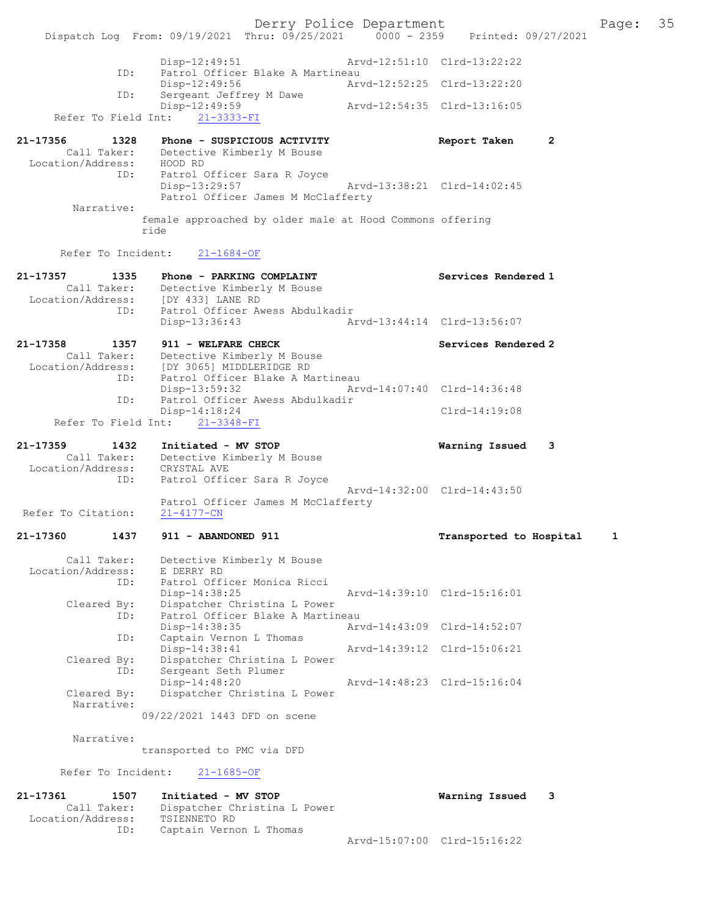Disp-12:49:51 Arvd-12:51:10 Clrd-13:22:22
ID: Patrol Officer Blake A Martineau
Disp-12:49:56 Arvd-12:52:25 Clrd-13:22:20
ID: Sergeant Jeffrey M Dawe
Disp-12:49:59 Arvd-12:54:35 Clrd-13:16:05
Refer To Field Int: 21-3333-FI

21-17356 1328 Phone - SUSPICIOUS ACTIVITY Report Taken 2
Call Taker: Detective Kimberly M Bouse
Location/Address: HOOD RD
ID: Patrol Officer Sara R Joyce
Disp-13:29:57 Arvd-13:38:21 Clrd-14:02:45
Patrol Officer James M McClafferty
Narrative:
female approached by older male at Hood Commons offering ride

Refer To Incident: 21-1684-OF

21-17357 1335 Phone - PARKING COMPLAINT Services Rendered 1
Call Taker: Detective Kimberly M Bouse
Location/Address: [DY 433] LANE RD
ID: Patrol Officer Awess Abdulkadir
Disp-13:36:43 Arvd-13:44:14 Clrd-13:56:07

21-17358 1357 911 - WELFARE CHECK Services Rendered 2
Call Taker: Detective Kimberly M Bouse
Location/Address: [DY 3065] MIDDLERIDGE RD
ID: Patrol Officer Blake A Martineau
Disp-13:59:32 Arvd-14:07:40 Clrd-14:36:48
ID: Patrol Officer Awess Abdulkadir
Disp-14:18:24 Clrd-14:19:08
Refer To Field Int: 21-3348-FI

21-17359 1432 Initiated - MV STOP Warning Issued 3
Call Taker: Detective Kimberly M Bouse
Location/Address: CRYSTAL AVE
ID: Patrol Officer Sara R Joyce
Arvd-14:32:00 Clrd-14:43:50
Patrol Officer James M McClafferty
Refer To Citation: 21-4177-CN

21-17360 1437 911 - ABANDONED 911 Transported to Hospital 1
Call Taker: Detective Kimberly M Bouse
Location/Address: E DERRY RD
ID: Patrol Officer Monica Ricci
Disp-14:38:25 Arvd-14:39:10 Clrd-15:16:01
Cleared By: Dispatcher Christina L Power
ID: Patrol Officer Blake A Martineau
Disp-14:38:35 Arvd-14:43:09 Clrd-14:52:07
ID: Captain Vernon L Thomas
Disp-14:38:41 Arvd-14:39:12 Clrd-15:06:21
Cleared By: Dispatcher Christina L Power
ID: Sergeant Seth Plumer
Disp-14:48:20 Arvd-14:48:23 Clrd-15:16:04
Cleared By: Dispatcher Christina L Power
Narrative:
09/22/2021 1443 DFD on scene

Narrative:
transported to PMC via DFD

Refer To Incident: 21-1685-OF

21-17361 1507 Initiated - MV STOP Warning Issued 3
Call Taker: Dispatcher Christina L Power
Location/Address: TSIENNETO RD
ID: Captain Vernon L Thomas
Arvd-15:07:00 Clrd-15:16:22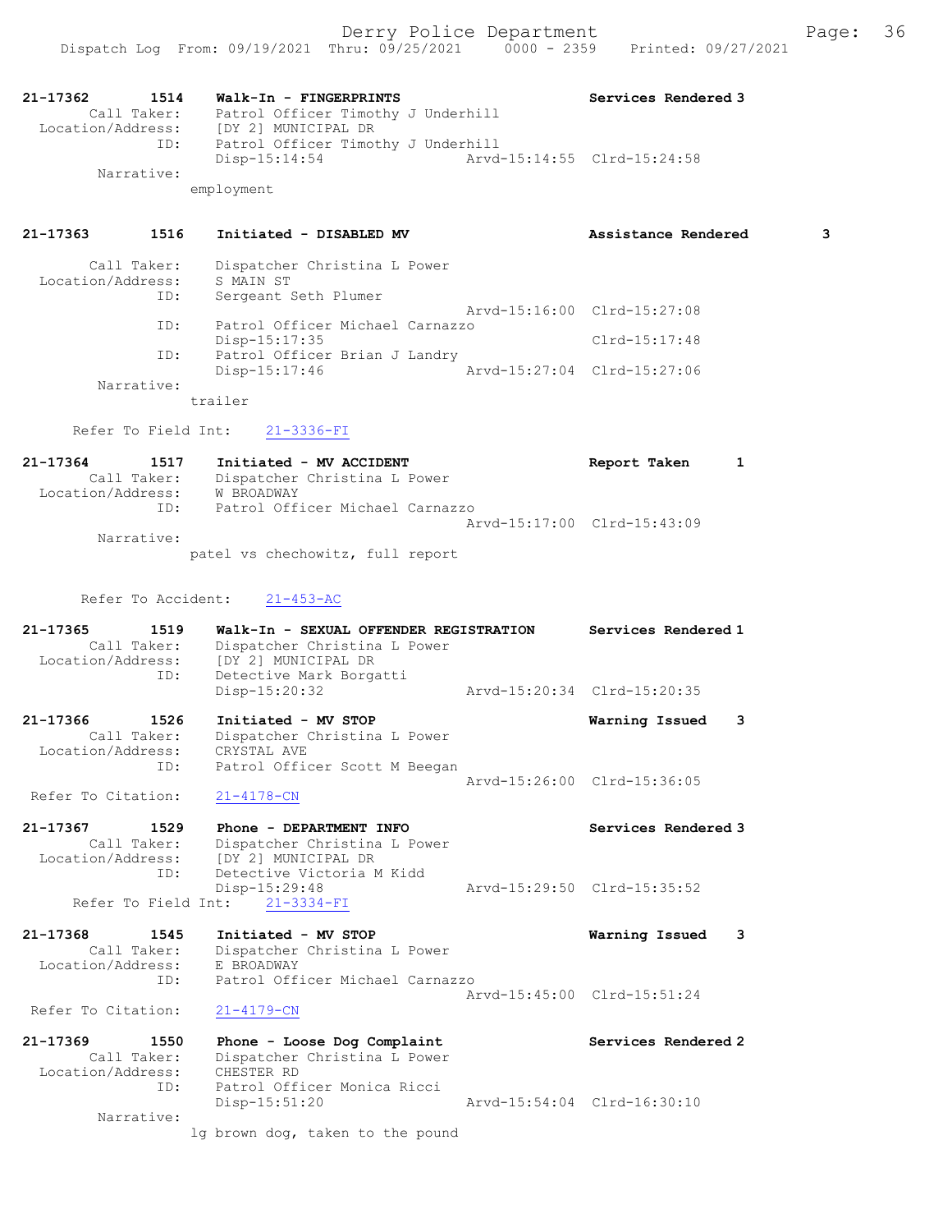```
21-17362        1514    Walk-In - FINGERPRINTS                      Services Rendered 3
        Call Taker:     Patrol Officer Timothy J Underhill
   Location/Address:    [DY 2] MUNICIPAL DR
                ID:     Patrol Officer Timothy J Underhill
                        Disp-15:14:54                  Arvd-15:14:55  Clrd-15:24:58
         Narrative:
                      employment

21-17363        1516    Initiated - DISABLED MV                     Assistance Rendered       3

        Call Taker:     Dispatcher Christina L Power
   Location/Address:    S MAIN ST
                ID:     Sergeant Seth Plumer
                                                       Arvd-15:16:00  Clrd-15:27:08
                ID:     Patrol Officer Michael Carnazzo
                        Disp-15:17:35                                 Clrd-15:17:48
                ID:     Patrol Officer Brian J Landry
                        Disp-15:17:46                  Arvd-15:27:04  Clrd-15:27:06
         Narrative:
                      trailer

      Refer To Field Int:    21-3336-FI

21-17364        1517    Initiated - MV ACCIDENT                     Report Taken      1
        Call Taker:     Dispatcher Christina L Power
   Location/Address:    W BROADWAY
                ID:     Patrol Officer Michael Carnazzo
                                                       Arvd-15:17:00  Clrd-15:43:09
         Narrative:
                      patel vs chechowitz, full report

       Refer To Accident:    21-453-AC

21-17365        1519    Walk-In - SEXUAL OFFENDER REGISTRATION      Services Rendered 1
        Call Taker:     Dispatcher Christina L Power
   Location/Address:    [DY 2] MUNICIPAL DR
                ID:     Detective Mark Borgatti
                        Disp-15:20:32                  Arvd-15:20:34  Clrd-15:20:35

21-17366        1526    Initiated - MV STOP                         Warning Issued    3
        Call Taker:     Dispatcher Christina L Power
   Location/Address:    CRYSTAL AVE
                ID:     Patrol Officer Scott M Beegan
                                                       Arvd-15:26:00  Clrd-15:36:05
 Refer To Citation:     21-4178-CN

21-17367        1529    Phone - DEPARTMENT INFO                     Services Rendered 3
        Call Taker:     Dispatcher Christina L Power
   Location/Address:    [DY 2] MUNICIPAL DR
                ID:     Detective Victoria M Kidd
                        Disp-15:29:48                  Arvd-15:29:50  Clrd-15:35:52
      Refer To Field Int:    21-3334-FI

21-17368        1545    Initiated - MV STOP                         Warning Issued    3
        Call Taker:     Dispatcher Christina L Power
   Location/Address:    E BROADWAY
                ID:     Patrol Officer Michael Carnazzo
                                                       Arvd-15:45:00  Clrd-15:51:24
 Refer To Citation:     21-4179-CN

21-17369        1550    Phone - Loose Dog Complaint                 Services Rendered 2
        Call Taker:     Dispatcher Christina L Power
   Location/Address:    CHESTER RD
                ID:     Patrol Officer Monica Ricci
                        Disp-15:51:20                  Arvd-15:54:04  Clrd-16:30:10
         Narrative:
                      lg brown dog, taken to the pound
```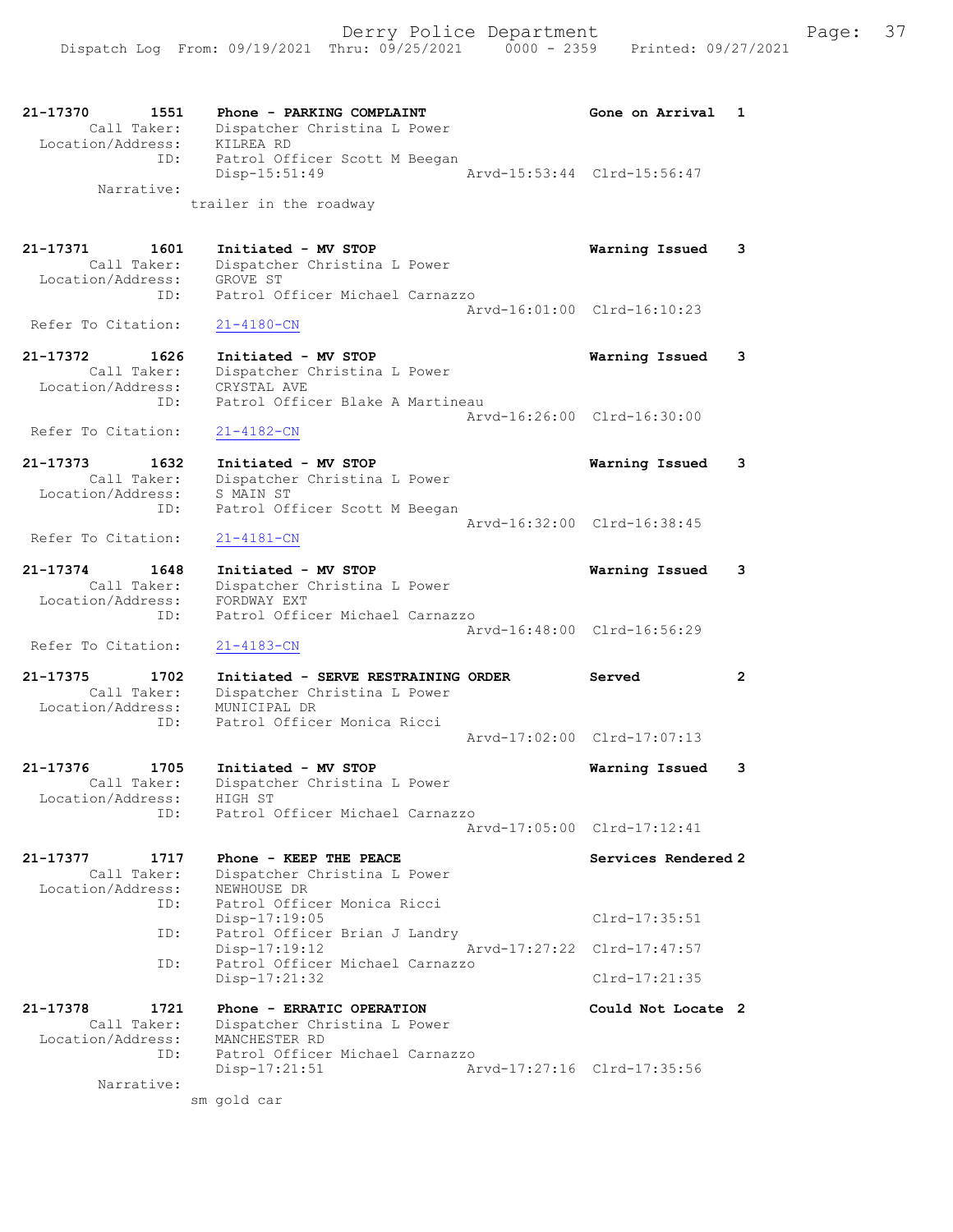21-17370 1551 Phone - PARKING COMPLAINT Gone on Arrival 1
Call Taker: Dispatcher Christina L Power
Location/Address: KILREA RD
ID: Patrol Officer Scott M Beegan
Disp-15:51:49 Arvd-15:53:44 Clrd-15:56:47
Narrative:
trailer in the roadway

21-17371 1601 Initiated - MV STOP Warning Issued 3
Call Taker: Dispatcher Christina L Power
Location/Address: GROVE ST
ID: Patrol Officer Michael Carnazzo
Arvd-16:01:00 Clrd-16:10:23
Refer To Citation: 21-4180-CN

21-17372 1626 Initiated - MV STOP Warning Issued 3
Call Taker: Dispatcher Christina L Power
Location/Address: CRYSTAL AVE
ID: Patrol Officer Blake A Martineau
Arvd-16:26:00 Clrd-16:30:00
Refer To Citation: 21-4182-CN

21-17373 1632 Initiated - MV STOP Warning Issued 3
Call Taker: Dispatcher Christina L Power
Location/Address: S MAIN ST
ID: Patrol Officer Scott M Beegan
Arvd-16:32:00 Clrd-16:38:45
Refer To Citation: 21-4181-CN

21-17374 1648 Initiated - MV STOP Warning Issued 3
Call Taker: Dispatcher Christina L Power
Location/Address: FORDWAY EXT
ID: Patrol Officer Michael Carnazzo
Arvd-16:48:00 Clrd-16:56:29
Refer To Citation: 21-4183-CN

21-17375 1702 Initiated - SERVE RESTRAINING ORDER Served 2
Call Taker: Dispatcher Christina L Power
Location/Address: MUNICIPAL DR
ID: Patrol Officer Monica Ricci
Arvd-17:02:00 Clrd-17:07:13

21-17376 1705 Initiated - MV STOP Warning Issued 3
Call Taker: Dispatcher Christina L Power
Location/Address: HIGH ST
ID: Patrol Officer Michael Carnazzo
Arvd-17:05:00 Clrd-17:12:41

21-17377 1717 Phone - KEEP THE PEACE Services Rendered 2
Call Taker: Dispatcher Christina L Power
Location/Address: NEWHOUSE DR
ID: Patrol Officer Monica Ricci
Disp-17:19:05 Clrd-17:35:51
ID: Patrol Officer Brian J Landry
Disp-17:19:12 Arvd-17:27:22 Clrd-17:47:57
ID: Patrol Officer Michael Carnazzo
Disp-17:21:32 Clrd-17:21:35

21-17378 1721 Phone - ERRATIC OPERATION Could Not Locate 2
Call Taker: Dispatcher Christina L Power
Location/Address: MANCHESTER RD
ID: Patrol Officer Michael Carnazzo
Disp-17:21:51 Arvd-17:27:16 Clrd-17:35:56
Narrative:
sm gold car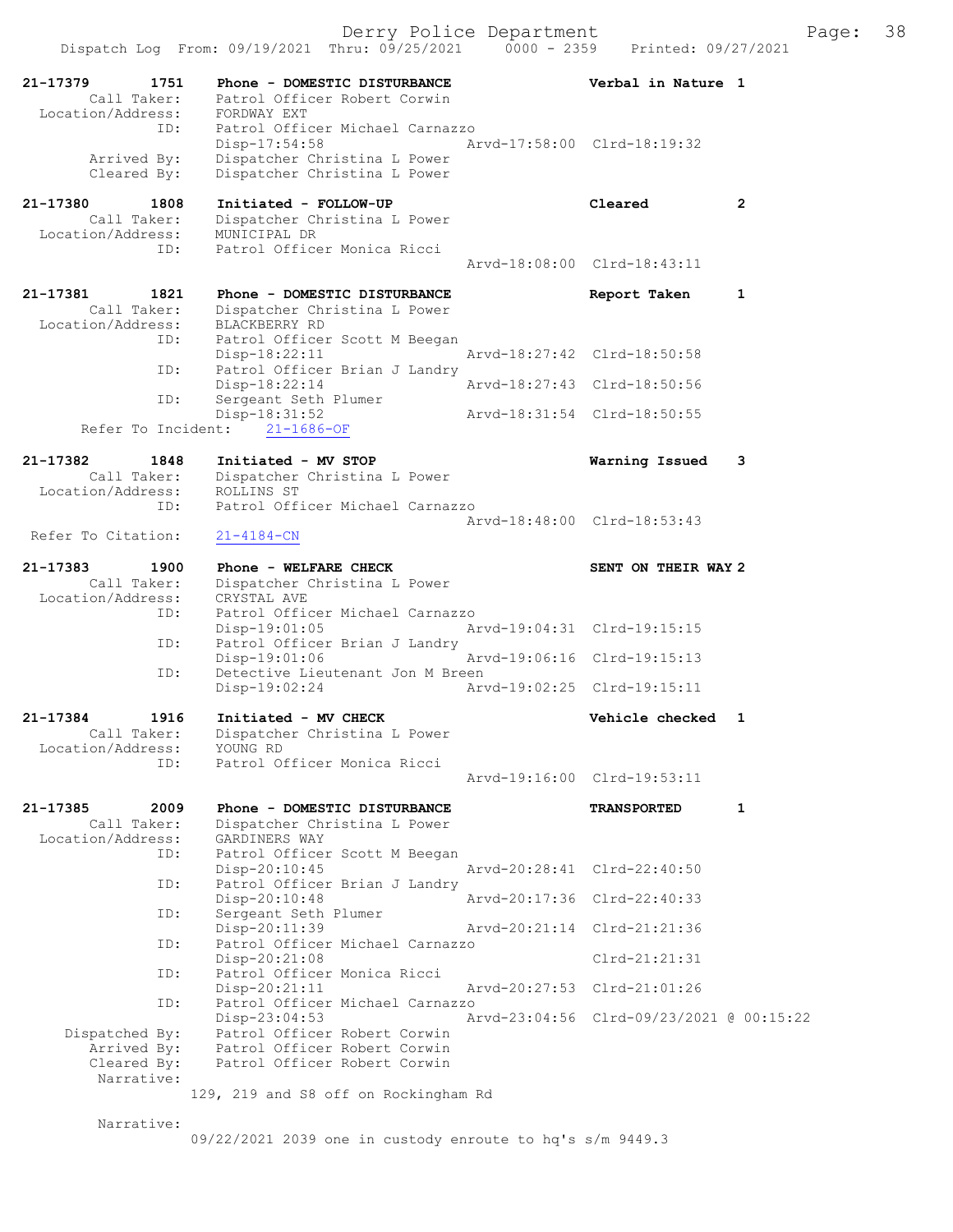Dispatch Log From: 09/19/2021 Thru: 09/25/2021 0000 - 2359 Printed: 09/27/2021

```
21-17379        1751    Phone - DOMESTIC DISTURBANCE              Verbal in Nature 1
       Call Taker:      Patrol Officer Robert Corwin
  Location/Address:     FORDWAY EXT
               ID:      Patrol Officer Michael Carnazzo
                        Disp-17:54:58              Arvd-17:58:00  Clrd-18:19:32
       Arrived By:      Dispatcher Christina L Power
       Cleared By:      Dispatcher Christina L Power

21-17380        1808    Initiated - FOLLOW-UP                     Cleared          2
       Call Taker:      Dispatcher Christina L Power
  Location/Address:     MUNICIPAL DR
               ID:      Patrol Officer Monica Ricci
                                                   Arvd-18:08:00  Clrd-18:43:11

21-17381        1821    Phone - DOMESTIC DISTURBANCE              Report Taken     1
       Call Taker:      Dispatcher Christina L Power
  Location/Address:     BLACKBERRY RD
               ID:      Patrol Officer Scott M Beegan
                        Disp-18:22:11              Arvd-18:27:42  Clrd-18:50:58
               ID:      Patrol Officer Brian J Landry
                        Disp-18:22:14              Arvd-18:27:43  Clrd-18:50:56
               ID:      Sergeant Seth Plumer
                        Disp-18:31:52              Arvd-18:31:54  Clrd-18:50:55
     Refer To Incident:   21-1686-OF

21-17382        1848    Initiated - MV STOP                       Warning Issued   3
       Call Taker:      Dispatcher Christina L Power
  Location/Address:     ROLLINS ST
               ID:      Patrol Officer Michael Carnazzo
                                                   Arvd-18:48:00  Clrd-18:53:43
  Refer To Citation:    21-4184-CN

21-17383        1900    Phone - WELFARE CHECK                     SENT ON THEIR WAY 2
       Call Taker:      Dispatcher Christina L Power
  Location/Address:     CRYSTAL AVE
               ID:      Patrol Officer Michael Carnazzo
                        Disp-19:01:05              Arvd-19:04:31  Clrd-19:15:15
               ID:      Patrol Officer Brian J Landry
                        Disp-19:01:06              Arvd-19:06:16  Clrd-19:15:13
               ID:      Detective Lieutenant Jon M Breen
                        Disp-19:02:24              Arvd-19:02:25  Clrd-19:15:11

21-17384        1916    Initiated - MV CHECK                      Vehicle checked  1
       Call Taker:      Dispatcher Christina L Power
  Location/Address:     YOUNG RD
               ID:      Patrol Officer Monica Ricci
                                                   Arvd-19:16:00  Clrd-19:53:11

21-17385        2009    Phone - DOMESTIC DISTURBANCE              TRANSPORTED      1
       Call Taker:      Dispatcher Christina L Power
  Location/Address:     GARDINERS WAY
               ID:      Patrol Officer Scott M Beegan
                        Disp-20:10:45              Arvd-20:28:41  Clrd-22:40:50
               ID:      Patrol Officer Brian J Landry
                        Disp-20:10:48              Arvd-20:17:36  Clrd-22:40:33
               ID:      Sergeant Seth Plumer
                        Disp-20:11:39              Arvd-20:21:14  Clrd-21:21:36
               ID:      Patrol Officer Michael Carnazzo
                        Disp-20:21:08                             Clrd-21:21:31
               ID:      Patrol Officer Monica Ricci
                        Disp-20:21:11              Arvd-20:27:53  Clrd-21:01:26
               ID:      Patrol Officer Michael Carnazzo
                        Disp-23:04:53              Arvd-23:04:56  Clrd-09/23/2021 @ 00:15:22
    Dispatched By:      Patrol Officer Robert Corwin
       Arrived By:      Patrol Officer Robert Corwin
       Cleared By:      Patrol Officer Robert Corwin
        Narrative:
                    129, 219 and S8 off on Rockingham Rd

        Narrative:
                    09/22/2021 2039 one in custody enroute to hq's s/m 9449.3
```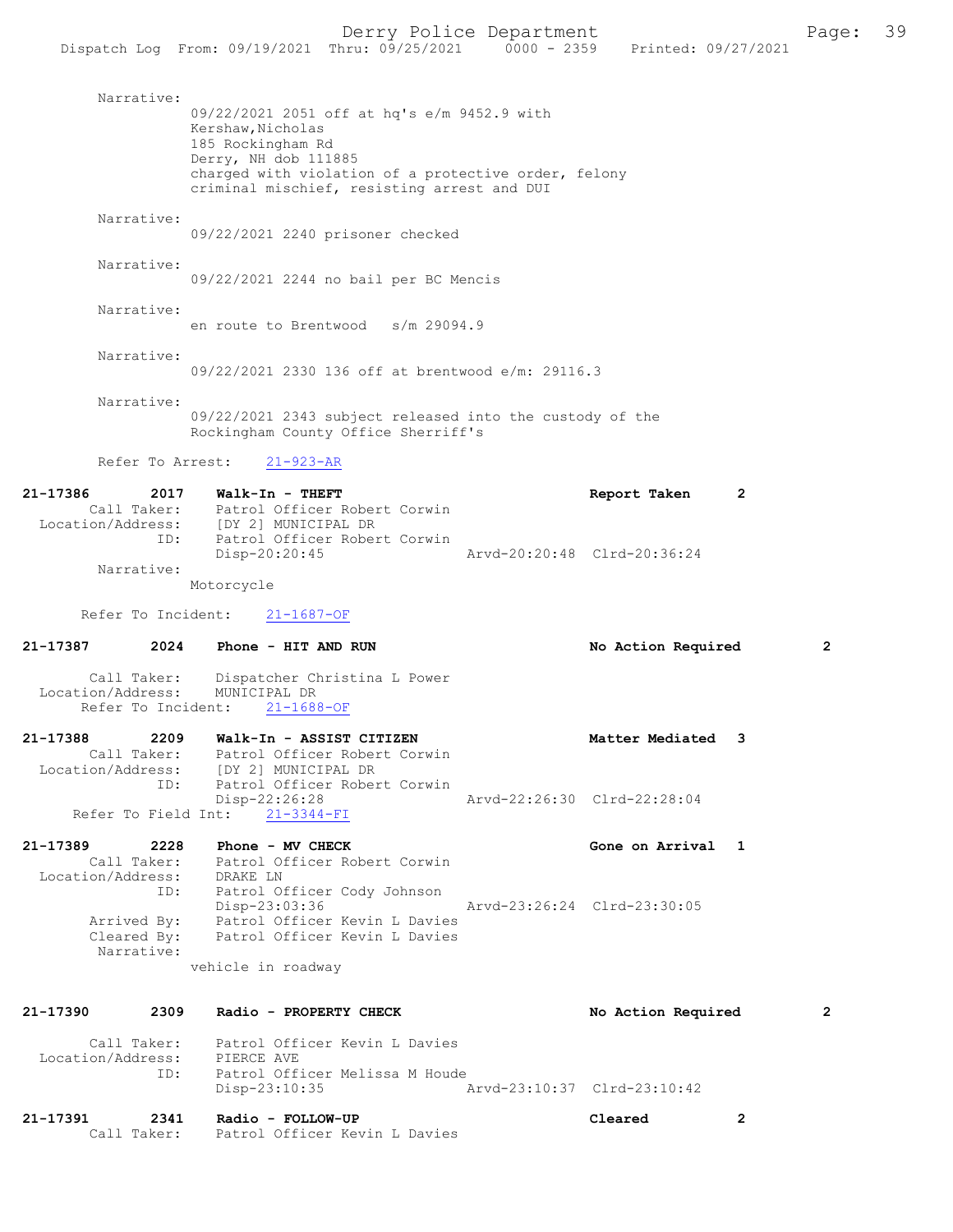Narrative:
09/22/2021 2051 off at hq's e/m 9452.9 with
Kershaw,Nicholas
185 Rockingham Rd
Derry, NH dob 111885
charged with violation of a protective order, felony
criminal mischief, resisting arrest and DUI

Narrative:
09/22/2021 2240 prisoner checked

Narrative:
09/22/2021 2244 no bail per BC Mencis

Narrative:
en route to Brentwood s/m 29094.9

Narrative:
09/22/2021 2330 136 off at brentwood e/m: 29116.3

Narrative:
09/22/2021 2343 subject released into the custody of the
Rockingham County Office Sherriff's

Refer To Arrest: 21-923-AR

**21-17386 2017 Walk-In - THEFT** **Report Taken 2**
Call Taker: Patrol Officer Robert Corwin
Location/Address: [DY 2] MUNICIPAL DR
ID: Patrol Officer Robert Corwin
Disp-20:20:45 Arvd-20:20:48 Clrd-20:36:24
Narrative:
Motorcycle

Refer To Incident: 21-1687-OF

**21-17387 2024 Phone - HIT AND RUN** **No Action Required 2**
Call Taker: Dispatcher Christina L Power
Location/Address: MUNICIPAL DR
Refer To Incident: 21-1688-OF

**21-17388 2209 Walk-In - ASSIST CITIZEN** **Matter Mediated 3**
Call Taker: Patrol Officer Robert Corwin
Location/Address: [DY 2] MUNICIPAL DR
ID: Patrol Officer Robert Corwin
Disp-22:26:28 Arvd-22:26:30 Clrd-22:28:04
Refer To Field Int: 21-3344-FI

**21-17389 2228 Phone - MV CHECK** **Gone on Arrival 1**
Call Taker: Patrol Officer Robert Corwin
Location/Address: DRAKE LN
ID: Patrol Officer Cody Johnson
Disp-23:03:36 Arvd-23:26:24 Clrd-23:30:05
Arrived By: Patrol Officer Kevin L Davies
Cleared By: Patrol Officer Kevin L Davies
Narrative:
vehicle in roadway

**21-17390 2309 Radio - PROPERTY CHECK** **No Action Required 2**
Call Taker: Patrol Officer Kevin L Davies
Location/Address: PIERCE AVE
ID: Patrol Officer Melissa M Houde
Disp-23:10:35 Arvd-23:10:37 Clrd-23:10:42

**21-17391 2341 Radio - FOLLOW-UP** **Cleared 2**
Call Taker: Patrol Officer Kevin L Davies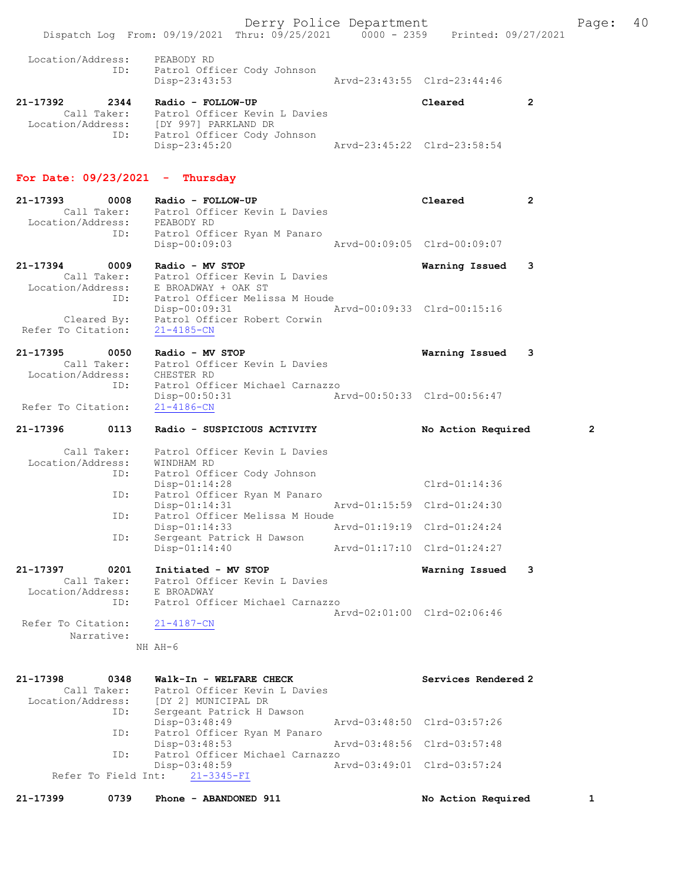```
Location/Address:     PEABODY RD
              ID:     Patrol Officer Cody Johnson
                      Disp-23:43:53               Arvd-23:43:55  Clrd-23:44:46

21-17392        2344     Radio - FOLLOW-UP                           Cleared           2
     Call Taker:     Patrol Officer Kevin L Davies
 Location/Address:     [DY 997] PARKLAND DR
              ID:     Patrol Officer Cody Johnson
                      Disp-23:45:20               Arvd-23:45:22  Clrd-23:58:54
```

**For Date: 09/23/2021 - Thursday**

```
21-17393        0008     Radio - FOLLOW-UP                           Cleared           2
     Call Taker:     Patrol Officer Kevin L Davies
 Location/Address:     PEABODY RD
              ID:     Patrol Officer Ryan M Panaro
                      Disp-00:09:03               Arvd-00:09:05  Clrd-00:09:07

21-17394        0009     Radio - MV STOP                             Warning Issued    3
     Call Taker:     Patrol Officer Kevin L Davies
 Location/Address:     E BROADWAY + OAK ST
              ID:     Patrol Officer Melissa M Houde
                      Disp-00:09:31               Arvd-00:09:33  Clrd-00:15:16
     Cleared By:     Patrol Officer Robert Corwin
 Refer To Citation:     21-4185-CN

21-17395        0050     Radio - MV STOP                             Warning Issued    3
     Call Taker:     Patrol Officer Kevin L Davies
 Location/Address:     CHESTER RD
              ID:     Patrol Officer Michael Carnazzo
                      Disp-00:50:31               Arvd-00:50:33  Clrd-00:56:47
 Refer To Citation:     21-4186-CN

21-17396        0113     Radio - SUSPICIOUS ACTIVITY                 No Action Required        2

     Call Taker:     Patrol Officer Kevin L Davies
 Location/Address:     WINDHAM RD
              ID:     Patrol Officer Cody Johnson
                      Disp-01:14:28                              Clrd-01:14:36
              ID:     Patrol Officer Ryan M Panaro
                      Disp-01:14:31               Arvd-01:15:59  Clrd-01:24:30
              ID:     Patrol Officer Melissa M Houde
                      Disp-01:14:33               Arvd-01:19:19  Clrd-01:24:24
              ID:     Sergeant Patrick H Dawson
                      Disp-01:14:40               Arvd-01:17:10  Clrd-01:24:27

21-17397        0201     Initiated - MV STOP                         Warning Issued    3
     Call Taker:     Patrol Officer Kevin L Davies
 Location/Address:     E BROADWAY
              ID:     Patrol Officer Michael Carnazzo
                                                  Arvd-02:01:00  Clrd-02:06:46
 Refer To Citation:     21-4187-CN
       Narrative:
                   NH AH-6

21-17398        0348     Walk-In - WELFARE CHECK                     Services Rendered 2
     Call Taker:     Patrol Officer Kevin L Davies
 Location/Address:     [DY 2] MUNICIPAL DR
              ID:     Sergeant Patrick H Dawson
                      Disp-03:48:49               Arvd-03:48:50  Clrd-03:57:26
              ID:     Patrol Officer Ryan M Panaro
                      Disp-03:48:53               Arvd-03:48:56  Clrd-03:57:48
              ID:     Patrol Officer Michael Carnazzo
                      Disp-03:48:59               Arvd-03:49:01  Clrd-03:57:24
   Refer To Field Int:     21-3345-FI

21-17399        0739     Phone - ABANDONED 911                       No Action Required        1
```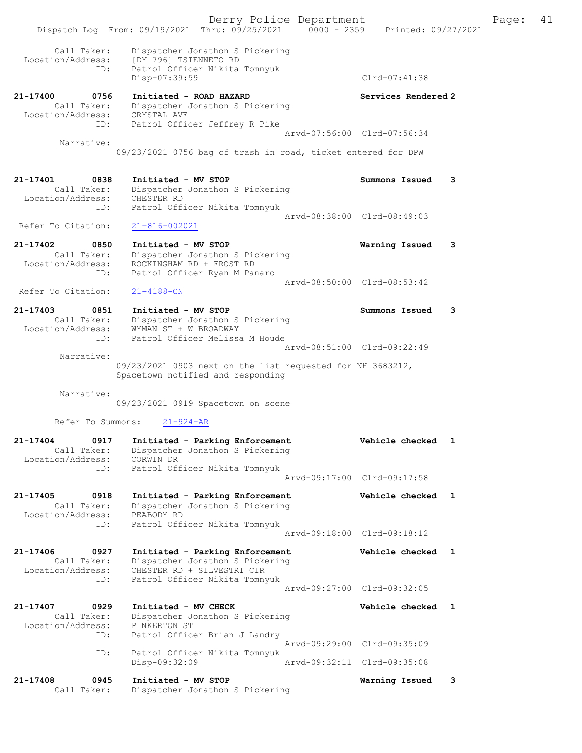Call Taker: Dispatcher Jonathon S Pickering
Location/Address: [DY 796] TSIENNETO RD
ID: Patrol Officer Nikita Tomnyuk
Disp-07:39:59 Clrd-07:41:38

21-17400 0756 Initiated - ROAD HAZARD Services Rendered 2
Call Taker: Dispatcher Jonathon S Pickering
Location/Address: CRYSTAL AVE
ID: Patrol Officer Jeffrey R Pike
Arvd-07:56:00 Clrd-07:56:34
Narrative:
09/23/2021 0756 bag of trash in road, ticket entered for DPW

21-17401 0838 Initiated - MV STOP Summons Issued 3
Call Taker: Dispatcher Jonathon S Pickering
Location/Address: CHESTER RD
ID: Patrol Officer Nikita Tomnyuk
Arvd-08:38:00 Clrd-08:49:03
Refer To Citation: 21-816-002021

21-17402 0850 Initiated - MV STOP Warning Issued 3
Call Taker: Dispatcher Jonathon S Pickering
Location/Address: ROCKINGHAM RD + FROST RD
ID: Patrol Officer Ryan M Panaro
Arvd-08:50:00 Clrd-08:53:42
Refer To Citation: 21-4188-CN

21-17403 0851 Initiated - MV STOP Summons Issued 3
Call Taker: Dispatcher Jonathon S Pickering
Location/Address: WYMAN ST + W BROADWAY
ID: Patrol Officer Melissa M Houde
Arvd-08:51:00 Clrd-09:22:49
Narrative:
09/23/2021 0903 next on the list requested for NH 3683212, Spacetown notified and responding

Narrative:
09/23/2021 0919 Spacetown on scene

Refer To Summons: 21-924-AR

21-17404 0917 Initiated - Parking Enforcement Vehicle checked 1
Call Taker: Dispatcher Jonathon S Pickering
Location/Address: CORWIN DR
ID: Patrol Officer Nikita Tomnyuk
Arvd-09:17:00 Clrd-09:17:58

21-17405 0918 Initiated - Parking Enforcement Vehicle checked 1
Call Taker: Dispatcher Jonathon S Pickering
Location/Address: PEABODY RD
ID: Patrol Officer Nikita Tomnyuk
Arvd-09:18:00 Clrd-09:18:12

21-17406 0927 Initiated - Parking Enforcement Vehicle checked 1
Call Taker: Dispatcher Jonathon S Pickering
Location/Address: CHESTER RD + SILVESTRI CIR
ID: Patrol Officer Nikita Tomnyuk
Arvd-09:27:00 Clrd-09:32:05

21-17407 0929 Initiated - MV CHECK Vehicle checked 1
Call Taker: Dispatcher Jonathon S Pickering
Location/Address: PINKERTON ST
ID: Patrol Officer Brian J Landry
Arvd-09:29:00 Clrd-09:35:09
ID: Patrol Officer Nikita Tomnyuk
Disp-09:32:09 Arvd-09:32:11 Clrd-09:35:08

21-17408 0945 Initiated - MV STOP Warning Issued 3
Call Taker: Dispatcher Jonathon S Pickering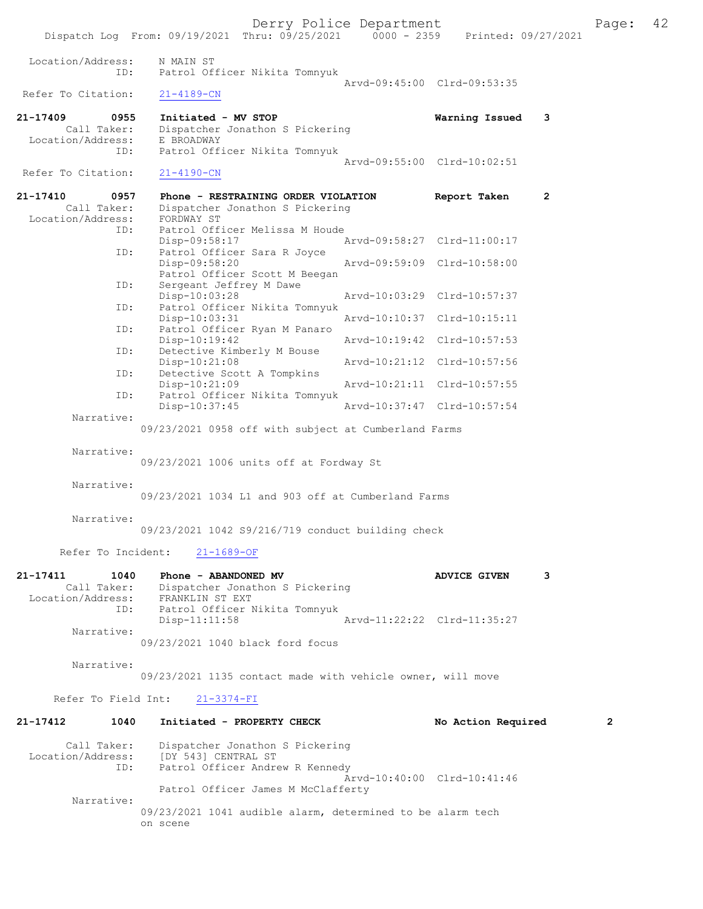Location/Address: N MAIN ST
ID: Patrol Officer Nikita Tomnyuk
Arvd-09:45:00 Clrd-09:53:35
Refer To Citation: 21-4189-CN

**21-17409 0955 Initiated - MV STOP** Warning Issued 3
Call Taker: Dispatcher Jonathon S Pickering
Location/Address: E BROADWAY
ID: Patrol Officer Nikita Tomnyuk
Arvd-09:55:00 Clrd-10:02:51
Refer To Citation: 21-4190-CN

**21-17410 0957 Phone - RESTRAINING ORDER VIOLATION** Report Taken 2
Call Taker: Dispatcher Jonathon S Pickering
Location/Address: FORDWAY ST
ID: Patrol Officer Melissa M Houde
Disp-09:58:17 Arvd-09:58:27 Clrd-11:00:17
ID: Patrol Officer Sara R Joyce
Disp-09:58:20 Arvd-09:59:09 Clrd-10:58:00
Patrol Officer Scott M Beegan
ID: Sergeant Jeffrey M Dawe
Disp-10:03:28 Arvd-10:03:29 Clrd-10:57:37
ID: Patrol Officer Nikita Tomnyuk
Disp-10:03:31 Arvd-10:10:37 Clrd-10:15:11
ID: Patrol Officer Ryan M Panaro
Disp-10:19:42 Arvd-10:19:42 Clrd-10:57:53
ID: Detective Kimberly M Bouse
Disp-10:21:08 Arvd-10:21:12 Clrd-10:57:56
ID: Detective Scott A Tompkins
Disp-10:21:09 Arvd-10:21:11 Clrd-10:57:55
ID: Patrol Officer Nikita Tomnyuk
Disp-10:37:45 Arvd-10:37:47 Clrd-10:57:54
Narrative:
09/23/2021 0958 off with subject at Cumberland Farms

Narrative:
09/23/2021 1006 units off at Fordway St

Narrative:
09/23/2021 1034 L1 and 903 off at Cumberland Farms

Narrative:
09/23/2021 1042 S9/216/719 conduct building check

Refer To Incident: 21-1689-OF

**21-17411 1040 Phone - ABANDONED MV** ADVICE GIVEN 3
Call Taker: Dispatcher Jonathon S Pickering
Location/Address: FRANKLIN ST EXT
ID: Patrol Officer Nikita Tomnyuk
Disp-11:11:58 Arvd-11:22:22 Clrd-11:35:27
Narrative:
09/23/2021 1040 black ford focus

Narrative:
09/23/2021 1135 contact made with vehicle owner, will move

Refer To Field Int: 21-3374-FI

**21-17412 1040 Initiated - PROPERTY CHECK** No Action Required 2
Call Taker: Dispatcher Jonathon S Pickering
Location/Address: [DY 543] CENTRAL ST
ID: Patrol Officer Andrew R Kennedy
Arvd-10:40:00 Clrd-10:41:46
Patrol Officer James M McClafferty
Narrative:
09/23/2021 1041 audible alarm, determined to be alarm tech on scene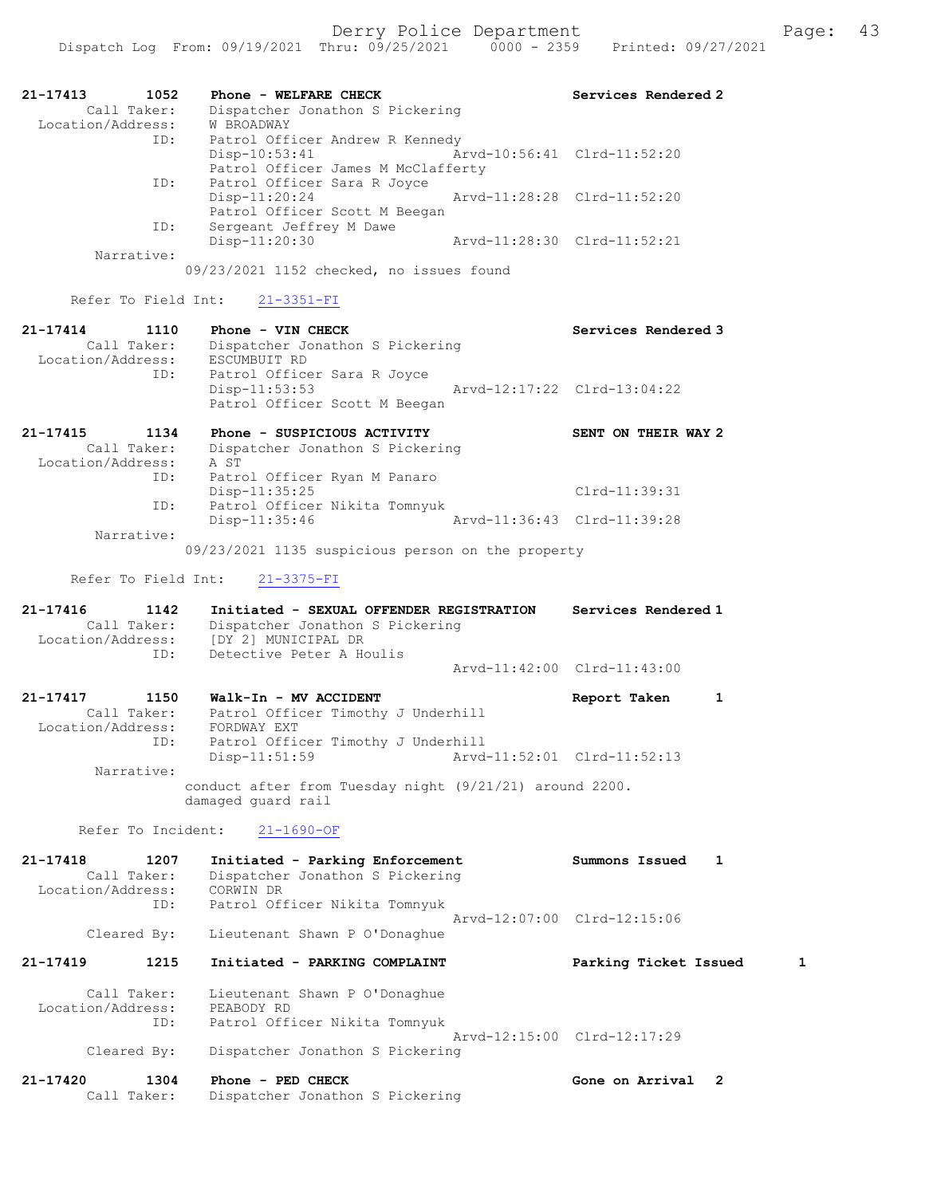21-17413 1052 Phone - WELFARE CHECK Services Rendered 2
Call Taker: Dispatcher Jonathon S Pickering
Location/Address: W BROADWAY
ID: Patrol Officer Andrew R Kennedy
Disp-10:53:41 Arvd-10:56:41 Clrd-11:52:20
Patrol Officer James M McClafferty
ID: Patrol Officer Sara R Joyce
Disp-11:20:24 Arvd-11:28:28 Clrd-11:52:20
Patrol Officer Scott M Beegan
ID: Sergeant Jeffrey M Dawe
Disp-11:20:30 Arvd-11:28:30 Clrd-11:52:21
Narrative:
09/23/2021 1152 checked, no issues found

Refer To Field Int: 21-3351-FI

21-17414 1110 Phone - VIN CHECK Services Rendered 3
Call Taker: Dispatcher Jonathon S Pickering
Location/Address: ESCUMBUIT RD
ID: Patrol Officer Sara R Joyce
Disp-11:53:53 Arvd-12:17:22 Clrd-13:04:22
Patrol Officer Scott M Beegan

21-17415 1134 Phone - SUSPICIOUS ACTIVITY SENT ON THEIR WAY 2
Call Taker: Dispatcher Jonathon S Pickering
Location/Address: A ST
ID: Patrol Officer Ryan M Panaro
Disp-11:35:25 Clrd-11:39:31
ID: Patrol Officer Nikita Tomnyuk
Disp-11:35:46 Arvd-11:36:43 Clrd-11:39:28
Narrative:
09/23/2021 1135 suspicious person on the property

Refer To Field Int: 21-3375-FI

21-17416 1142 Initiated - SEXUAL OFFENDER REGISTRATION Services Rendered 1
Call Taker: Dispatcher Jonathon S Pickering
Location/Address: [DY 2] MUNICIPAL DR
ID: Detective Peter A Houlis
Arvd-11:42:00 Clrd-11:43:00

21-17417 1150 Walk-In - MV ACCIDENT Report Taken 1
Call Taker: Patrol Officer Timothy J Underhill
Location/Address: FORDWAY EXT
ID: Patrol Officer Timothy J Underhill
Disp-11:51:59 Arvd-11:52:01 Clrd-11:52:13
Narrative:
conduct after from Tuesday night (9/21/21) around 2200.
damaged guard rail

Refer To Incident: 21-1690-OF

21-17418 1207 Initiated - Parking Enforcement Summons Issued 1
Call Taker: Dispatcher Jonathon S Pickering
Location/Address: CORWIN DR
ID: Patrol Officer Nikita Tomnyuk
Arvd-12:07:00 Clrd-12:15:06
Cleared By: Lieutenant Shawn P O'Donaghue

21-17419 1215 Initiated - PARKING COMPLAINT Parking Ticket Issued 1
Call Taker: Lieutenant Shawn P O'Donaghue
Location/Address: PEABODY RD
ID: Patrol Officer Nikita Tomnyuk
Arvd-12:15:00 Clrd-12:17:29
Cleared By: Dispatcher Jonathon S Pickering

21-17420 1304 Phone - PED CHECK Gone on Arrival 2
Call Taker: Dispatcher Jonathon S Pickering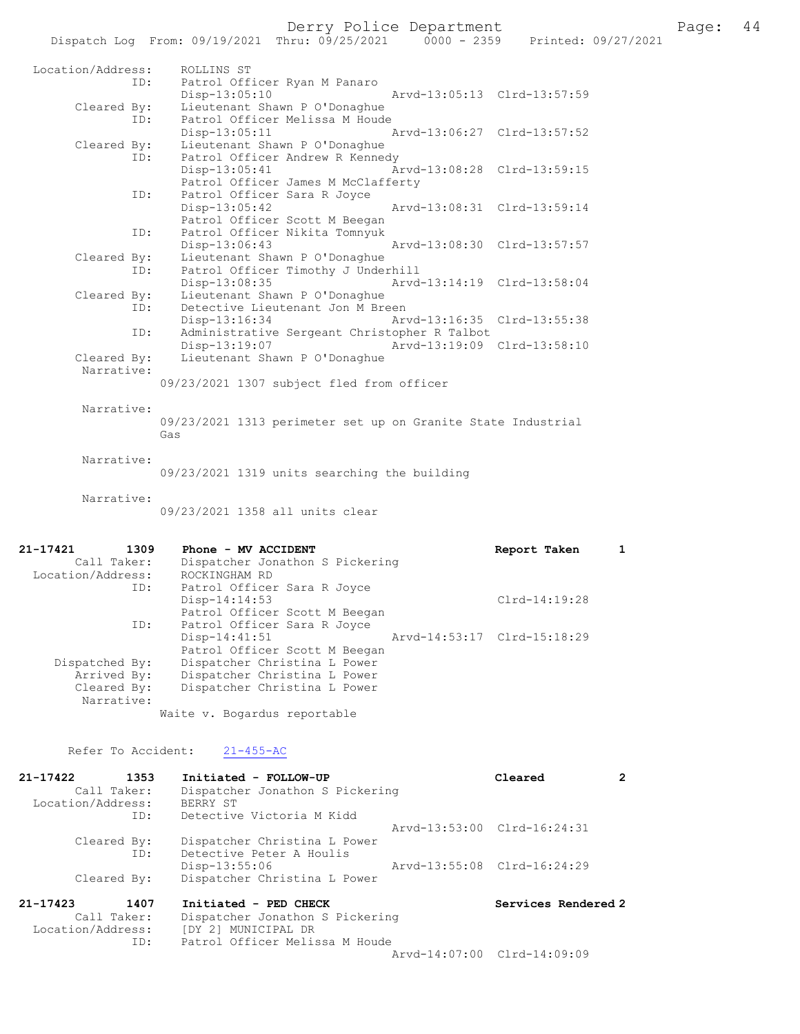```
 Location/Address:      ROLLINS ST
                ID:     Patrol Officer Ryan M Panaro
                        Disp-13:05:10                Arvd-13:05:13  Clrd-13:57:59
       Cleared By:      Lieutenant Shawn P O'Donaghue
                ID:     Patrol Officer Melissa M Houde
                        Disp-13:05:11                Arvd-13:06:27  Clrd-13:57:52
       Cleared By:      Lieutenant Shawn P O'Donaghue
                ID:     Patrol Officer Andrew R Kennedy
                        Disp-13:05:41                Arvd-13:08:28  Clrd-13:59:15
                        Patrol Officer James M McClafferty
                ID:     Patrol Officer Sara R Joyce
                        Disp-13:05:42                Arvd-13:08:31  Clrd-13:59:14
                        Patrol Officer Scott M Beegan
                ID:     Patrol Officer Nikita Tomnyuk
                        Disp-13:06:43                Arvd-13:08:30  Clrd-13:57:57
       Cleared By:      Lieutenant Shawn P O'Donaghue
                ID:     Patrol Officer Timothy J Underhill
                        Disp-13:08:35                Arvd-13:14:19  Clrd-13:58:04
       Cleared By:      Lieutenant Shawn P O'Donaghue
                ID:     Detective Lieutenant Jon M Breen
                        Disp-13:16:34                Arvd-13:16:35  Clrd-13:55:38
                ID:     Administrative Sergeant Christopher R Talbot
                        Disp-13:19:07                Arvd-13:19:09  Clrd-13:58:10
       Cleared By:      Lieutenant Shawn P O'Donaghue
        Narrative:
                    09/23/2021 1307 subject fled from officer

        Narrative:
                    09/23/2021 1313 perimeter set up on Granite State Industrial
                    Gas

        Narrative:
                    09/23/2021 1319 units searching the building

        Narrative:
                    09/23/2021 1358 all units clear


21-17421        1309    Phone - MV ACCIDENT                          Report Taken        1
       Call Taker:      Dispatcher Jonathon S Pickering
 Location/Address:      ROCKINGHAM RD
                ID:     Patrol Officer Sara R Joyce
                        Disp-14:14:53                               Clrd-14:19:28
                        Patrol Officer Scott M Beegan
                ID:     Patrol Officer Sara R Joyce
                        Disp-14:41:51                Arvd-14:53:17  Clrd-15:18:29
                        Patrol Officer Scott M Beegan
    Dispatched By:      Dispatcher Christina L Power
       Arrived By:      Dispatcher Christina L Power
       Cleared By:      Dispatcher Christina L Power
        Narrative:
                    Waite v. Bogardus reportable

      Refer To Accident:    21-455-AC

21-17422        1353    Initiated - FOLLOW-UP                        Cleared             2
       Call Taker:      Dispatcher Jonathon S Pickering
 Location/Address:      BERRY ST
                ID:     Detective Victoria M Kidd
                                                     Arvd-13:53:00  Clrd-16:24:31
       Cleared By:      Dispatcher Christina L Power
                ID:     Detective Peter A Houlis
                        Disp-13:55:06                Arvd-13:55:08  Clrd-16:24:29
       Cleared By:      Dispatcher Christina L Power

21-17423        1407    Initiated - PED CHECK                        Services Rendered 2
       Call Taker:      Dispatcher Jonathon S Pickering
 Location/Address:      [DY 2] MUNICIPAL DR
                ID:     Patrol Officer Melissa M Houde
                                                     Arvd-14:07:00  Clrd-14:09:09
```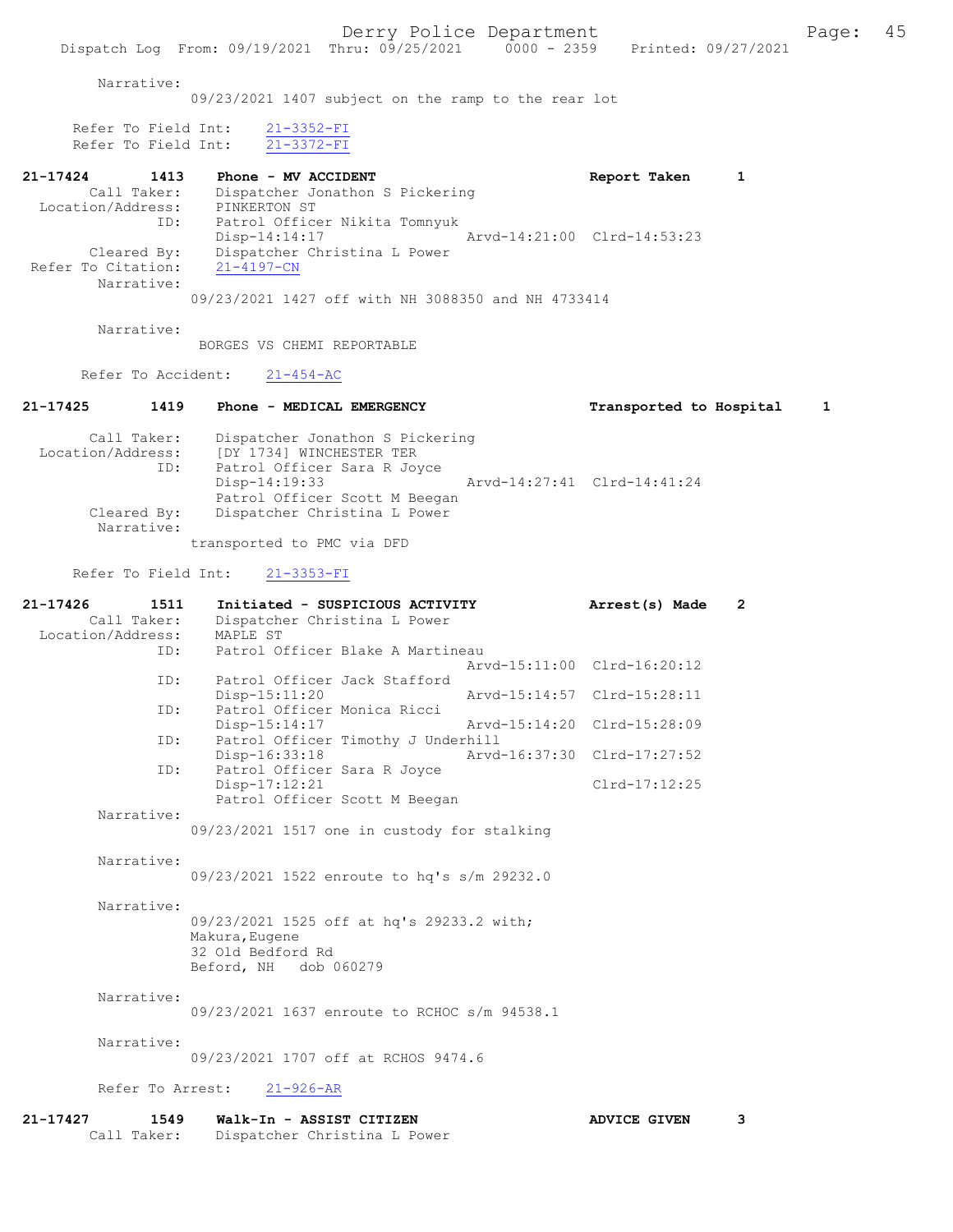Narrative:
09/23/2021 1407 subject on the ramp to the rear lot

Refer To Field Int: 21-3352-FI
Refer To Field Int: 21-3372-FI

**21-17424 1413 Phone - MV ACCIDENT — Report Taken 1**

Call Taker: Dispatcher Jonathon S Pickering
Location/Address: PINKERTON ST
ID: Patrol Officer Nikita Tomnyuk
Disp-14:14:17 Arvd-14:21:00 Clrd-14:53:23
Cleared By: Dispatcher Christina L Power
Refer To Citation: 21-4197-CN
Narrative:
09/23/2021 1427 off with NH 3088350 and NH 4733414

Narrative:
BORGES VS CHEMI REPORTABLE

Refer To Accident: 21-454-AC

**21-17425 1419 Phone - MEDICAL EMERGENCY — Transported to Hospital 1**

Call Taker: Dispatcher Jonathon S Pickering
Location/Address: [DY 1734] WINCHESTER TER
ID: Patrol Officer Sara R Joyce
Disp-14:19:33 Arvd-14:27:41 Clrd-14:41:24
Patrol Officer Scott M Beegan
Cleared By: Dispatcher Christina L Power
Narrative:
transported to PMC via DFD

Refer To Field Int: 21-3353-FI

**21-17426 1511 Initiated - SUSPICIOUS ACTIVITY — Arrest(s) Made 2**

Call Taker: Dispatcher Christina L Power
Location/Address: MAPLE ST
ID: Patrol Officer Blake A Martineau
Arvd-15:11:00 Clrd-16:20:12
ID: Patrol Officer Jack Stafford
Disp-15:11:20 Arvd-15:14:57 Clrd-15:28:11
ID: Patrol Officer Monica Ricci
Disp-15:14:17 Arvd-15:14:20 Clrd-15:28:09
ID: Patrol Officer Timothy J Underhill
Disp-16:33:18 Arvd-16:37:30 Clrd-17:27:52
ID: Patrol Officer Sara R Joyce
Disp-17:12:21 Clrd-17:12:25
Patrol Officer Scott M Beegan
Narrative:
09/23/2021 1517 one in custody for stalking

Narrative:
09/23/2021 1522 enroute to hq's s/m 29232.0

Narrative:
09/23/2021 1525 off at hq's 29233.2 with;
Makura,Eugene
32 Old Bedford Rd
Beford, NH dob 060279

Narrative:
09/23/2021 1637 enroute to RCHOC s/m 94538.1

Narrative:
09/23/2021 1707 off at RCHOS 9474.6

Refer To Arrest: 21-926-AR

**21-17427 1549 Walk-In - ASSIST CITIZEN — ADVICE GIVEN 3**

Call Taker: Dispatcher Christina L Power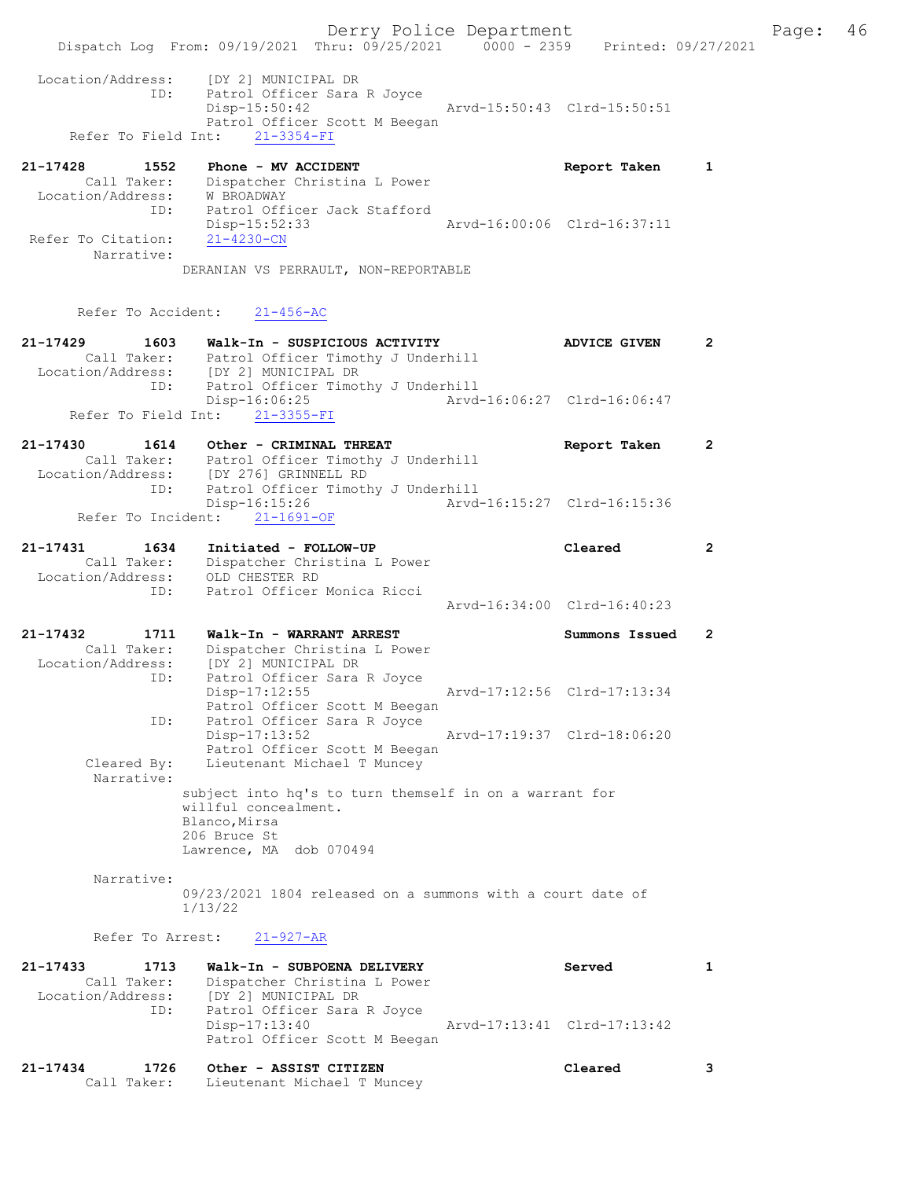```
 Location/Address:    [DY 2] MUNICIPAL DR
               ID:    Patrol Officer Sara R Joyce
                      Disp-15:50:42                 Arvd-15:50:43  Clrd-15:50:51
                      Patrol Officer Scott M Beegan
     Refer To Field Int:    21-3354-FI

21-17428        1552    Phone - MV ACCIDENT                          Report Taken      1
         Call Taker:    Dispatcher Christina L Power
   Location/Address:    W BROADWAY
                 ID:    Patrol Officer Jack Stafford
                        Disp-15:52:33                 Arvd-16:00:06  Clrd-16:37:11
  Refer To Citation:    21-4230-CN
          Narrative:
                      DERANIAN VS PERRAULT, NON-REPORTABLE


        Refer To Accident:    21-456-AC

21-17429        1603    Walk-In - SUSPICIOUS ACTIVITY                ADVICE GIVEN      2
         Call Taker:    Patrol Officer Timothy J Underhill
   Location/Address:    [DY 2] MUNICIPAL DR
                 ID:    Patrol Officer Timothy J Underhill
                        Disp-16:06:25                 Arvd-16:06:27  Clrd-16:06:47
     Refer To Field Int:    21-3355-FI

21-17430        1614    Other - CRIMINAL THREAT                      Report Taken      2
         Call Taker:    Patrol Officer Timothy J Underhill
   Location/Address:    [DY 276] GRINNELL RD
                 ID:    Patrol Officer Timothy J Underhill
                        Disp-16:15:26                 Arvd-16:15:27  Clrd-16:15:36
      Refer To Incident:    21-1691-OF

21-17431        1634    Initiated - FOLLOW-UP                        Cleared           2
         Call Taker:    Dispatcher Christina L Power
   Location/Address:    OLD CHESTER RD
                 ID:    Patrol Officer Monica Ricci
                                                      Arvd-16:34:00  Clrd-16:40:23

21-17432        1711    Walk-In - WARRANT ARREST                     Summons Issued    2
         Call Taker:    Dispatcher Christina L Power
   Location/Address:    [DY 2] MUNICIPAL DR
                 ID:    Patrol Officer Sara R Joyce
                        Disp-17:12:55                 Arvd-17:12:56  Clrd-17:13:34
                        Patrol Officer Scott M Beegan
                 ID:    Patrol Officer Sara R Joyce
                        Disp-17:13:52                 Arvd-17:19:37  Clrd-18:06:20
                        Patrol Officer Scott M Beegan
         Cleared By:    Lieutenant Michael T Muncey
          Narrative:
                      subject into hq's to turn themself in on a warrant for
                      willful concealment.
                      Blanco,Mirsa
                      206 Bruce St
                      Lawrence, MA  dob 070494

          Narrative:
                      09/23/2021 1804 released on a summons with a court date of
                      1/13/22

          Refer To Arrest:    21-927-AR

21-17433        1713    Walk-In - SUBPOENA DELIVERY                  Served            1
         Call Taker:    Dispatcher Christina L Power
   Location/Address:    [DY 2] MUNICIPAL DR
                 ID:    Patrol Officer Sara R Joyce
                        Disp-17:13:40                 Arvd-17:13:41  Clrd-17:13:42
                        Patrol Officer Scott M Beegan

21-17434        1726    Other - ASSIST CITIZEN                       Cleared           3
         Call Taker:    Lieutenant Michael T Muncey
```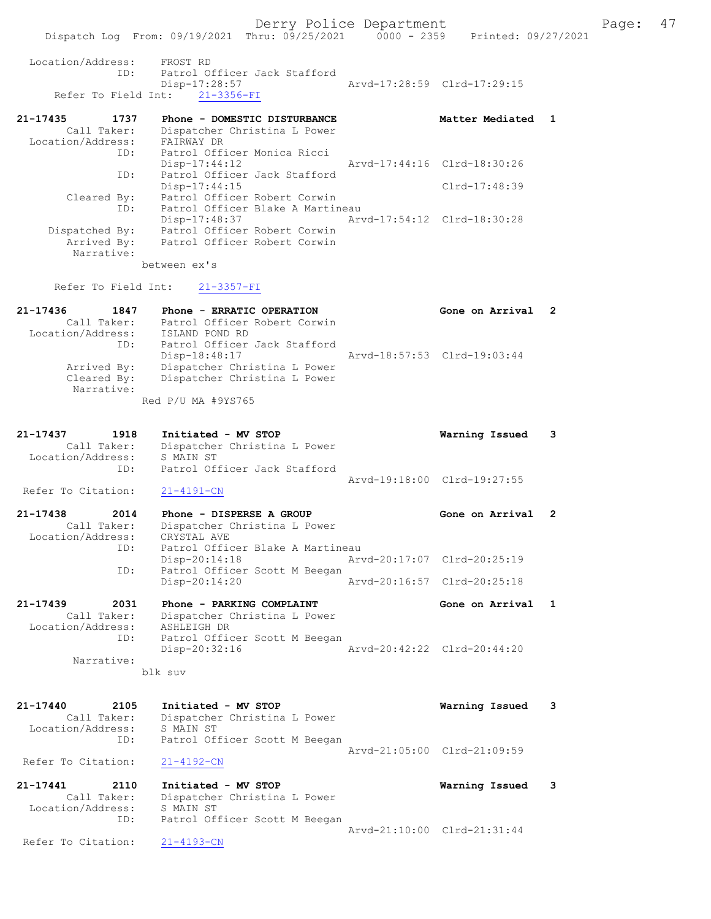```
Location/Address:     FROST RD
              ID:     Patrol Officer Jack Stafford
                      Disp-17:28:57                Arvd-17:28:59  Clrd-17:29:15
   Refer To Field Int:     21-3356-FI

21-17435        1737    Phone - DOMESTIC DISTURBANCE               Matter Mediated   1
      Call Taker:     Dispatcher Christina L Power
  Location/Address:     FAIRWAY DR
              ID:     Patrol Officer Monica Ricci
                      Disp-17:44:12                Arvd-17:44:16  Clrd-18:30:26
              ID:     Patrol Officer Jack Stafford
                      Disp-17:44:15                               Clrd-17:48:39
      Cleared By:     Patrol Officer Robert Corwin
              ID:     Patrol Officer Blake A Martineau
                      Disp-17:48:37                Arvd-17:54:12  Clrd-18:30:28
   Dispatched By:     Patrol Officer Robert Corwin
      Arrived By:     Patrol Officer Robert Corwin
       Narrative:
                  between ex's

   Refer To Field Int:     21-3357-FI

21-17436        1847    Phone - ERRATIC OPERATION                  Gone on Arrival   2
      Call Taker:     Patrol Officer Robert Corwin
  Location/Address:     ISLAND POND RD
              ID:     Patrol Officer Jack Stafford
                      Disp-18:48:17                Arvd-18:57:53  Clrd-19:03:44
      Arrived By:     Dispatcher Christina L Power
      Cleared By:     Dispatcher Christina L Power
       Narrative:
                  Red P/U MA #9YS765

21-17437        1918    Initiated - MV STOP                        Warning Issued    3
      Call Taker:     Dispatcher Christina L Power
  Location/Address:     S MAIN ST
              ID:     Patrol Officer Jack Stafford
                                                   Arvd-19:18:00  Clrd-19:27:55
 Refer To Citation:     21-4191-CN

21-17438        2014    Phone - DISPERSE A GROUP                   Gone on Arrival   2
      Call Taker:     Dispatcher Christina L Power
  Location/Address:     CRYSTAL AVE
              ID:     Patrol Officer Blake A Martineau
                      Disp-20:14:18                Arvd-20:17:07  Clrd-20:25:19
              ID:     Patrol Officer Scott M Beegan
                      Disp-20:14:20                Arvd-20:16:57  Clrd-20:25:18

21-17439        2031    Phone - PARKING COMPLAINT                  Gone on Arrival   1
      Call Taker:     Dispatcher Christina L Power
  Location/Address:     ASHLEIGH DR
              ID:     Patrol Officer Scott M Beegan
                      Disp-20:32:16                Arvd-20:42:22  Clrd-20:44:20
       Narrative:
                  blk suv

21-17440        2105    Initiated - MV STOP                        Warning Issued    3
      Call Taker:     Dispatcher Christina L Power
  Location/Address:     S MAIN ST
              ID:     Patrol Officer Scott M Beegan
                                                   Arvd-21:05:00  Clrd-21:09:59
 Refer To Citation:     21-4192-CN

21-17441        2110    Initiated - MV STOP                        Warning Issued    3
      Call Taker:     Dispatcher Christina L Power
  Location/Address:     S MAIN ST
              ID:     Patrol Officer Scott M Beegan
                                                   Arvd-21:10:00  Clrd-21:31:44
 Refer To Citation:     21-4193-CN
```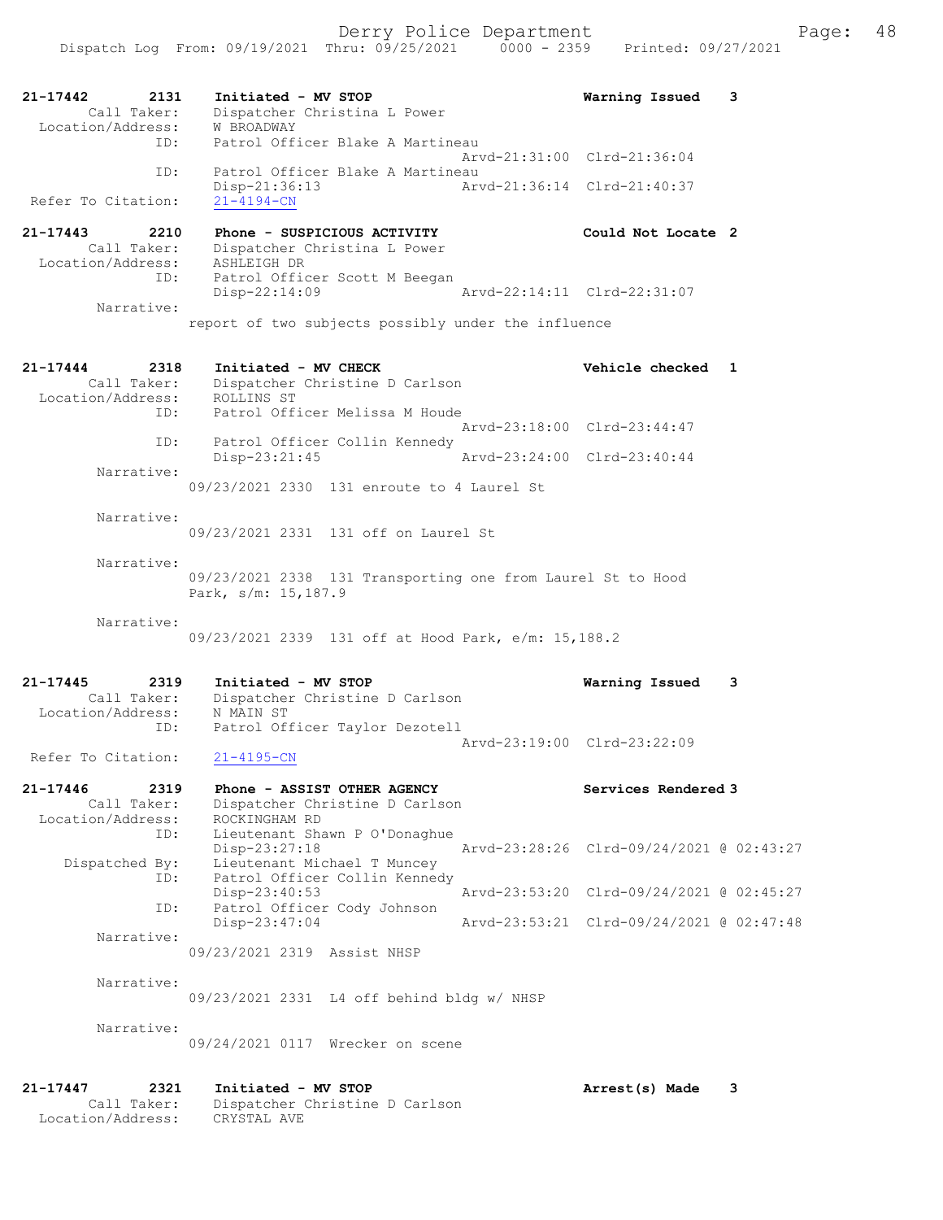21-17442 2131 Initiated - MV STOP Warning Issued 3
Call Taker: Dispatcher Christina L Power
Location/Address: W BROADWAY
ID: Patrol Officer Blake A Martineau
Arvd-21:31:00 Clrd-21:36:04
ID: Patrol Officer Blake A Martineau
Disp-21:36:13 Arvd-21:36:14 Clrd-21:40:37
Refer To Citation: 21-4194-CN

21-17443 2210 Phone - SUSPICIOUS ACTIVITY Could Not Locate 2
Call Taker: Dispatcher Christina L Power
Location/Address: ASHLEIGH DR
ID: Patrol Officer Scott M Beegan
Disp-22:14:09 Arvd-22:14:11 Clrd-22:31:07
Narrative:
report of two subjects possibly under the influence

21-17444 2318 Initiated - MV CHECK Vehicle checked 1
Call Taker: Dispatcher Christine D Carlson
Location/Address: ROLLINS ST
ID: Patrol Officer Melissa M Houde
Arvd-23:18:00 Clrd-23:44:47
ID: Patrol Officer Collin Kennedy
Disp-23:21:45 Arvd-23:24:00 Clrd-23:40:44
Narrative:
09/23/2021 2330 131 enroute to 4 Laurel St

Narrative:
09/23/2021 2331 131 off on Laurel St

Narrative:
09/23/2021 2338 131 Transporting one from Laurel St to Hood Park, s/m: 15,187.9

Narrative:
09/23/2021 2339 131 off at Hood Park, e/m: 15,188.2

21-17445 2319 Initiated - MV STOP Warning Issued 3
Call Taker: Dispatcher Christine D Carlson
Location/Address: N MAIN ST
ID: Patrol Officer Taylor Dezotell
Arvd-23:19:00 Clrd-23:22:09
Refer To Citation: 21-4195-CN

21-17446 2319 Phone - ASSIST OTHER AGENCY Services Rendered 3
Call Taker: Dispatcher Christine D Carlson
Location/Address: ROCKINGHAM RD
ID: Lieutenant Shawn P O'Donaghue
Disp-23:27:18 Arvd-23:28:26 Clrd-09/24/2021 @ 02:43:27
Dispatched By: Lieutenant Michael T Muncey
ID: Patrol Officer Collin Kennedy
Disp-23:40:53 Arvd-23:53:20 Clrd-09/24/2021 @ 02:45:27
ID: Patrol Officer Cody Johnson
Disp-23:47:04 Arvd-23:53:21 Clrd-09/24/2021 @ 02:47:48
Narrative:
09/23/2021 2319 Assist NHSP

Narrative:
09/23/2021 2331 L4 off behind bldg w/ NHSP

Narrative:
09/24/2021 0117 Wrecker on scene

21-17447 2321 Initiated - MV STOP Arrest(s) Made 3
Call Taker: Dispatcher Christine D Carlson
Location/Address: CRYSTAL AVE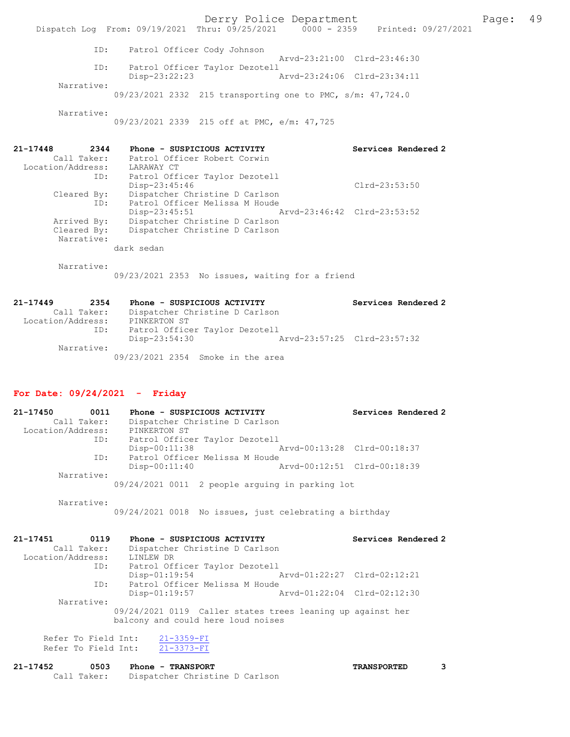```
            ID:    Patrol Officer Cody Johnson
                                             Arvd-23:21:00  Clrd-23:46:30
            ID:    Patrol Officer Taylor Dezotell
                   Disp-23:22:23             Arvd-23:24:06  Clrd-23:34:11
     Narrative:
                 09/23/2021 2332  215 transporting one to PMC, s/m: 47,724.0

     Narrative:
                 09/23/2021 2339  215 off at PMC, e/m: 47,725


21-17448        2344    Phone - SUSPICIOUS ACTIVITY                Services Rendered 2
       Call Taker:    Patrol Officer Robert Corwin
 Location/Address:    LARAWAY CT
               ID:    Patrol Officer Taylor Dezotell
                      Disp-23:45:46                             Clrd-23:53:50
       Cleared By:    Dispatcher Christine D Carlson
               ID:    Patrol Officer Melissa M Houde
                      Disp-23:45:51             Arvd-23:46:42  Clrd-23:53:52
       Arrived By:    Dispatcher Christine D Carlson
       Cleared By:    Dispatcher Christine D Carlson
        Narrative:
                 dark sedan

        Narrative:
                 09/23/2021 2353  No issues, waiting for a friend


21-17449        2354    Phone - SUSPICIOUS ACTIVITY                Services Rendered 2
       Call Taker:    Dispatcher Christine D Carlson
 Location/Address:    PINKERTON ST
               ID:    Patrol Officer Taylor Dezotell
                      Disp-23:54:30             Arvd-23:57:25  Clrd-23:57:32
        Narrative:
                 09/23/2021 2354  Smoke in the area
```

**For Date: 09/24/2021 - Friday**

```
21-17450        0011    Phone - SUSPICIOUS ACTIVITY                Services Rendered 2
       Call Taker:    Dispatcher Christine D Carlson
 Location/Address:    PINKERTON ST
               ID:    Patrol Officer Taylor Dezotell
                      Disp-00:11:38             Arvd-00:13:28  Clrd-00:18:37
               ID:    Patrol Officer Melissa M Houde
                      Disp-00:11:40             Arvd-00:12:51  Clrd-00:18:39
        Narrative:
                 09/24/2021 0011  2 people arguing in parking lot

        Narrative:
                 09/24/2021 0018  No issues, just celebrating a birthday


21-17451        0119    Phone - SUSPICIOUS ACTIVITY                Services Rendered 2
       Call Taker:    Dispatcher Christine D Carlson
 Location/Address:    LINLEW DR
               ID:    Patrol Officer Taylor Dezotell
                      Disp-01:19:54             Arvd-01:22:27  Clrd-02:12:21
               ID:    Patrol Officer Melissa M Houde
                      Disp-01:19:57             Arvd-01:22:04  Clrd-02:12:30
        Narrative:
                 09/24/2021 0119  Caller states trees leaning up against her
                 balcony and could here loud noises

     Refer To Field Int:    21-3359-FI
     Refer To Field Int:    21-3373-FI

21-17452        0503    Phone - TRANSPORT                          TRANSPORTED      3
       Call Taker:    Dispatcher Christine D Carlson
```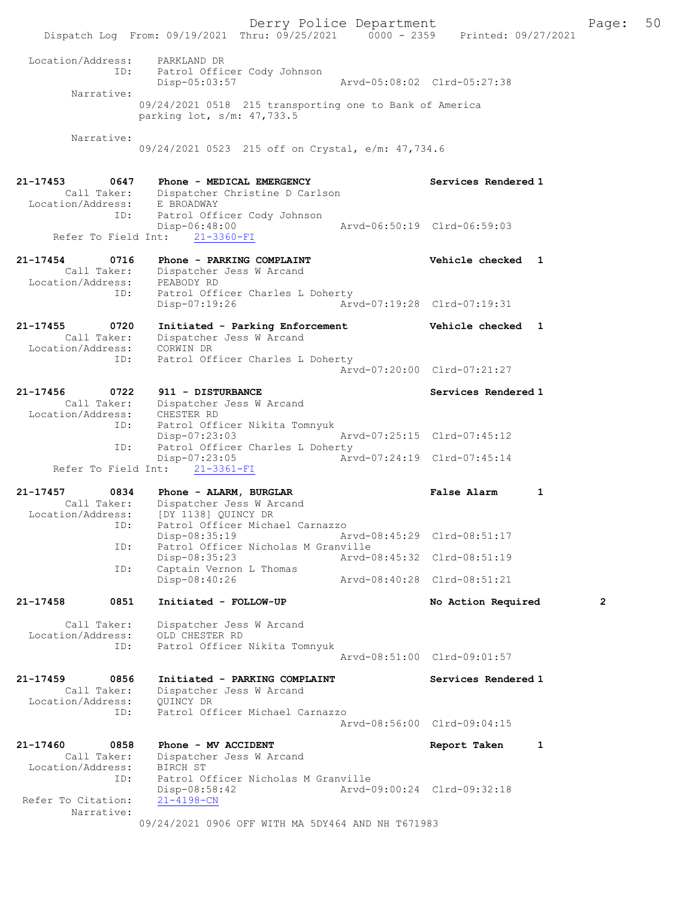Dispatch Log From: 09/19/2021 Thru: 09/25/2021 0000 - 2359 Printed: 09/27/2021

```
 Location/Address:    PARKLAND DR
              ID:     Patrol Officer Cody Johnson
                      Disp-05:03:57              Arvd-05:08:02  Clrd-05:27:38
        Narrative:
                09/24/2021 0518  215 transporting one to Bank of America
                parking lot, s/m: 47,733.5

        Narrative:
                09/24/2021 0523  215 off on Crystal, e/m: 47,734.6

21-17453      0647    Phone - MEDICAL EMERGENCY                 Services Rendered 1
      Call Taker:     Dispatcher Christine D Carlson
 Location/Address:    E BROADWAY
              ID:     Patrol Officer Cody Johnson
                      Disp-06:48:00              Arvd-06:50:19  Clrd-06:59:03
    Refer To Field Int:    21-3360-FI

21-17454      0716    Phone - PARKING COMPLAINT                 Vehicle checked  1
      Call Taker:     Dispatcher Jess W Arcand
 Location/Address:    PEABODY RD
              ID:     Patrol Officer Charles L Doherty
                      Disp-07:19:26              Arvd-07:19:28  Clrd-07:19:31

21-17455      0720    Initiated - Parking Enforcement           Vehicle checked  1
      Call Taker:     Dispatcher Jess W Arcand
 Location/Address:    CORWIN DR
              ID:     Patrol Officer Charles L Doherty
                                                 Arvd-07:20:00  Clrd-07:21:27

21-17456      0722    911 - DISTURBANCE                         Services Rendered 1
      Call Taker:     Dispatcher Jess W Arcand
 Location/Address:    CHESTER RD
              ID:     Patrol Officer Nikita Tomnyuk
                      Disp-07:23:03              Arvd-07:25:15  Clrd-07:45:12
              ID:     Patrol Officer Charles L Doherty
                      Disp-07:23:05              Arvd-07:24:19  Clrd-07:45:14
    Refer To Field Int:    21-3361-FI

21-17457      0834    Phone - ALARM, BURGLAR                    False Alarm      1
      Call Taker:     Dispatcher Jess W Arcand
 Location/Address:    [DY 1138] QUINCY DR
              ID:     Patrol Officer Michael Carnazzo
                      Disp-08:35:19              Arvd-08:45:29  Clrd-08:51:17
              ID:     Patrol Officer Nicholas M Granville
                      Disp-08:35:23              Arvd-08:45:32  Clrd-08:51:19
              ID:     Captain Vernon L Thomas
                      Disp-08:40:26              Arvd-08:40:28  Clrd-08:51:21

21-17458      0851    Initiated - FOLLOW-UP                     No Action Required       2

      Call Taker:     Dispatcher Jess W Arcand
 Location/Address:    OLD CHESTER RD
              ID:     Patrol Officer Nikita Tomnyuk
                                                 Arvd-08:51:00  Clrd-09:01:57

21-17459      0856    Initiated - PARKING COMPLAINT             Services Rendered 1
      Call Taker:     Dispatcher Jess W Arcand
 Location/Address:    QUINCY DR
              ID:     Patrol Officer Michael Carnazzo
                                                 Arvd-08:56:00  Clrd-09:04:15

21-17460      0858    Phone - MV ACCIDENT                       Report Taken     1
      Call Taker:     Dispatcher Jess W Arcand
 Location/Address:    BIRCH ST
              ID:     Patrol Officer Nicholas M Granville
                      Disp-08:58:42              Arvd-09:00:24  Clrd-09:32:18
  Refer To Citation:  21-4198-CN
        Narrative:
                09/24/2021 0906 OFF WITH MA 5DY464 AND NH T671983
```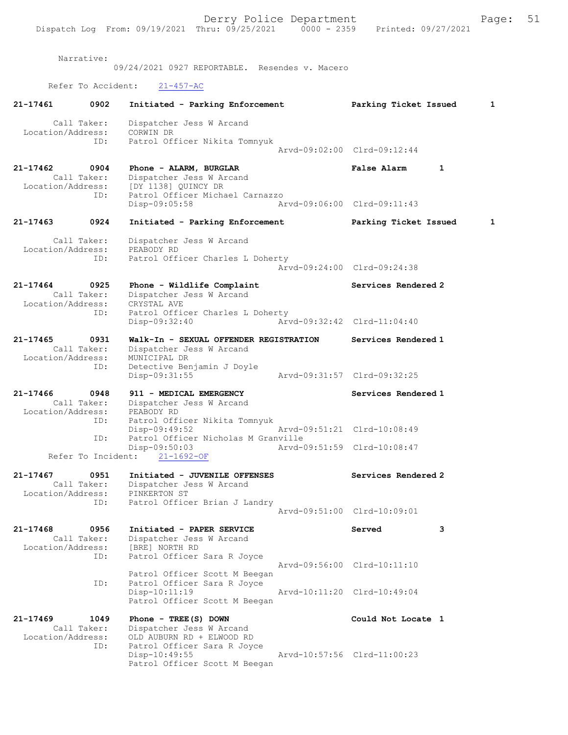Narrative:
09/24/2021 0927 REPORTABLE. Resendes v. Macero

Refer To Accident: 21-457-AC

```
21-17461        0902    Initiated - Parking Enforcement             Parking Ticket Issued      1

        Call Taker:     Dispatcher Jess W Arcand
  Location/Address:     CORWIN DR
                ID:     Patrol Officer Nikita Tomnyuk
                                                  Arvd-09:02:00  Clrd-09:12:44

21-17462        0904    Phone - ALARM, BURGLAR                      False Alarm        1
        Call Taker:     Dispatcher Jess W Arcand
  Location/Address:     [DY 1138] QUINCY DR
                ID:     Patrol Officer Michael Carnazzo
                        Disp-09:05:58             Arvd-09:06:00  Clrd-09:11:43

21-17463        0924    Initiated - Parking Enforcement             Parking Ticket Issued      1

        Call Taker:     Dispatcher Jess W Arcand
  Location/Address:     PEABODY RD
                ID:     Patrol Officer Charles L Doherty
                                                  Arvd-09:24:00  Clrd-09:24:38

21-17464        0925    Phone - Wildlife Complaint                  Services Rendered 2
        Call Taker:     Dispatcher Jess W Arcand
  Location/Address:     CRYSTAL AVE
                ID:     Patrol Officer Charles L Doherty
                        Disp-09:32:40             Arvd-09:32:42  Clrd-11:04:40

21-17465        0931    Walk-In - SEXUAL OFFENDER REGISTRATION      Services Rendered 1
        Call Taker:     Dispatcher Jess W Arcand
  Location/Address:     MUNICIPAL DR
                ID:     Detective Benjamin J Doyle
                        Disp-09:31:55             Arvd-09:31:57  Clrd-09:32:25

21-17466        0948    911 - MEDICAL EMERGENCY                     Services Rendered 1
        Call Taker:     Dispatcher Jess W Arcand
  Location/Address:     PEABODY RD
                ID:     Patrol Officer Nikita Tomnyuk
                        Disp-09:49:52             Arvd-09:51:21  Clrd-10:08:49
                ID:     Patrol Officer Nicholas M Granville
                        Disp-09:50:03             Arvd-09:51:59  Clrd-10:08:47
      Refer To Incident:    21-1692-OF

21-17467        0951    Initiated - JUVENILE OFFENSES               Services Rendered 2
        Call Taker:     Dispatcher Jess W Arcand
  Location/Address:     PINKERTON ST
                ID:     Patrol Officer Brian J Landry
                                                  Arvd-09:51:00  Clrd-10:09:01

21-17468        0956    Initiated - PAPER SERVICE                   Served             3
        Call Taker:     Dispatcher Jess W Arcand
  Location/Address:     [BRE] NORTH RD
                ID:     Patrol Officer Sara R Joyce
                                                  Arvd-09:56:00  Clrd-10:11:10
                        Patrol Officer Scott M Beegan
                ID:     Patrol Officer Sara R Joyce
                        Disp-10:11:19             Arvd-10:11:20  Clrd-10:49:04
                        Patrol Officer Scott M Beegan

21-17469        1049    Phone - TREE(S) DOWN                        Could Not Locate  1
        Call Taker:     Dispatcher Jess W Arcand
  Location/Address:     OLD AUBURN RD + ELWOOD RD
                ID:     Patrol Officer Sara R Joyce
                        Disp-10:49:55             Arvd-10:57:56  Clrd-11:00:23
                        Patrol Officer Scott M Beegan
```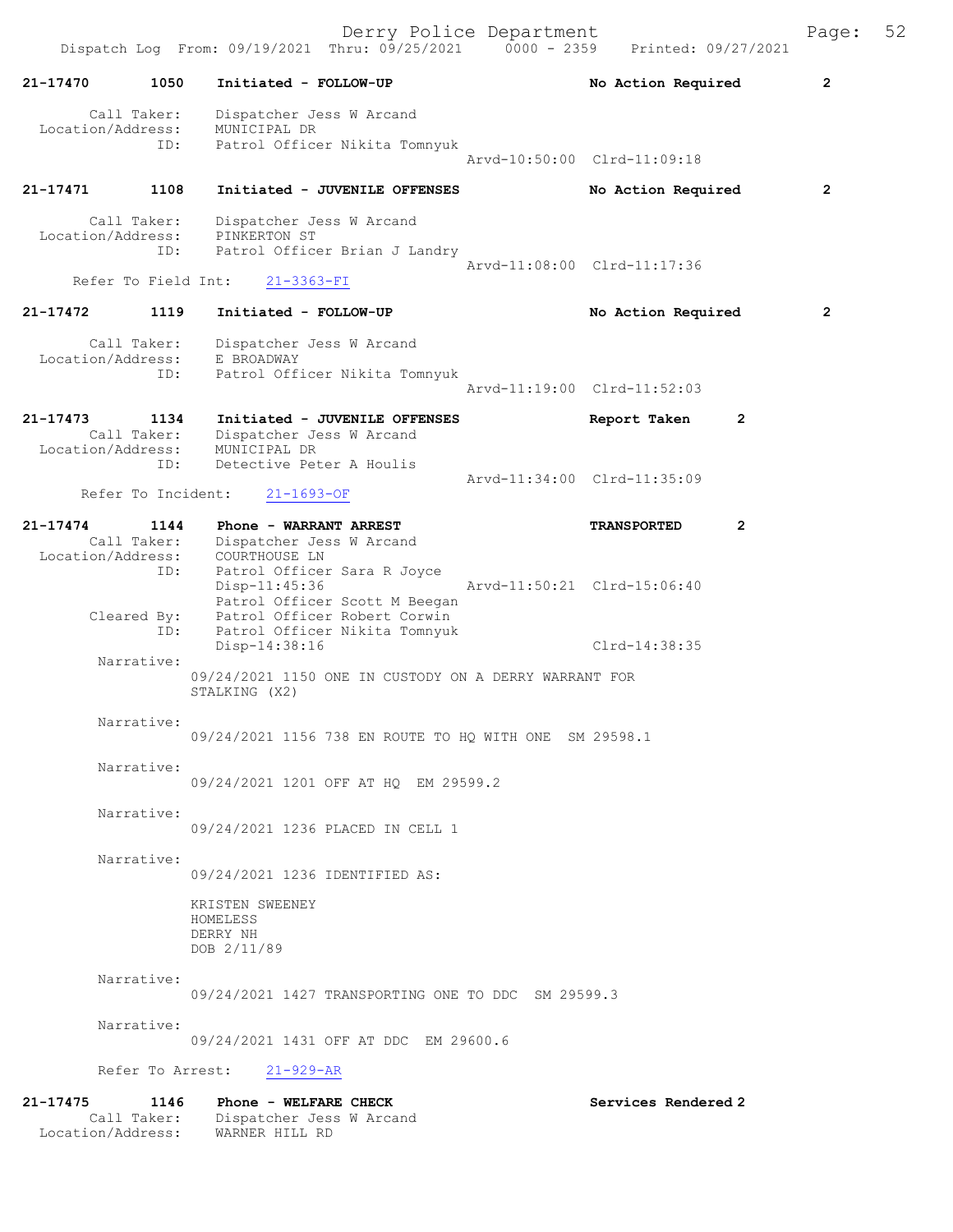21-17470 1050 Initiated - FOLLOW-UP No Action Required 2

Call Taker: Dispatcher Jess W Arcand
Location/Address: MUNICIPAL DR
ID: Patrol Officer Nikita Tomnyuk
Arvd-10:50:00 Clrd-11:09:18

21-17471 1108 Initiated - JUVENILE OFFENSES No Action Required 2

Call Taker: Dispatcher Jess W Arcand
Location/Address: PINKERTON ST
ID: Patrol Officer Brian J Landry
Arvd-11:08:00 Clrd-11:17:36
Refer To Field Int: 21-3363-FI

21-17472 1119 Initiated - FOLLOW-UP No Action Required 2

Call Taker: Dispatcher Jess W Arcand
Location/Address: E BROADWAY
ID: Patrol Officer Nikita Tomnyuk
Arvd-11:19:00 Clrd-11:52:03

21-17473 1134 Initiated - JUVENILE OFFENSES Report Taken 2
Call Taker: Dispatcher Jess W Arcand
Location/Address: MUNICIPAL DR
ID: Detective Peter A Houlis
Arvd-11:34:00 Clrd-11:35:09
Refer To Incident: 21-1693-OF

21-17474 1144 Phone - WARRANT ARREST TRANSPORTED 2
Call Taker: Dispatcher Jess W Arcand
Location/Address: COURTHOUSE LN
ID: Patrol Officer Sara R Joyce
Disp-11:45:36 Arvd-11:50:21 Clrd-15:06:40
Patrol Officer Scott M Beegan
Cleared By: Patrol Officer Robert Corwin
ID: Patrol Officer Nikita Tomnyuk
Disp-14:38:16 Clrd-14:38:35
Narrative:
09/24/2021 1150 ONE IN CUSTODY ON A DERRY WARRANT FOR STALKING (X2)

Narrative:
09/24/2021 1156 738 EN ROUTE TO HQ WITH ONE SM 29598.1

Narrative:
09/24/2021 1201 OFF AT HQ EM 29599.2

Narrative:
09/24/2021 1236 PLACED IN CELL 1

Narrative:
09/24/2021 1236 IDENTIFIED AS:

KRISTEN SWEENEY
HOMELESS
DERRY NH
DOB 2/11/89

Narrative:
09/24/2021 1427 TRANSPORTING ONE TO DDC SM 29599.3

Narrative:
09/24/2021 1431 OFF AT DDC EM 29600.6

Refer To Arrest: 21-929-AR

21-17475 1146 Phone - WELFARE CHECK Services Rendered 2
Call Taker: Dispatcher Jess W Arcand
Location/Address: WARNER HILL RD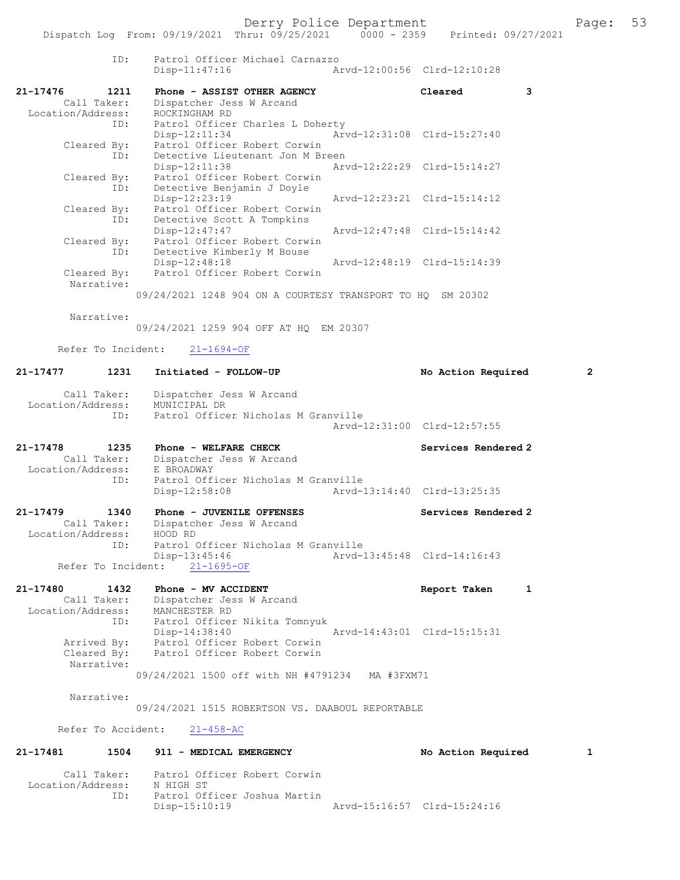```
            ID:      Patrol Officer Michael Carnazzo
                     Disp-11:47:16               Arvd-12:00:56  Clrd-12:10:28

21-17476        1211   Phone - ASSIST OTHER AGENCY               Cleared          3
         Call Taker:   Dispatcher Jess W Arcand
   Location/Address:   ROCKINGHAM RD
                ID:    Patrol Officer Charles L Doherty
                       Disp-12:11:34               Arvd-12:31:08  Clrd-15:27:40
         Cleared By:   Patrol Officer Robert Corwin
                ID:    Detective Lieutenant Jon M Breen
                       Disp-12:11:38               Arvd-12:22:29  Clrd-15:14:27
         Cleared By:   Patrol Officer Robert Corwin
                ID:    Detective Benjamin J Doyle
                       Disp-12:23:19               Arvd-12:23:21  Clrd-15:14:12
         Cleared By:   Patrol Officer Robert Corwin
                ID:    Detective Scott A Tompkins
                       Disp-12:47:47               Arvd-12:47:48  Clrd-15:14:42
         Cleared By:   Patrol Officer Robert Corwin
                ID:    Detective Kimberly M Bouse
                       Disp-12:48:18               Arvd-12:48:19  Clrd-15:14:39
         Cleared By:   Patrol Officer Robert Corwin
          Narrative:
                 09/24/2021 1248 904 ON A COURTESY TRANSPORT TO HQ  SM 20302

          Narrative:
                 09/24/2021 1259 904 OFF AT HQ  EM 20307

       Refer To Incident:    21-1694-OF

21-17477        1231   Initiated - FOLLOW-UP                     No Action Required       2

         Call Taker:   Dispatcher Jess W Arcand
   Location/Address:   MUNICIPAL DR
                ID:    Patrol Officer Nicholas M Granville
                                                   Arvd-12:31:00  Clrd-12:57:55

21-17478        1235   Phone - WELFARE CHECK                     Services Rendered 2
         Call Taker:   Dispatcher Jess W Arcand
   Location/Address:   E BROADWAY
                ID:    Patrol Officer Nicholas M Granville
                       Disp-12:58:08               Arvd-13:14:40  Clrd-13:25:35

21-17479        1340   Phone - JUVENILE OFFENSES                 Services Rendered 2
         Call Taker:   Dispatcher Jess W Arcand
   Location/Address:   HOOD RD
                ID:    Patrol Officer Nicholas M Granville
                       Disp-13:45:46               Arvd-13:45:48  Clrd-14:16:43
       Refer To Incident:    21-1695-OF

21-17480        1432   Phone - MV ACCIDENT                       Report Taken     1
         Call Taker:   Dispatcher Jess W Arcand
   Location/Address:   MANCHESTER RD
                ID:    Patrol Officer Nikita Tomnyuk
                       Disp-14:38:40               Arvd-14:43:01  Clrd-15:15:31
         Arrived By:   Patrol Officer Robert Corwin
         Cleared By:   Patrol Officer Robert Corwin
          Narrative:
                 09/24/2021 1500 off with NH #4791234   MA #3FXM71

          Narrative:
                 09/24/2021 1515 ROBERTSON VS. DAABOUL REPORTABLE

       Refer To Accident:    21-458-AC

21-17481        1504   911 - MEDICAL EMERGENCY                   No Action Required       1

         Call Taker:   Patrol Officer Robert Corwin
   Location/Address:   N HIGH ST
                ID:    Patrol Officer Joshua Martin
                       Disp-15:10:19               Arvd-15:16:57  Clrd-15:24:16
```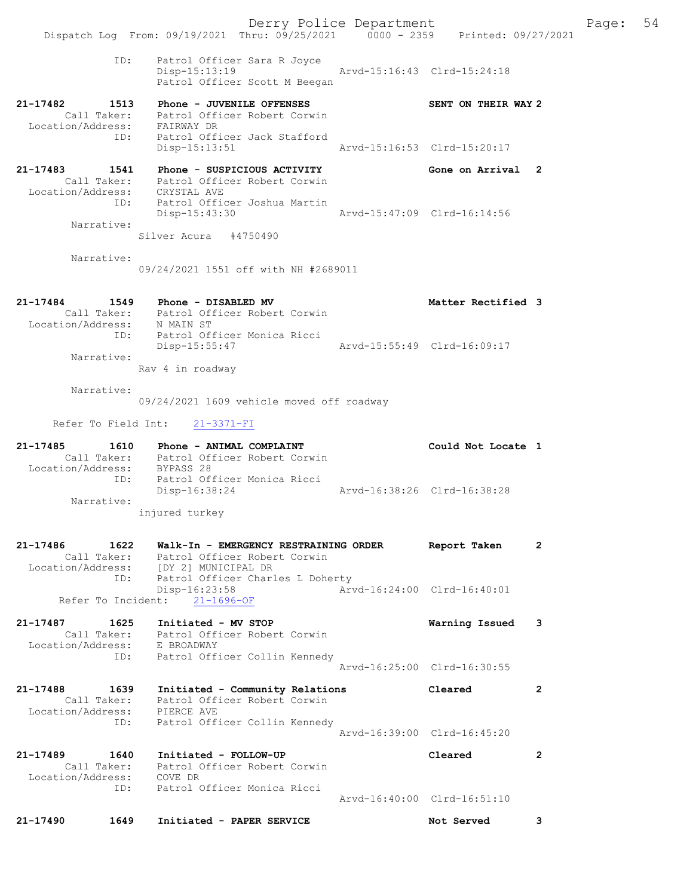```
            ID:     Patrol Officer Sara R Joyce
                    Disp-15:13:19                Arvd-15:16:43  Clrd-15:24:18
                    Patrol Officer Scott M Beegan

21-17482       1513    Phone - JUVENILE OFFENSES                 SENT ON THEIR WAY 2
        Call Taker:    Patrol Officer Robert Corwin
  Location/Address:    FAIRWAY DR
               ID:     Patrol Officer Jack Stafford
                       Disp-15:13:51                Arvd-15:16:53  Clrd-15:20:17

21-17483       1541    Phone - SUSPICIOUS ACTIVITY               Gone on Arrival  2
        Call Taker:    Patrol Officer Robert Corwin
  Location/Address:    CRYSTAL AVE
               ID:     Patrol Officer Joshua Martin
                       Disp-15:43:30                Arvd-15:47:09  Clrd-16:14:56
        Narrative:
                    Silver Acura   #4750490

        Narrative:
                    09/24/2021 1551 off with NH #2689011


21-17484       1549    Phone - DISABLED MV                       Matter Rectified 3
        Call Taker:    Patrol Officer Robert Corwin
  Location/Address:    N MAIN ST
               ID:     Patrol Officer Monica Ricci
                       Disp-15:55:47                Arvd-15:55:49  Clrd-16:09:17
        Narrative:
                    Rav 4 in roadway

        Narrative:
                    09/24/2021 1609 vehicle moved off roadway

     Refer To Field Int:     21-3371-FI

21-17485       1610    Phone - ANIMAL COMPLAINT                  Could Not Locate 1
        Call Taker:    Patrol Officer Robert Corwin
  Location/Address:    BYPASS 28
               ID:     Patrol Officer Monica Ricci
                       Disp-16:38:24                Arvd-16:38:26  Clrd-16:38:28
        Narrative:
                    injured turkey


21-17486       1622    Walk-In - EMERGENCY RESTRAINING ORDER     Report Taken     2
        Call Taker:    Patrol Officer Robert Corwin
  Location/Address:    [DY 2] MUNICIPAL DR
               ID:     Patrol Officer Charles L Doherty
                       Disp-16:23:58                Arvd-16:24:00  Clrd-16:40:01
     Refer To Incident:    21-1696-OF

21-17487       1625    Initiated - MV STOP                       Warning Issued   3
        Call Taker:    Patrol Officer Robert Corwin
  Location/Address:    E BROADWAY
               ID:     Patrol Officer Collin Kennedy
                                                    Arvd-16:25:00  Clrd-16:30:55

21-17488       1639    Initiated - Community Relations           Cleared          2
        Call Taker:    Patrol Officer Robert Corwin
  Location/Address:    PIERCE AVE
               ID:     Patrol Officer Collin Kennedy
                                                    Arvd-16:39:00  Clrd-16:45:20

21-17489       1640    Initiated - FOLLOW-UP                     Cleared          2
        Call Taker:    Patrol Officer Robert Corwin
  Location/Address:    COVE DR
               ID:     Patrol Officer Monica Ricci
                                                    Arvd-16:40:00  Clrd-16:51:10

21-17490       1649    Initiated - PAPER SERVICE                 Not Served       3
```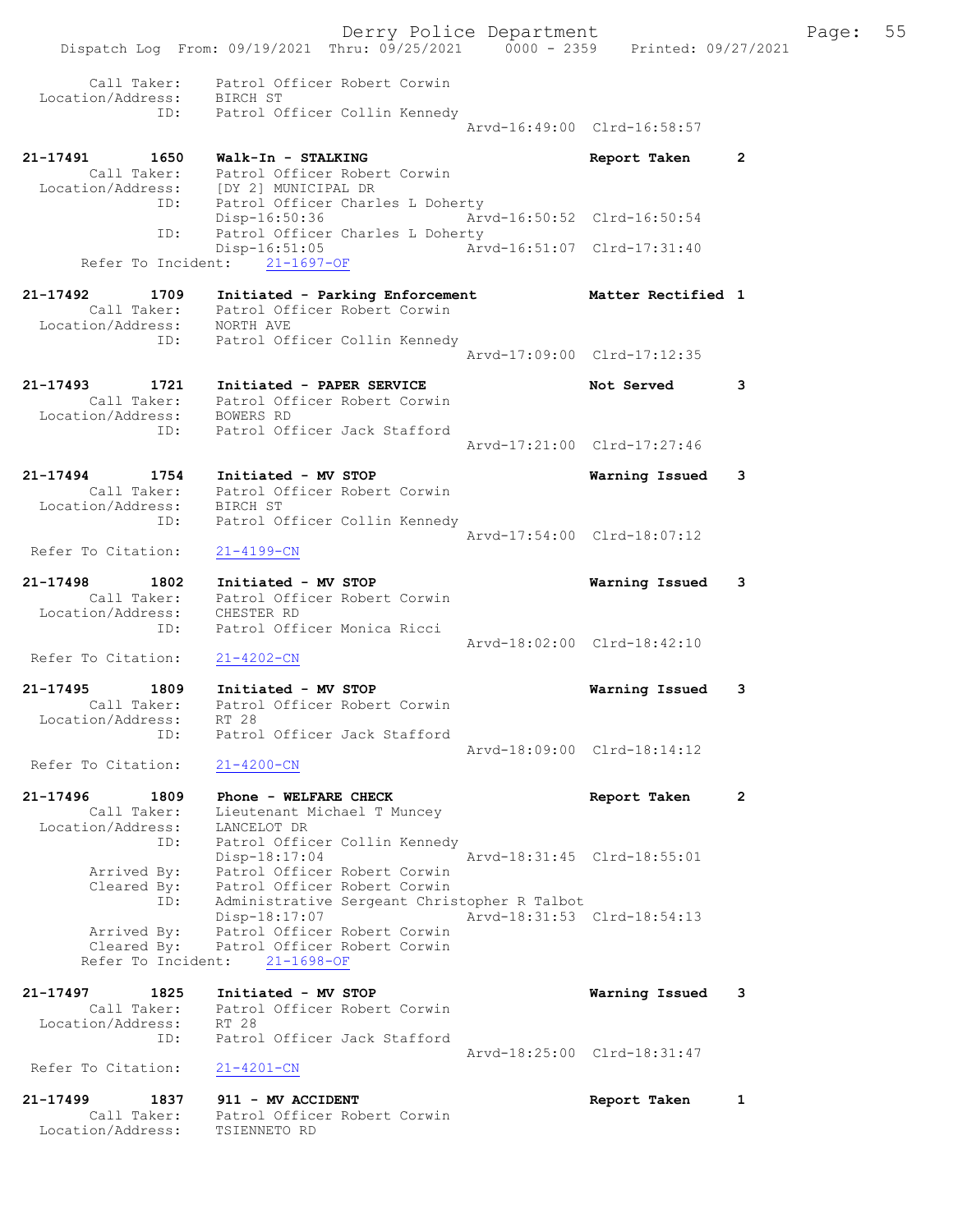```
        Call Taker:    Patrol Officer Robert Corwin
  Location/Address:    BIRCH ST
                ID:    Patrol Officer Collin Kennedy
                                                     Arvd-16:49:00  Clrd-16:58:57

21-17491        1650   Walk-In - STALKING                         Report Taken      2
        Call Taker:    Patrol Officer Robert Corwin
  Location/Address:    [DY 2] MUNICIPAL DR
                ID:    Patrol Officer Charles L Doherty
                       Disp-16:50:36                 Arvd-16:50:52  Clrd-16:50:54
                ID:    Patrol Officer Charles L Doherty
                       Disp-16:51:05                 Arvd-16:51:07  Clrd-17:31:40
      Refer To Incident:    21-1697-OF

21-17492        1709   Initiated - Parking Enforcement            Matter Rectified 1
        Call Taker:    Patrol Officer Robert Corwin
  Location/Address:    NORTH AVE
                ID:    Patrol Officer Collin Kennedy
                                                     Arvd-17:09:00  Clrd-17:12:35

21-17493        1721   Initiated - PAPER SERVICE                  Not Served        3
        Call Taker:    Patrol Officer Robert Corwin
  Location/Address:    BOWERS RD
                ID:    Patrol Officer Jack Stafford
                                                     Arvd-17:21:00  Clrd-17:27:46

21-17494        1754   Initiated - MV STOP                        Warning Issued    3
        Call Taker:    Patrol Officer Robert Corwin
  Location/Address:    BIRCH ST
                ID:    Patrol Officer Collin Kennedy
                                                     Arvd-17:54:00  Clrd-18:07:12
 Refer To Citation:    21-4199-CN

21-17498        1802   Initiated - MV STOP                        Warning Issued    3
        Call Taker:    Patrol Officer Robert Corwin
  Location/Address:    CHESTER RD
                ID:    Patrol Officer Monica Ricci
                                                     Arvd-18:02:00  Clrd-18:42:10
 Refer To Citation:    21-4202-CN

21-17495        1809   Initiated - MV STOP                        Warning Issued    3
        Call Taker:    Patrol Officer Robert Corwin
  Location/Address:    RT 28
                ID:    Patrol Officer Jack Stafford
                                                     Arvd-18:09:00  Clrd-18:14:12
 Refer To Citation:    21-4200-CN

21-17496        1809   Phone - WELFARE CHECK                      Report Taken      2
        Call Taker:    Lieutenant Michael T Muncey
  Location/Address:    LANCELOT DR
                ID:    Patrol Officer Collin Kennedy
                       Disp-18:17:04                 Arvd-18:31:45  Clrd-18:55:01
        Arrived By:    Patrol Officer Robert Corwin
        Cleared By:    Patrol Officer Robert Corwin
                ID:    Administrative Sergeant Christopher R Talbot
                       Disp-18:17:07                 Arvd-18:31:53  Clrd-18:54:13
        Arrived By:    Patrol Officer Robert Corwin
        Cleared By:    Patrol Officer Robert Corwin
      Refer To Incident:    21-1698-OF

21-17497        1825   Initiated - MV STOP                        Warning Issued    3
        Call Taker:    Patrol Officer Robert Corwin
  Location/Address:    RT 28
                ID:    Patrol Officer Jack Stafford
                                                     Arvd-18:25:00  Clrd-18:31:47
 Refer To Citation:    21-4201-CN

21-17499        1837   911 - MV ACCIDENT                          Report Taken      1
        Call Taker:    Patrol Officer Robert Corwin
  Location/Address:    TSIENNETO RD
```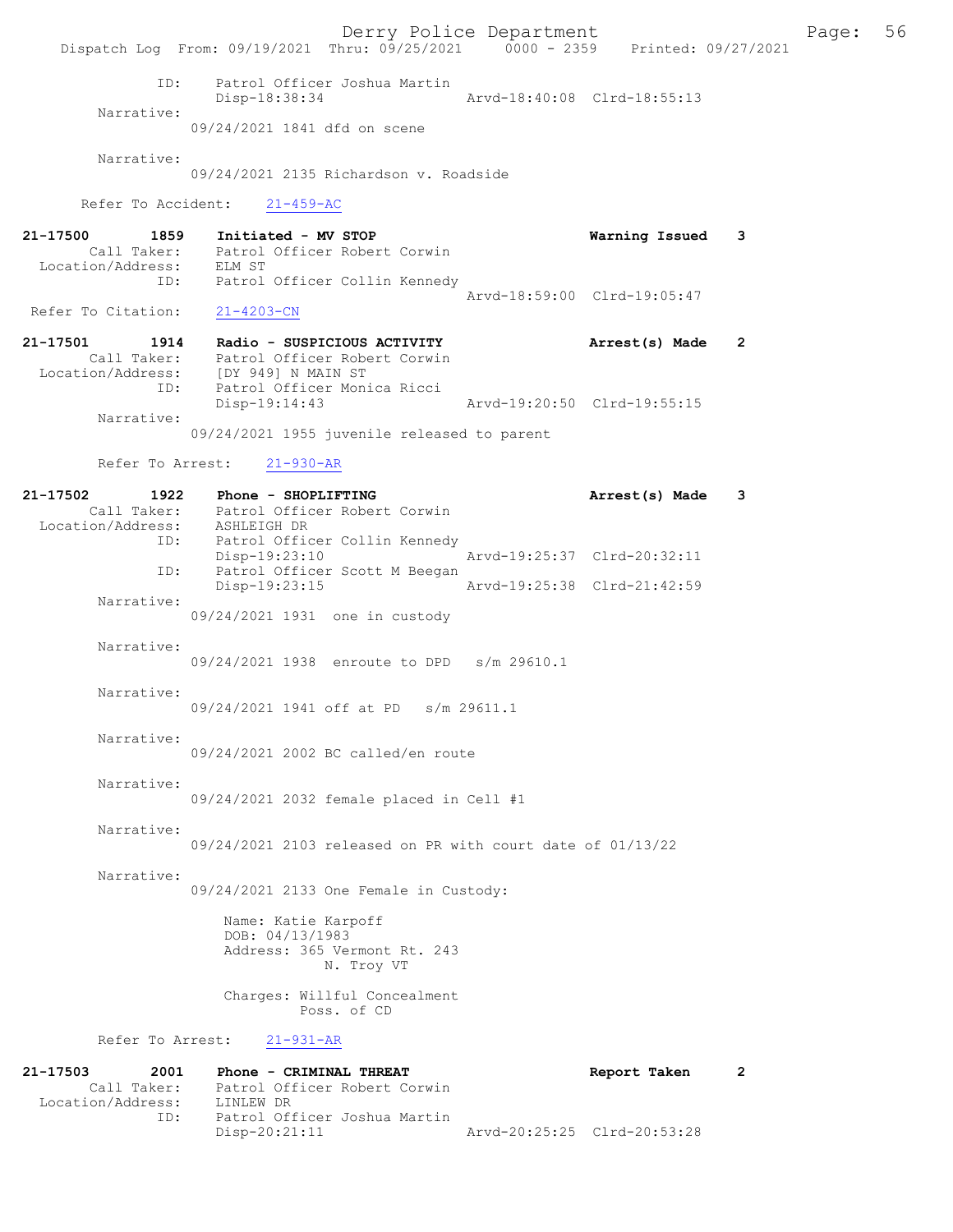ID: Patrol Officer Joshua Martin
Disp-18:38:34 Arvd-18:40:08 Clrd-18:55:13

Narrative:
09/24/2021 1841 dfd on scene

Narrative:
09/24/2021 2135 Richardson v. Roadside

Refer To Accident: 21-459-AC

**21-17500 1859 Initiated - MV STOP** **Warning Issued 3**
Call Taker: Patrol Officer Robert Corwin
Location/Address: ELM ST
ID: Patrol Officer Collin Kennedy
Arvd-18:59:00 Clrd-19:05:47

Refer To Citation: 21-4203-CN

**21-17501 1914 Radio - SUSPICIOUS ACTIVITY** **Arrest(s) Made 2**
Call Taker: Patrol Officer Robert Corwin
Location/Address: [DY 949] N MAIN ST
ID: Patrol Officer Monica Ricci
Disp-19:14:43 Arvd-19:20:50 Clrd-19:55:15

Narrative:
09/24/2021 1955 juvenile released to parent

Refer To Arrest: 21-930-AR

**21-17502 1922 Phone - SHOPLIFTING** **Arrest(s) Made 3**
Call Taker: Patrol Officer Robert Corwin
Location/Address: ASHLEIGH DR
ID: Patrol Officer Collin Kennedy
Disp-19:23:10 Arvd-19:25:37 Clrd-20:32:11
ID: Patrol Officer Scott M Beegan
Disp-19:23:15 Arvd-19:25:38 Clrd-21:42:59

Narrative:
09/24/2021 1931 one in custody

Narrative:
09/24/2021 1938 enroute to DPD s/m 29610.1

Narrative:
09/24/2021 1941 off at PD s/m 29611.1

Narrative:
09/24/2021 2002 BC called/en route

Narrative:
09/24/2021 2032 female placed in Cell #1

Narrative:
09/24/2021 2103 released on PR with court date of 01/13/22

Narrative:
09/24/2021 2133 One Female in Custody:

Name: Katie Karpoff
DOB: 04/13/1983
Address: 365 Vermont Rt. 243
N. Troy VT

Charges: Willful Concealment
Poss. of CD

Refer To Arrest: 21-931-AR

**21-17503 2001 Phone - CRIMINAL THREAT** **Report Taken 2**
Call Taker: Patrol Officer Robert Corwin
Location/Address: LINLEW DR
ID: Patrol Officer Joshua Martin
Disp-20:21:11 Arvd-20:25:25 Clrd-20:53:28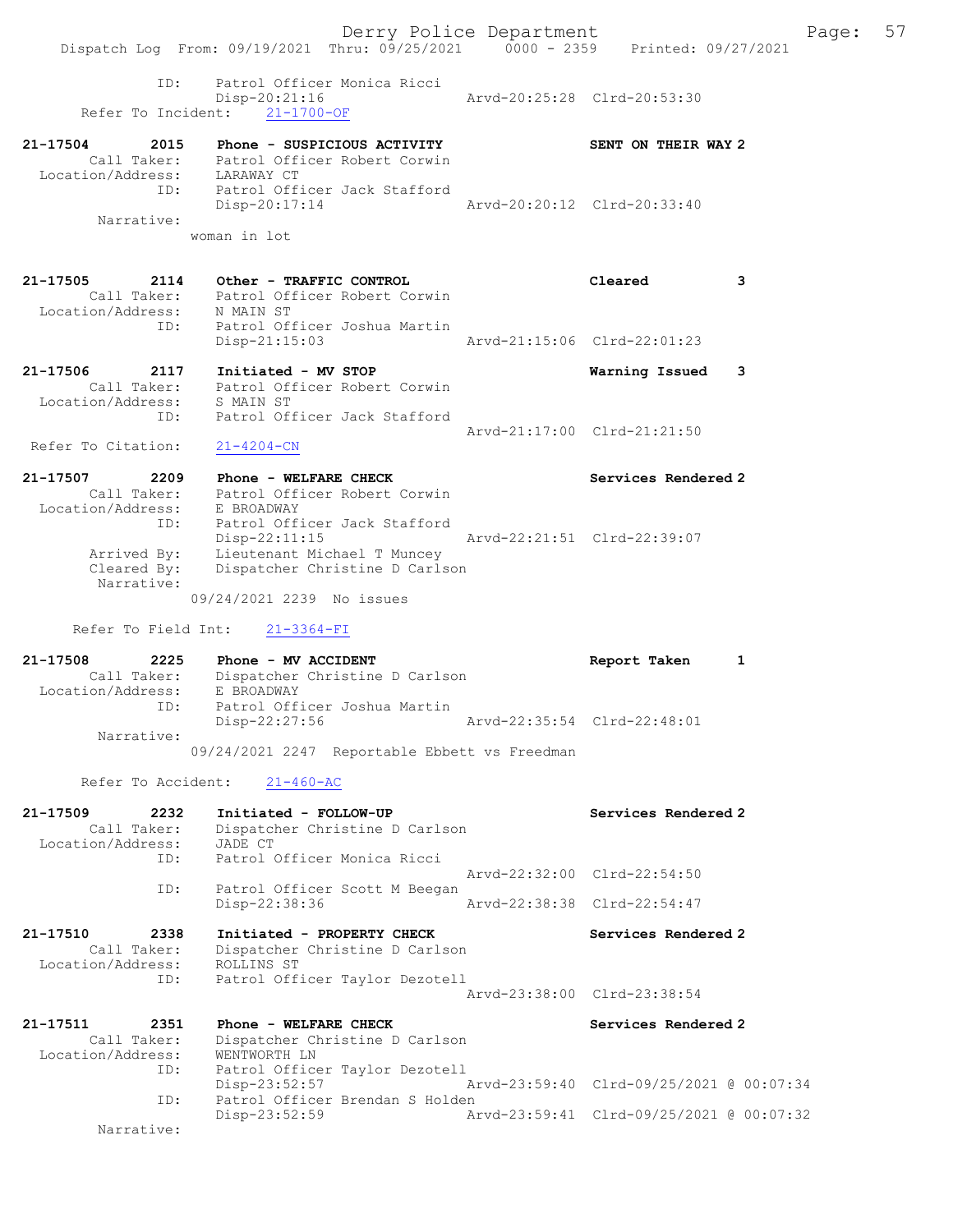```
            ID:      Patrol Officer Monica Ricci
                     Disp-20:21:16                Arvd-20:25:28  Clrd-20:53:30
      Refer To Incident:   21-1700-OF

21-17504       2015    Phone - SUSPICIOUS ACTIVITY               SENT ON THEIR WAY 2
        Call Taker:    Patrol Officer Robert Corwin
  Location/Address:    LARAWAY CT
                ID:    Patrol Officer Jack Stafford
                       Disp-20:17:14              Arvd-20:20:12  Clrd-20:33:40
         Narrative:
                   woman in lot

21-17505       2114    Other - TRAFFIC CONTROL                   Cleared          3
        Call Taker:    Patrol Officer Robert Corwin
  Location/Address:    N MAIN ST
                ID:    Patrol Officer Joshua Martin
                       Disp-21:15:03              Arvd-21:15:06  Clrd-22:01:23

21-17506       2117    Initiated - MV STOP                       Warning Issued   3
        Call Taker:    Patrol Officer Robert Corwin
  Location/Address:    S MAIN ST
                ID:    Patrol Officer Jack Stafford
                                                  Arvd-21:17:00  Clrd-21:21:50
  Refer To Citation:   21-4204-CN

21-17507       2209    Phone - WELFARE CHECK                     Services Rendered 2
        Call Taker:    Patrol Officer Robert Corwin
  Location/Address:    E BROADWAY
                ID:    Patrol Officer Jack Stafford
                       Disp-22:11:15              Arvd-22:21:51  Clrd-22:39:07
        Arrived By:    Lieutenant Michael T Muncey
        Cleared By:    Dispatcher Christine D Carlson
         Narrative:
                   09/24/2021 2239  No issues

      Refer To Field Int:    21-3364-FI

21-17508       2225    Phone - MV ACCIDENT                       Report Taken     1
        Call Taker:    Dispatcher Christine D Carlson
  Location/Address:    E BROADWAY
                ID:    Patrol Officer Joshua Martin
                       Disp-22:27:56              Arvd-22:35:54  Clrd-22:48:01
         Narrative:
                   09/24/2021 2247  Reportable Ebbett vs Freedman

       Refer To Accident:    21-460-AC

21-17509       2232    Initiated - FOLLOW-UP                     Services Rendered 2
        Call Taker:    Dispatcher Christine D Carlson
  Location/Address:    JADE CT
                ID:    Patrol Officer Monica Ricci
                                                  Arvd-22:32:00  Clrd-22:54:50
                ID:    Patrol Officer Scott M Beegan
                       Disp-22:38:36              Arvd-22:38:38  Clrd-22:54:47

21-17510       2338    Initiated - PROPERTY CHECK                Services Rendered 2
        Call Taker:    Dispatcher Christine D Carlson
  Location/Address:    ROLLINS ST
                ID:    Patrol Officer Taylor Dezotell
                                                  Arvd-23:38:00  Clrd-23:38:54

21-17511       2351    Phone - WELFARE CHECK                     Services Rendered 2
        Call Taker:    Dispatcher Christine D Carlson
  Location/Address:    WENTWORTH LN
                ID:    Patrol Officer Taylor Dezotell
                       Disp-23:52:57              Arvd-23:59:40  Clrd-09/25/2021 @ 00:07:34
                ID:    Patrol Officer Brendan S Holden
                       Disp-23:52:59              Arvd-23:59:41  Clrd-09/25/2021 @ 00:07:32
         Narrative:
```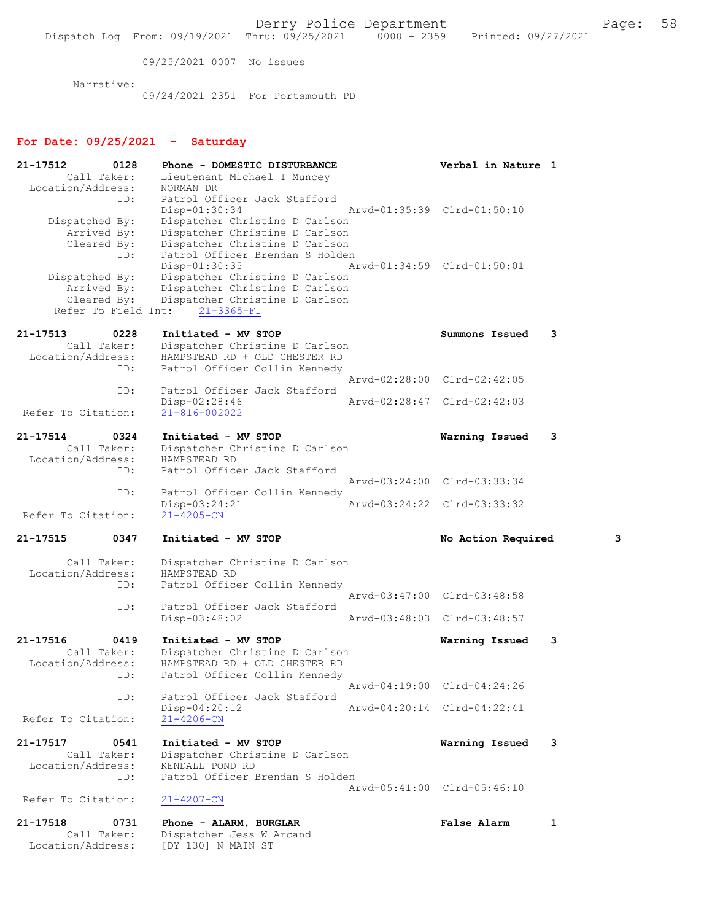09/25/2021 0007 No issues

Narrative:
09/24/2021 2351 For Portsmouth PD

## For Date: 09/25/2021 - Saturday

**21-17512 0128 Phone - DOMESTIC DISTURBANCE** — **Verbal in Nature 1**
Call Taker: Lieutenant Michael T Muncey
Location/Address: NORMAN DR
ID: Patrol Officer Jack Stafford
Disp-01:30:34 Arvd-01:35:39 Clrd-01:50:10
Dispatched By: Dispatcher Christine D Carlson
Arrived By: Dispatcher Christine D Carlson
Cleared By: Dispatcher Christine D Carlson
ID: Patrol Officer Brendan S Holden
Disp-01:30:35 Arvd-01:34:59 Clrd-01:50:01
Dispatched By: Dispatcher Christine D Carlson
Arrived By: Dispatcher Christine D Carlson
Cleared By: Dispatcher Christine D Carlson
Refer To Field Int: 21-3365-FI

**21-17513 0228 Initiated - MV STOP** — **Summons Issued 3**
Call Taker: Dispatcher Christine D Carlson
Location/Address: HAMPSTEAD RD + OLD CHESTER RD
ID: Patrol Officer Collin Kennedy
Arvd-02:28:00 Clrd-02:42:05
ID: Patrol Officer Jack Stafford
Disp-02:28:46 Arvd-02:28:47 Clrd-02:42:03
Refer To Citation: 21-816-002022

**21-17514 0324 Initiated - MV STOP** — **Warning Issued 3**
Call Taker: Dispatcher Christine D Carlson
Location/Address: HAMPSTEAD RD
ID: Patrol Officer Jack Stafford
Arvd-03:24:00 Clrd-03:33:34
ID: Patrol Officer Collin Kennedy
Disp-03:24:21 Arvd-03:24:22 Clrd-03:33:32
Refer To Citation: 21-4205-CN

**21-17515 0347 Initiated - MV STOP** — **No Action Required 3**
Call Taker: Dispatcher Christine D Carlson
Location/Address: HAMPSTEAD RD
ID: Patrol Officer Collin Kennedy
Arvd-03:47:00 Clrd-03:48:58
ID: Patrol Officer Jack Stafford
Disp-03:48:02 Arvd-03:48:03 Clrd-03:48:57

**21-17516 0419 Initiated - MV STOP** — **Warning Issued 3**
Call Taker: Dispatcher Christine D Carlson
Location/Address: HAMPSTEAD RD + OLD CHESTER RD
ID: Patrol Officer Collin Kennedy
Arvd-04:19:00 Clrd-04:24:26
ID: Patrol Officer Jack Stafford
Disp-04:20:12 Arvd-04:20:14 Clrd-04:22:41
Refer To Citation: 21-4206-CN

**21-17517 0541 Initiated - MV STOP** — **Warning Issued 3**
Call Taker: Dispatcher Christine D Carlson
Location/Address: KENDALL POND RD
ID: Patrol Officer Brendan S Holden
Arvd-05:41:00 Clrd-05:46:10
Refer To Citation: 21-4207-CN

**21-17518 0731 Phone - ALARM, BURGLAR** — **False Alarm 1**
Call Taker: Dispatcher Jess W Arcand
Location/Address: [DY 130] N MAIN ST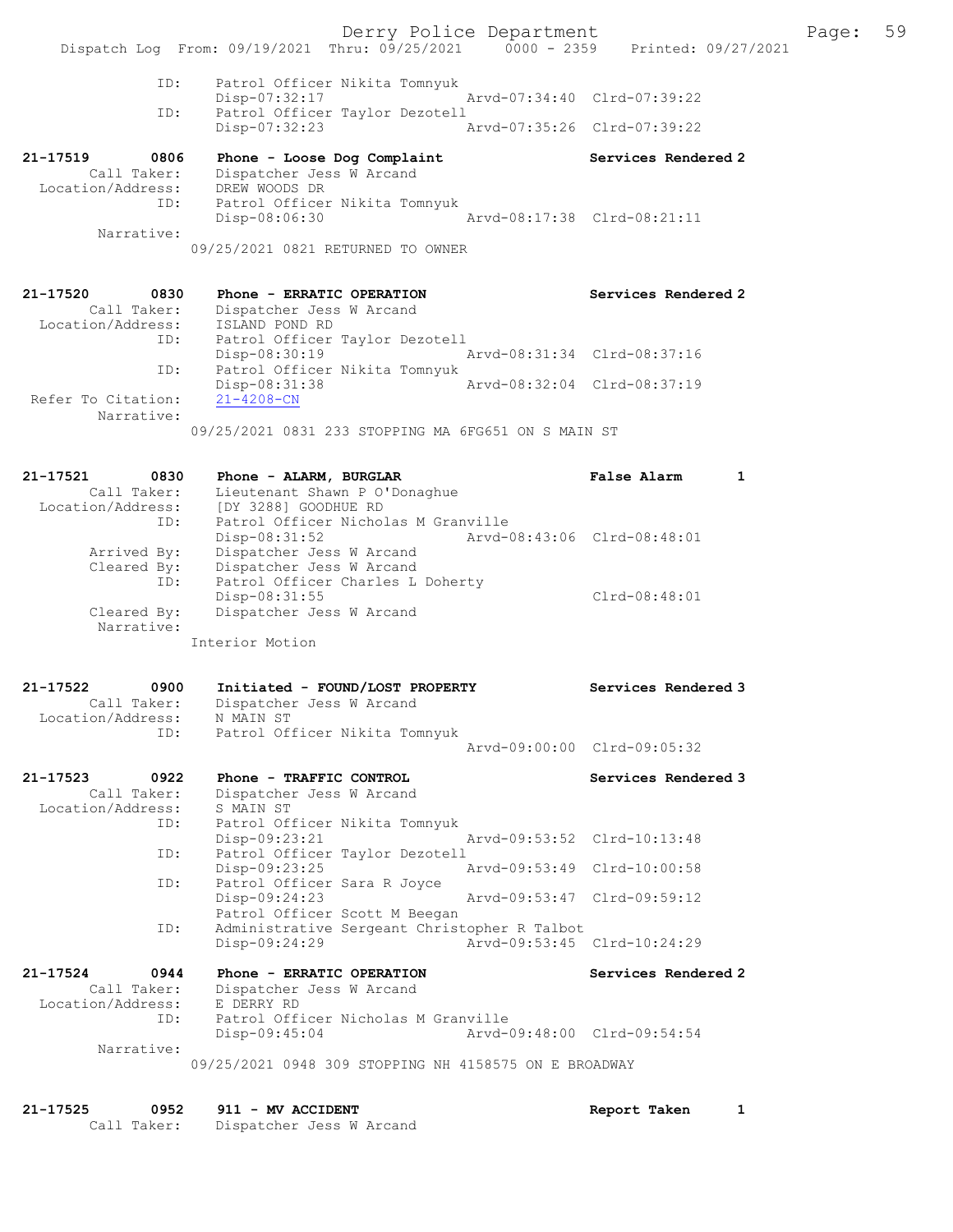```
            ID:     Patrol Officer Nikita Tomnyuk
                    Disp-07:32:17              Arvd-07:34:40  Clrd-07:39:22
            ID:     Patrol Officer Taylor Dezotell
                    Disp-07:32:23              Arvd-07:35:26  Clrd-07:39:22

21-17519     0806   Phone - Loose Dog Complaint             Services Rendered 2
       Call Taker:  Dispatcher Jess W Arcand
 Location/Address:  DREW WOODS DR
               ID:  Patrol Officer Nikita Tomnyuk
                    Disp-08:06:30              Arvd-08:17:38  Clrd-08:21:11
        Narrative:
                    09/25/2021 0821 RETURNED TO OWNER


21-17520     0830   Phone - ERRATIC OPERATION               Services Rendered 2
       Call Taker:  Dispatcher Jess W Arcand
 Location/Address:  ISLAND POND RD
               ID:  Patrol Officer Taylor Dezotell
                    Disp-08:30:19              Arvd-08:31:34  Clrd-08:37:16
               ID:  Patrol Officer Nikita Tomnyuk
                    Disp-08:31:38              Arvd-08:32:04  Clrd-08:37:19
Refer To Citation:  21-4208-CN
        Narrative:
                    09/25/2021 0831 233 STOPPING MA 6FG651 ON S MAIN ST


21-17521     0830   Phone - ALARM, BURGLAR                  False Alarm      1
       Call Taker:  Lieutenant Shawn P O'Donaghue
 Location/Address:  [DY 3288] GOODHUE RD
               ID:  Patrol Officer Nicholas M Granville
                    Disp-08:31:52              Arvd-08:43:06  Clrd-08:48:01
       Arrived By:  Dispatcher Jess W Arcand
       Cleared By:  Dispatcher Jess W Arcand
               ID:  Patrol Officer Charles L Doherty
                    Disp-08:31:55                             Clrd-08:48:01
       Cleared By:  Dispatcher Jess W Arcand
        Narrative:
                  Interior Motion


21-17522     0900   Initiated - FOUND/LOST PROPERTY         Services Rendered 3
       Call Taker:  Dispatcher Jess W Arcand
 Location/Address:  N MAIN ST
               ID:  Patrol Officer Nikita Tomnyuk
                                               Arvd-09:00:00  Clrd-09:05:32

21-17523     0922   Phone - TRAFFIC CONTROL                 Services Rendered 3
       Call Taker:  Dispatcher Jess W Arcand
 Location/Address:  S MAIN ST
               ID:  Patrol Officer Nikita Tomnyuk
                    Disp-09:23:21              Arvd-09:53:52  Clrd-10:13:48
               ID:  Patrol Officer Taylor Dezotell
                    Disp-09:23:25              Arvd-09:53:49  Clrd-10:00:58
               ID:  Patrol Officer Sara R Joyce
                    Disp-09:24:23              Arvd-09:53:47  Clrd-09:59:12
                    Patrol Officer Scott M Beegan
               ID:  Administrative Sergeant Christopher R Talbot
                    Disp-09:24:29              Arvd-09:53:45  Clrd-10:24:29

21-17524     0944   Phone - ERRATIC OPERATION               Services Rendered 2
       Call Taker:  Dispatcher Jess W Arcand
 Location/Address:  E DERRY RD
               ID:  Patrol Officer Nicholas M Granville
                    Disp-09:45:04              Arvd-09:48:00  Clrd-09:54:54
        Narrative:
                    09/25/2021 0948 309 STOPPING NH 4158575 ON E BROADWAY


21-17525     0952   911 - MV ACCIDENT                       Report Taken     1
       Call Taker:  Dispatcher Jess W Arcand
```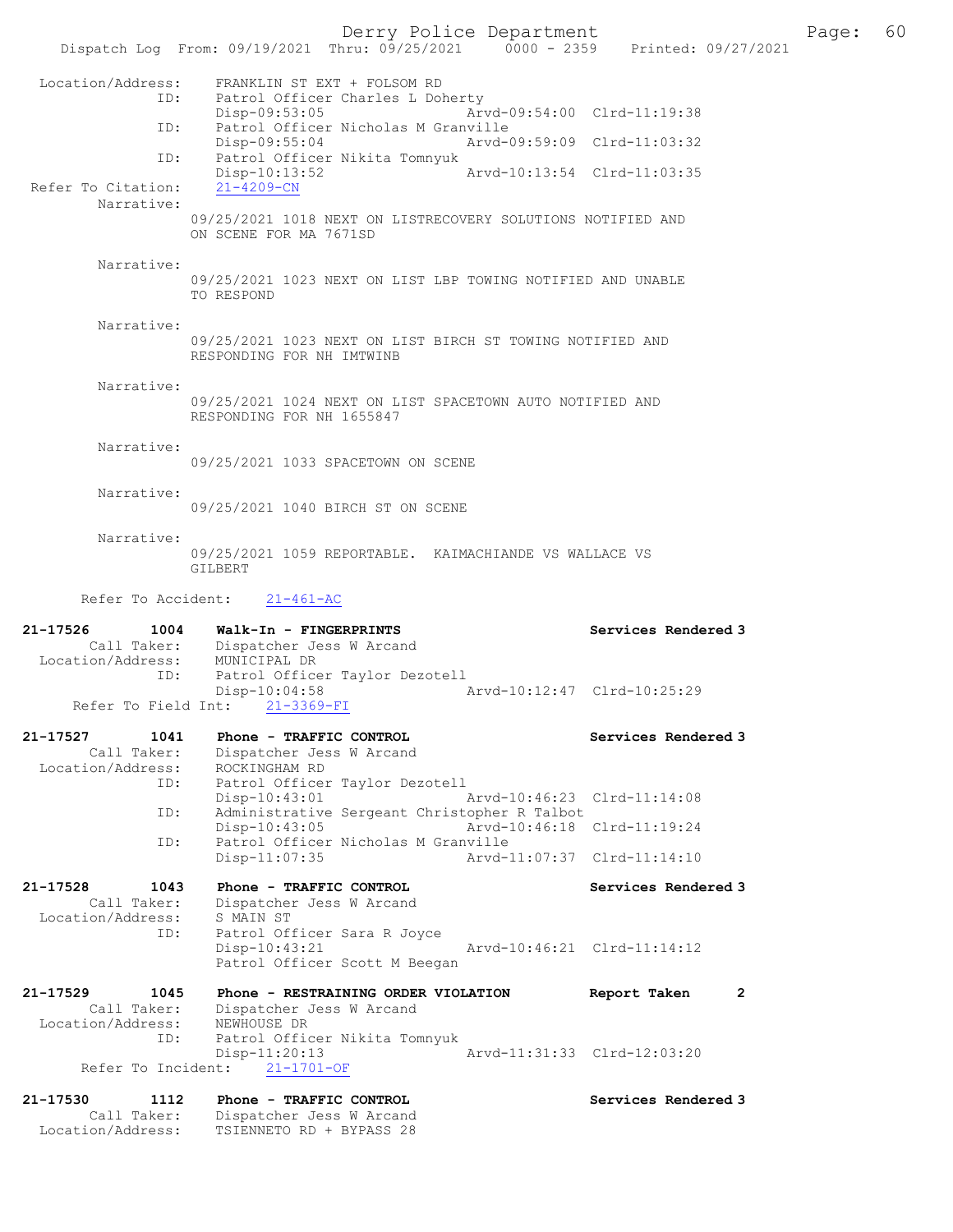Location/Address: FRANKLIN ST EXT + FOLSOM RD
ID: Patrol Officer Charles L Doherty
Disp-09:53:05 Arvd-09:54:00 Clrd-11:19:38
ID: Patrol Officer Nicholas M Granville
Disp-09:55:04 Arvd-09:59:09 Clrd-11:03:32
ID: Patrol Officer Nikita Tomnyuk
Disp-10:13:52 Arvd-10:13:54 Clrd-11:03:35
Refer To Citation: 21-4209-CN
Narrative:
09/25/2021 1018 NEXT ON LISTRECOVERY SOLUTIONS NOTIFIED AND ON SCENE FOR MA 7671SD

Narrative:
09/25/2021 1023 NEXT ON LIST LBP TOWING NOTIFIED AND UNABLE TO RESPOND

Narrative:
09/25/2021 1023 NEXT ON LIST BIRCH ST TOWING NOTIFIED AND RESPONDING FOR NH IMTWINB

Narrative:
09/25/2021 1024 NEXT ON LIST SPACETOWN AUTO NOTIFIED AND RESPONDING FOR NH 1655847

Narrative:
09/25/2021 1033 SPACETOWN ON SCENE

Narrative:
09/25/2021 1040 BIRCH ST ON SCENE

Narrative:
09/25/2021 1059 REPORTABLE. KAIMACHIANDE VS WALLACE VS GILBERT

Refer To Accident: 21-461-AC

**21-17526 1004 Walk-In - FINGERPRINTS** Services Rendered 3
Call Taker: Dispatcher Jess W Arcand
Location/Address: MUNICIPAL DR
ID: Patrol Officer Taylor Dezotell
Disp-10:04:58 Arvd-10:12:47 Clrd-10:25:29
Refer To Field Int: 21-3369-FI

**21-17527 1041 Phone - TRAFFIC CONTROL** Services Rendered 3
Call Taker: Dispatcher Jess W Arcand
Location/Address: ROCKINGHAM RD
ID: Patrol Officer Taylor Dezotell
Disp-10:43:01 Arvd-10:46:23 Clrd-11:14:08
ID: Administrative Sergeant Christopher R Talbot
Disp-10:43:05 Arvd-10:46:18 Clrd-11:19:24
ID: Patrol Officer Nicholas M Granville
Disp-11:07:35 Arvd-11:07:37 Clrd-11:14:10

**21-17528 1043 Phone - TRAFFIC CONTROL** Services Rendered 3
Call Taker: Dispatcher Jess W Arcand
Location/Address: S MAIN ST
ID: Patrol Officer Sara R Joyce
Disp-10:43:21 Arvd-10:46:21 Clrd-11:14:12
Patrol Officer Scott M Beegan

**21-17529 1045 Phone - RESTRAINING ORDER VIOLATION** Report Taken 2
Call Taker: Dispatcher Jess W Arcand
Location/Address: NEWHOUSE DR
ID: Patrol Officer Nikita Tomnyuk
Disp-11:20:13 Arvd-11:31:33 Clrd-12:03:20
Refer To Incident: 21-1701-OF

**21-17530 1112 Phone - TRAFFIC CONTROL** Services Rendered 3
Call Taker: Dispatcher Jess W Arcand
Location/Address: TSIENNETO RD + BYPASS 28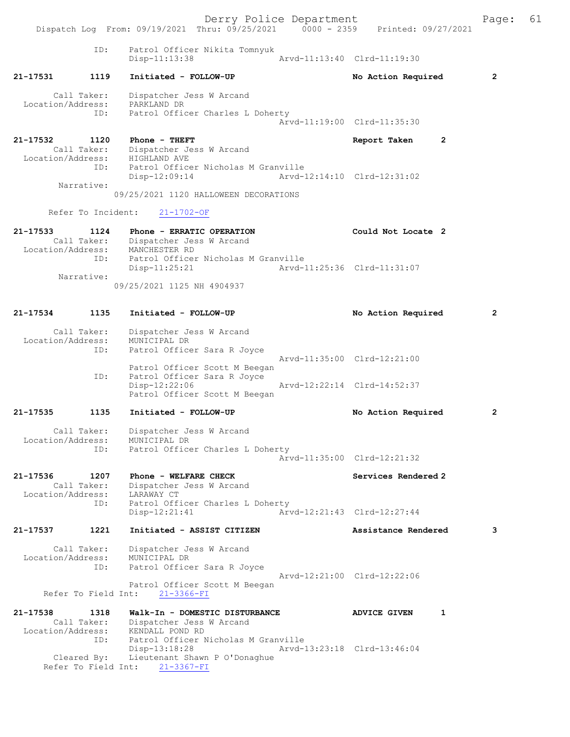```
            ID:    Patrol Officer Nikita Tomnyuk
                   Disp-11:13:38              Arvd-11:13:40  Clrd-11:19:30

21-17531      1119   Initiated - FOLLOW-UP                   No Action Required        2

       Call Taker:   Dispatcher Jess W Arcand
 Location/Address:   PARKLAND DR
               ID:   Patrol Officer Charles L Doherty
                                               Arvd-11:19:00  Clrd-11:35:30

21-17532      1120   Phone - THEFT                           Report Taken       2
       Call Taker:   Dispatcher Jess W Arcand
 Location/Address:   HIGHLAND AVE
               ID:   Patrol Officer Nicholas M Granville
                     Disp-12:09:14              Arvd-12:14:10  Clrd-12:31:02
        Narrative:
                   09/25/2021 1120 HALLOWEEN DECORATIONS

      Refer To Incident:    21-1702-OF

21-17533      1124   Phone - ERRATIC OPERATION               Could Not Locate  2
       Call Taker:   Dispatcher Jess W Arcand
 Location/Address:   MANCHESTER RD
               ID:   Patrol Officer Nicholas M Granville
                     Disp-11:25:21              Arvd-11:25:36  Clrd-11:31:07
        Narrative:
                   09/25/2021 1125 NH 4904937


21-17534      1135   Initiated - FOLLOW-UP                   No Action Required        2

       Call Taker:   Dispatcher Jess W Arcand
 Location/Address:   MUNICIPAL DR
               ID:   Patrol Officer Sara R Joyce
                                               Arvd-11:35:00  Clrd-12:21:00
                     Patrol Officer Scott M Beegan
               ID:   Patrol Officer Sara R Joyce
                     Disp-12:22:06              Arvd-12:22:14  Clrd-14:52:37
                     Patrol Officer Scott M Beegan

21-17535      1135   Initiated - FOLLOW-UP                   No Action Required        2

       Call Taker:   Dispatcher Jess W Arcand
 Location/Address:   MUNICIPAL DR
               ID:   Patrol Officer Charles L Doherty
                                               Arvd-11:35:00  Clrd-12:21:32

21-17536      1207   Phone - WELFARE CHECK                   Services Rendered 2
       Call Taker:   Dispatcher Jess W Arcand
 Location/Address:   LARAWAY CT
               ID:   Patrol Officer Charles L Doherty
                     Disp-12:21:41              Arvd-12:21:43  Clrd-12:27:44

21-17537      1221   Initiated - ASSIST CITIZEN              Assistance Rendered       3

       Call Taker:   Dispatcher Jess W Arcand
 Location/Address:   MUNICIPAL DR
               ID:   Patrol Officer Sara R Joyce
                                               Arvd-12:21:00  Clrd-12:22:06
                     Patrol Officer Scott M Beegan
    Refer To Field Int:    21-3366-FI

21-17538      1318   Walk-In - DOMESTIC DISTURBANCE          ADVICE GIVEN       1
       Call Taker:   Dispatcher Jess W Arcand
 Location/Address:   KENDALL POND RD
               ID:   Patrol Officer Nicholas M Granville
                     Disp-13:18:28              Arvd-13:23:18  Clrd-13:46:04
       Cleared By:   Lieutenant Shawn P O'Donaghue
    Refer To Field Int:    21-3367-FI
```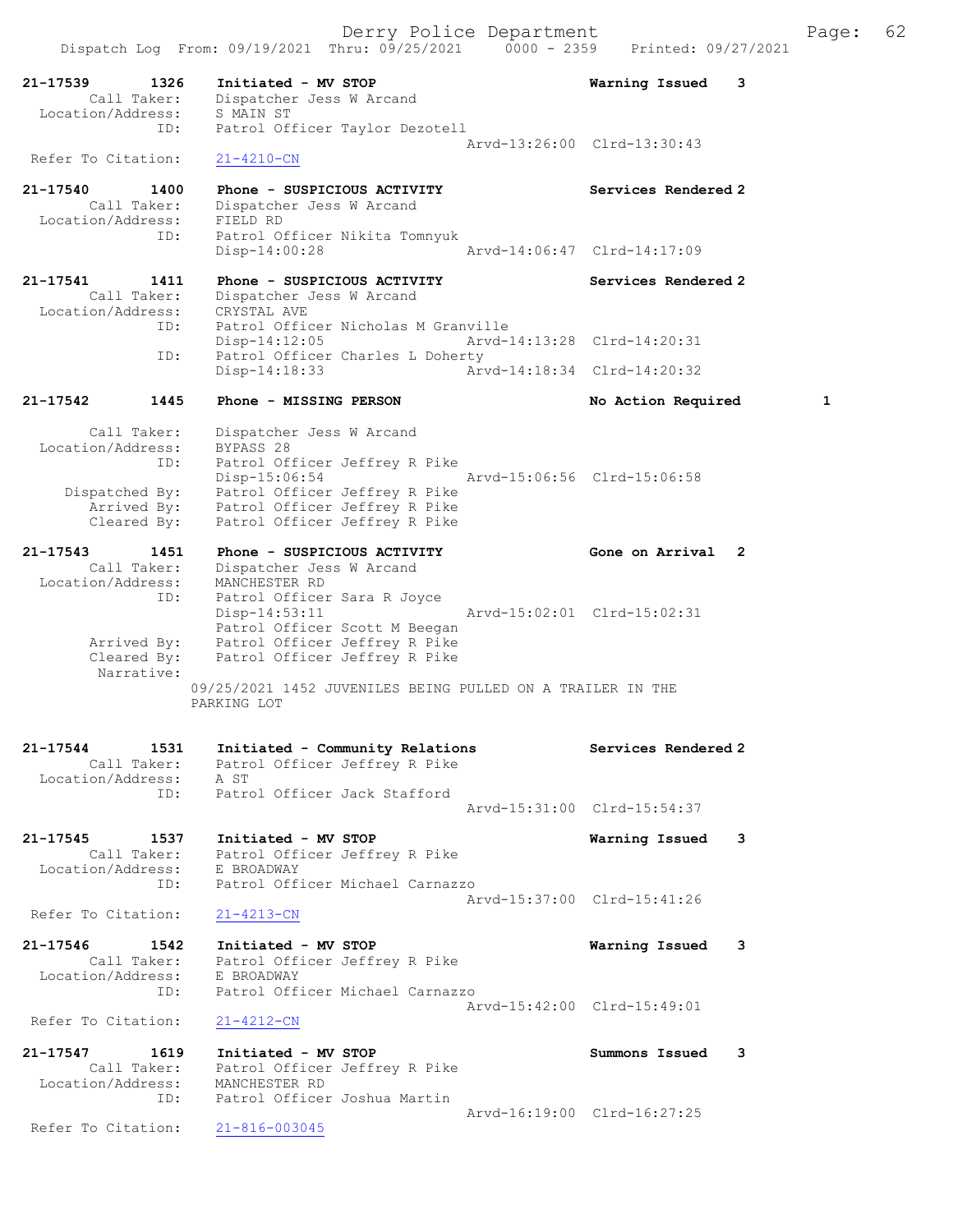```
21-17539        1326    Initiated - MV STOP                      Warning Issued    3
         Call Taker:    Dispatcher Jess W Arcand
   Location/Address:    S MAIN ST
                ID:     Patrol Officer Taylor Dezotell
                                                  Arvd-13:26:00  Clrd-13:30:43
  Refer To Citation:    21-4210-CN

21-17540        1400    Phone - SUSPICIOUS ACTIVITY              Services Rendered 2
         Call Taker:    Dispatcher Jess W Arcand
   Location/Address:    FIELD RD
                ID:     Patrol Officer Nikita Tomnyuk
                        Disp-14:00:28             Arvd-14:06:47  Clrd-14:17:09

21-17541        1411    Phone - SUSPICIOUS ACTIVITY              Services Rendered 2
         Call Taker:    Dispatcher Jess W Arcand
   Location/Address:    CRYSTAL AVE
                ID:     Patrol Officer Nicholas M Granville
                        Disp-14:12:05             Arvd-14:13:28  Clrd-14:20:31
                ID:     Patrol Officer Charles L Doherty
                        Disp-14:18:33             Arvd-14:18:34  Clrd-14:20:32

21-17542        1445    Phone - MISSING PERSON                   No Action Required        1

         Call Taker:    Dispatcher Jess W Arcand
   Location/Address:    BYPASS 28
                ID:     Patrol Officer Jeffrey R Pike
                        Disp-15:06:54             Arvd-15:06:56  Clrd-15:06:58
      Dispatched By:    Patrol Officer Jeffrey R Pike
         Arrived By:    Patrol Officer Jeffrey R Pike
         Cleared By:    Patrol Officer Jeffrey R Pike

21-17543        1451    Phone - SUSPICIOUS ACTIVITY              Gone on Arrival   2
         Call Taker:    Dispatcher Jess W Arcand
   Location/Address:    MANCHESTER RD
                ID:     Patrol Officer Sara R Joyce
                        Disp-14:53:11             Arvd-15:02:01  Clrd-15:02:31
                        Patrol Officer Scott M Beegan
         Arrived By:    Patrol Officer Jeffrey R Pike
         Cleared By:    Patrol Officer Jeffrey R Pike
          Narrative:
                      09/25/2021 1452 JUVENILES BEING PULLED ON A TRAILER IN THE
                      PARKING LOT

21-17544        1531    Initiated - Community Relations          Services Rendered 2
         Call Taker:    Patrol Officer Jeffrey R Pike
   Location/Address:    A ST
                ID:     Patrol Officer Jack Stafford
                                                  Arvd-15:31:00  Clrd-15:54:37

21-17545        1537    Initiated - MV STOP                      Warning Issued    3
         Call Taker:    Patrol Officer Jeffrey R Pike
   Location/Address:    E BROADWAY
                ID:     Patrol Officer Michael Carnazzo
                                                  Arvd-15:37:00  Clrd-15:41:26
  Refer To Citation:    21-4213-CN

21-17546        1542    Initiated - MV STOP                      Warning Issued    3
         Call Taker:    Patrol Officer Jeffrey R Pike
   Location/Address:    E BROADWAY
                ID:     Patrol Officer Michael Carnazzo
                                                  Arvd-15:42:00  Clrd-15:49:01
  Refer To Citation:    21-4212-CN

21-17547        1619    Initiated - MV STOP                      Summons Issued    3
         Call Taker:    Patrol Officer Jeffrey R Pike
   Location/Address:    MANCHESTER RD
                ID:     Patrol Officer Joshua Martin
                                                  Arvd-16:19:00  Clrd-16:27:25
  Refer To Citation:    21-816-003045
```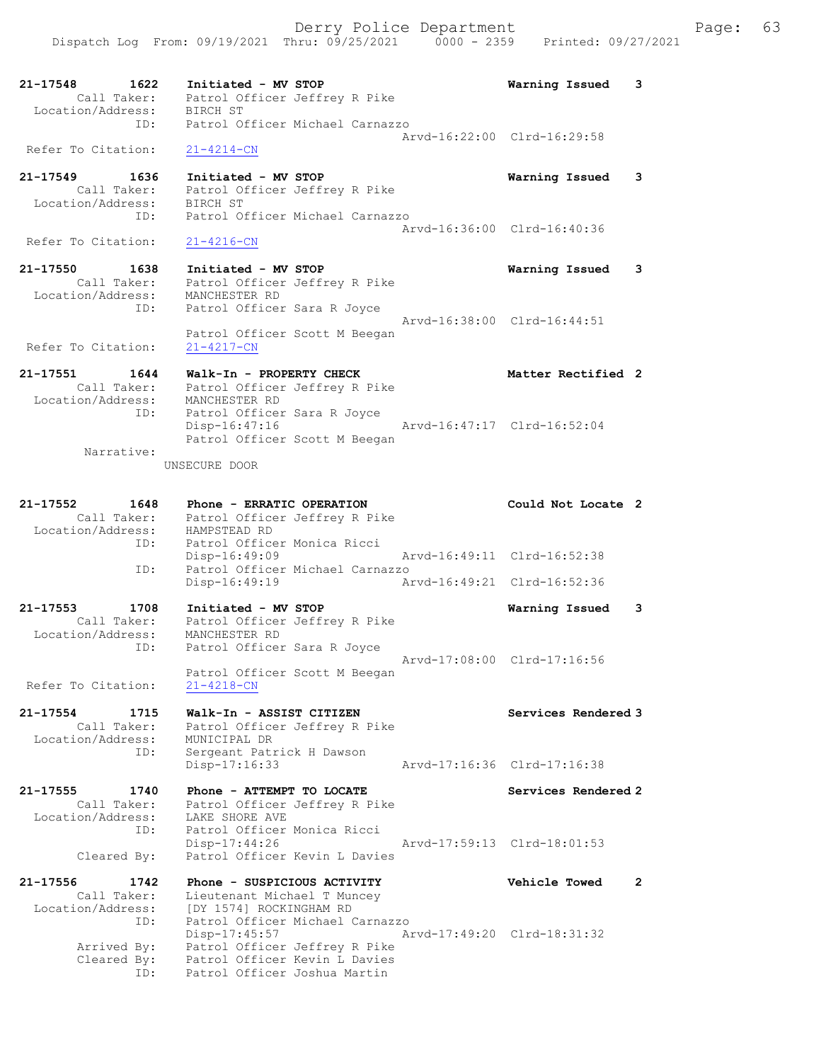```
21-17548        1622    Initiated - MV STOP                        Warning Issued    3
        Call Taker:     Patrol Officer Jeffrey R Pike
  Location/Address:     BIRCH ST
                ID:     Patrol Officer Michael Carnazzo
                                                   Arvd-16:22:00  Clrd-16:29:58
 Refer To Citation:     21-4214-CN

21-17549        1636    Initiated - MV STOP                        Warning Issued    3
        Call Taker:     Patrol Officer Jeffrey R Pike
  Location/Address:     BIRCH ST
                ID:     Patrol Officer Michael Carnazzo
                                                   Arvd-16:36:00  Clrd-16:40:36
 Refer To Citation:     21-4216-CN

21-17550        1638    Initiated - MV STOP                        Warning Issued    3
        Call Taker:     Patrol Officer Jeffrey R Pike
  Location/Address:     MANCHESTER RD
                ID:     Patrol Officer Sara R Joyce
                                                   Arvd-16:38:00  Clrd-16:44:51
                        Patrol Officer Scott M Beegan
 Refer To Citation:     21-4217-CN

21-17551        1644    Walk-In - PROPERTY CHECK                   Matter Rectified 2
        Call Taker:     Patrol Officer Jeffrey R Pike
  Location/Address:     MANCHESTER RD
                ID:     Patrol Officer Sara R Joyce
                        Disp-16:47:16              Arvd-16:47:17  Clrd-16:52:04
                        Patrol Officer Scott M Beegan
         Narrative:
                      UNSECURE DOOR

21-17552        1648    Phone - ERRATIC OPERATION                  Could Not Locate 2
        Call Taker:     Patrol Officer Jeffrey R Pike
  Location/Address:     HAMPSTEAD RD
                ID:     Patrol Officer Monica Ricci
                        Disp-16:49:09              Arvd-16:49:11  Clrd-16:52:38
                ID:     Patrol Officer Michael Carnazzo
                        Disp-16:49:19              Arvd-16:49:21  Clrd-16:52:36

21-17553        1708    Initiated - MV STOP                        Warning Issued    3
        Call Taker:     Patrol Officer Jeffrey R Pike
  Location/Address:     MANCHESTER RD
                ID:     Patrol Officer Sara R Joyce
                                                   Arvd-17:08:00  Clrd-17:16:56
                        Patrol Officer Scott M Beegan
 Refer To Citation:     21-4218-CN

21-17554        1715    Walk-In - ASSIST CITIZEN                   Services Rendered 3
        Call Taker:     Patrol Officer Jeffrey R Pike
  Location/Address:     MUNICIPAL DR
                ID:     Sergeant Patrick H Dawson
                        Disp-17:16:33              Arvd-17:16:36  Clrd-17:16:38

21-17555        1740    Phone - ATTEMPT TO LOCATE                  Services Rendered 2
        Call Taker:     Patrol Officer Jeffrey R Pike
  Location/Address:     LAKE SHORE AVE
                ID:     Patrol Officer Monica Ricci
                        Disp-17:44:26              Arvd-17:59:13  Clrd-18:01:53
       Cleared By:      Patrol Officer Kevin L Davies

21-17556        1742    Phone - SUSPICIOUS ACTIVITY                Vehicle Towed     2
        Call Taker:     Lieutenant Michael T Muncey
  Location/Address:     [DY 1574] ROCKINGHAM RD
                ID:     Patrol Officer Michael Carnazzo
                        Disp-17:45:57              Arvd-17:49:20  Clrd-18:31:32
       Arrived By:      Patrol Officer Jeffrey R Pike
       Cleared By:      Patrol Officer Kevin L Davies
                ID:     Patrol Officer Joshua Martin
```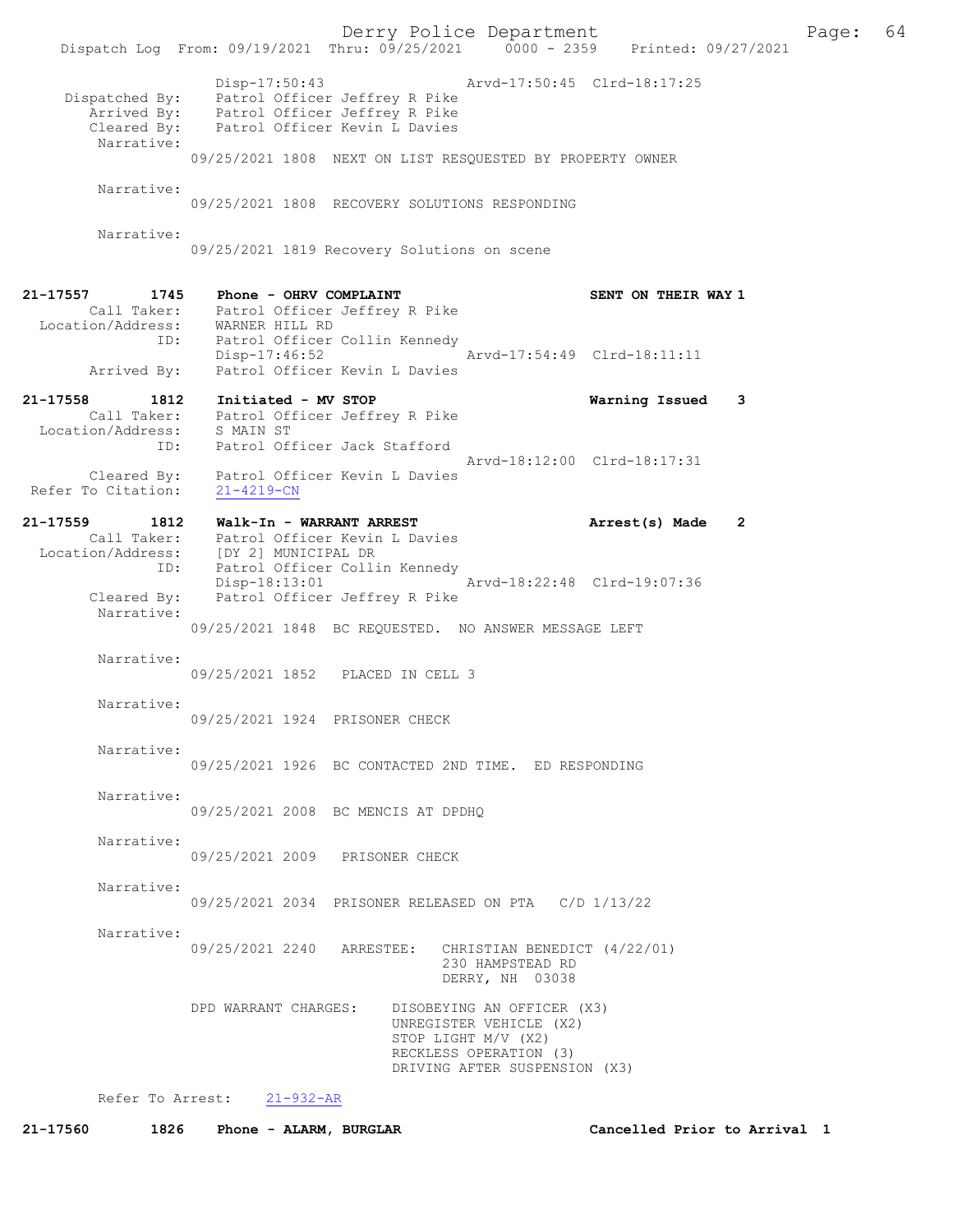Dispatch Log From: 09/19/2021 Thru: 09/25/2021 0000 - 2359 Printed: 09/27/2021

Disp-17:50:43 Arvd-17:50:45 Clrd-18:17:25
Dispatched By: Patrol Officer Jeffrey R Pike
Arrived By: Patrol Officer Jeffrey R Pike
Cleared By: Patrol Officer Kevin L Davies
Narrative:
09/25/2021 1808 NEXT ON LIST RESQUESTED BY PROPERTY OWNER

Narrative:
09/25/2021 1808 RECOVERY SOLUTIONS RESPONDING

Narrative:
09/25/2021 1819 Recovery Solutions on scene

**21-17557 1745 Phone - OHRV COMPLAINT SENT ON THEIR WAY 1**
Call Taker: Patrol Officer Jeffrey R Pike
Location/Address: WARNER HILL RD
ID: Patrol Officer Collin Kennedy
Disp-17:46:52 Arvd-17:54:49 Clrd-18:11:11
Arrived By: Patrol Officer Kevin L Davies

**21-17558 1812 Initiated - MV STOP Warning Issued 3**
Call Taker: Patrol Officer Jeffrey R Pike
Location/Address: S MAIN ST
ID: Patrol Officer Jack Stafford
Arvd-18:12:00 Clrd-18:17:31
Cleared By: Patrol Officer Kevin L Davies
Refer To Citation: 21-4219-CN

**21-17559 1812 Walk-In - WARRANT ARREST Arrest(s) Made 2**
Call Taker: Patrol Officer Kevin L Davies
Location/Address: [DY 2] MUNICIPAL DR
ID: Patrol Officer Collin Kennedy
Disp-18:13:01 Arvd-18:22:48 Clrd-19:07:36
Cleared By: Patrol Officer Jeffrey R Pike
Narrative:
09/25/2021 1848 BC REQUESTED. NO ANSWER MESSAGE LEFT

Narrative:
09/25/2021 1852 PLACED IN CELL 3

Narrative:
09/25/2021 1924 PRISONER CHECK

Narrative:
09/25/2021 1926 BC CONTACTED 2ND TIME. ED RESPONDING

Narrative:
09/25/2021 2008 BC MENCIS AT DPDHQ

Narrative:
09/25/2021 2009 PRISONER CHECK

Narrative:
09/25/2021 2034 PRISONER RELEASED ON PTA C/D 1/13/22

Narrative:
09/25/2021 2240 ARRESTEE: CHRISTIAN BENEDICT (4/22/01)
230 HAMPSTEAD RD
DERRY, NH 03038

DPD WARRANT CHARGES: DISOBEYING AN OFFICER (X3)
UNREGISTER VEHICLE (X2)
STOP LIGHT M/V (X2)
RECKLESS OPERATION (3)
DRIVING AFTER SUSPENSION (X3)

Refer To Arrest: 21-932-AR

**21-17560 1826 Phone - ALARM, BURGLAR Cancelled Prior to Arrival 1**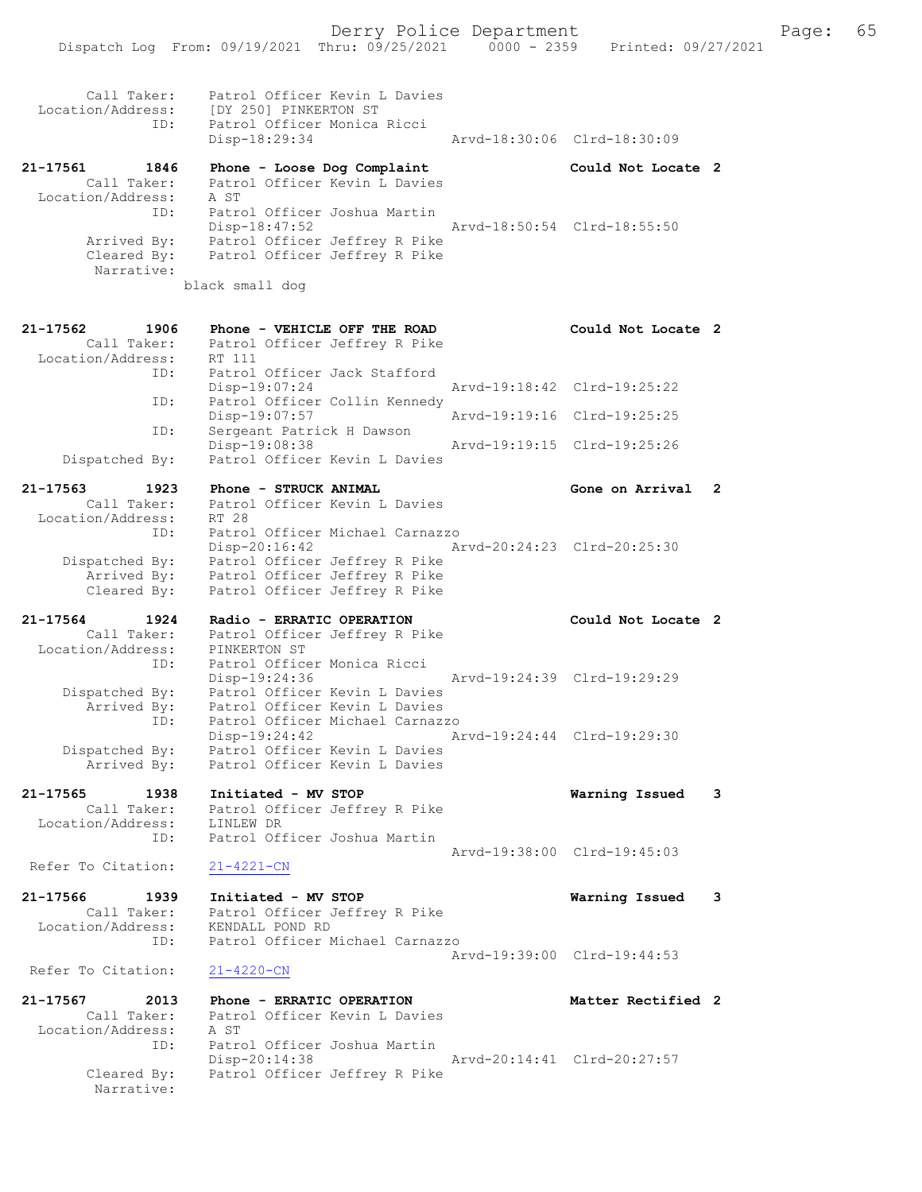```
    Call Taker:     Patrol Officer Kevin L Davies
Location/Address:   [DY 250] PINKERTON ST
             ID:    Patrol Officer Monica Ricci
                    Disp-18:29:34              Arvd-18:30:06  Clrd-18:30:09

21-17561       1846   Phone - Loose Dog Complaint              Could Not Locate 2
    Call Taker:     Patrol Officer Kevin L Davies
Location/Address:   A ST
             ID:    Patrol Officer Joshua Martin
                    Disp-18:47:52              Arvd-18:50:54  Clrd-18:55:50
    Arrived By:     Patrol Officer Jeffrey R Pike
    Cleared By:     Patrol Officer Jeffrey R Pike
     Narrative:
                  black small dog

21-17562       1906   Phone - VEHICLE OFF THE ROAD             Could Not Locate 2
    Call Taker:     Patrol Officer Jeffrey R Pike
Location/Address:   RT 111
             ID:    Patrol Officer Jack Stafford
                    Disp-19:07:24              Arvd-19:18:42  Clrd-19:25:22
             ID:    Patrol Officer Collin Kennedy
                    Disp-19:07:57              Arvd-19:19:16  Clrd-19:25:25
             ID:    Sergeant Patrick H Dawson
                    Disp-19:08:38              Arvd-19:19:15  Clrd-19:25:26
 Dispatched By:     Patrol Officer Kevin L Davies

21-17563       1923   Phone - STRUCK ANIMAL                    Gone on Arrival  2
    Call Taker:     Patrol Officer Kevin L Davies
Location/Address:   RT 28
             ID:    Patrol Officer Michael Carnazzo
                    Disp-20:16:42              Arvd-20:24:23  Clrd-20:25:30
 Dispatched By:     Patrol Officer Jeffrey R Pike
    Arrived By:     Patrol Officer Jeffrey R Pike
    Cleared By:     Patrol Officer Jeffrey R Pike

21-17564       1924   Radio - ERRATIC OPERATION                Could Not Locate 2
    Call Taker:     Patrol Officer Jeffrey R Pike
Location/Address:   PINKERTON ST
             ID:    Patrol Officer Monica Ricci
                    Disp-19:24:36              Arvd-19:24:39  Clrd-19:29:29
 Dispatched By:     Patrol Officer Kevin L Davies
    Arrived By:     Patrol Officer Kevin L Davies
             ID:    Patrol Officer Michael Carnazzo
                    Disp-19:24:42              Arvd-19:24:44  Clrd-19:29:30
 Dispatched By:     Patrol Officer Kevin L Davies
    Arrived By:     Patrol Officer Kevin L Davies

21-17565       1938   Initiated - MV STOP                      Warning Issued   3
    Call Taker:     Patrol Officer Jeffrey R Pike
Location/Address:   LINLEW DR
             ID:    Patrol Officer Joshua Martin
                                               Arvd-19:38:00  Clrd-19:45:03
Refer To Citation:  21-4221-CN

21-17566       1939   Initiated - MV STOP                      Warning Issued   3
    Call Taker:     Patrol Officer Jeffrey R Pike
Location/Address:   KENDALL POND RD
             ID:    Patrol Officer Michael Carnazzo
                                               Arvd-19:39:00  Clrd-19:44:53
Refer To Citation:  21-4220-CN

21-17567       2013   Phone - ERRATIC OPERATION                Matter Rectified 2
    Call Taker:     Patrol Officer Kevin L Davies
Location/Address:   A ST
             ID:    Patrol Officer Joshua Martin
                    Disp-20:14:38              Arvd-20:14:41  Clrd-20:27:57
    Cleared By:     Patrol Officer Jeffrey R Pike
     Narrative:
```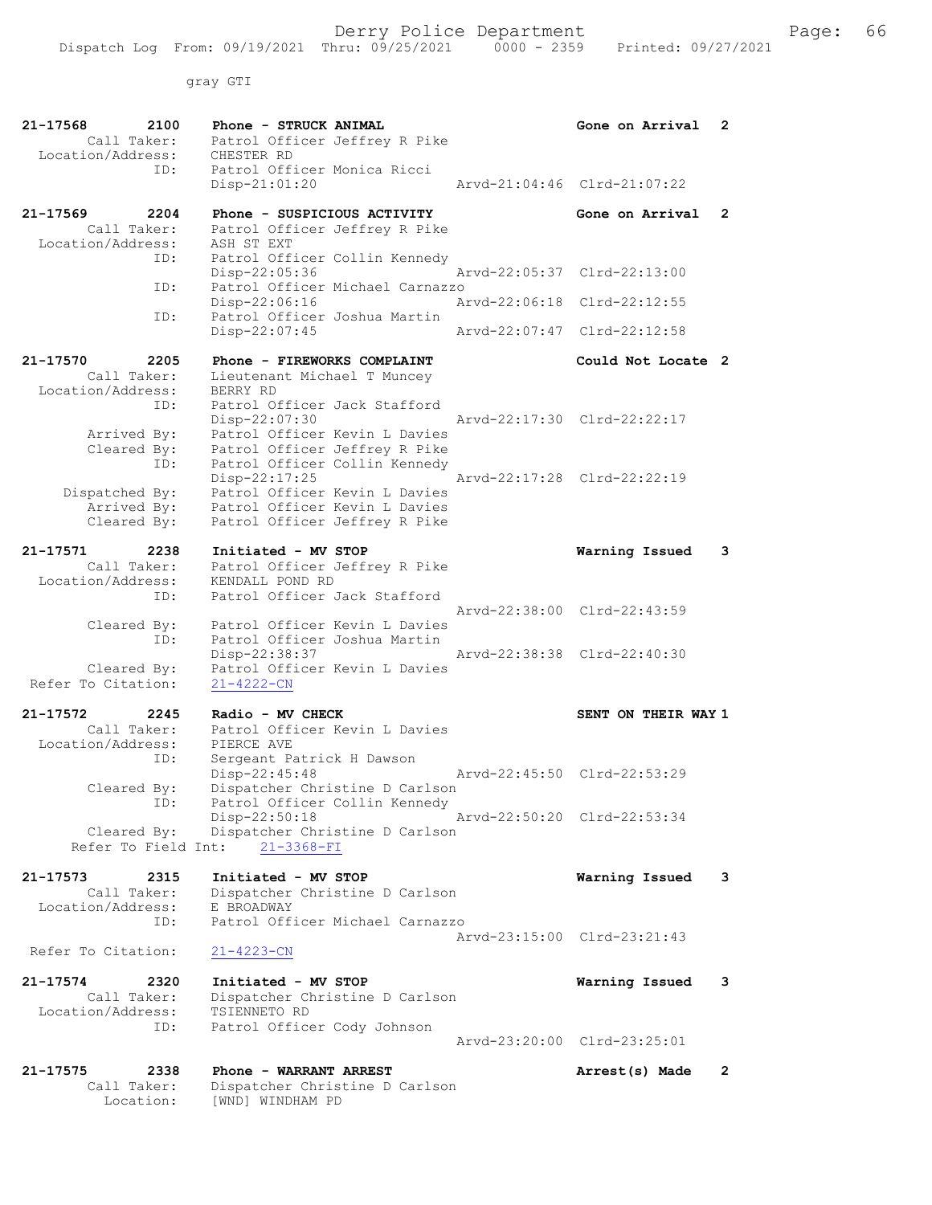gray GTI

```
21-17568        2100    Phone - STRUCK ANIMAL                          Gone on Arrival  2
       Call Taker:      Patrol Officer Jeffrey R Pike
  Location/Address:     CHESTER RD
               ID:      Patrol Officer Monica Ricci
                        Disp-21:01:20                  Arvd-21:04:46  Clrd-21:07:22

21-17569        2204    Phone - SUSPICIOUS ACTIVITY                    Gone on Arrival  2
       Call Taker:      Patrol Officer Jeffrey R Pike
  Location/Address:     ASH ST EXT
               ID:      Patrol Officer Collin Kennedy
                        Disp-22:05:36                  Arvd-22:05:37  Clrd-22:13:00
               ID:      Patrol Officer Michael Carnazzo
                        Disp-22:06:16                  Arvd-22:06:18  Clrd-22:12:55
               ID:      Patrol Officer Joshua Martin
                        Disp-22:07:45                  Arvd-22:07:47  Clrd-22:12:58

21-17570        2205    Phone - FIREWORKS COMPLAINT                    Could Not Locate 2
       Call Taker:      Lieutenant Michael T Muncey
  Location/Address:     BERRY RD
               ID:      Patrol Officer Jack Stafford
                        Disp-22:07:30                  Arvd-22:17:30  Clrd-22:22:17
       Arrived By:      Patrol Officer Kevin L Davies
       Cleared By:      Patrol Officer Jeffrey R Pike
               ID:      Patrol Officer Collin Kennedy
                        Disp-22:17:25                  Arvd-22:17:28  Clrd-22:22:19
    Dispatched By:      Patrol Officer Kevin L Davies
       Arrived By:      Patrol Officer Kevin L Davies
       Cleared By:      Patrol Officer Jeffrey R Pike

21-17571        2238    Initiated - MV STOP                            Warning Issued   3
       Call Taker:      Patrol Officer Jeffrey R Pike
  Location/Address:     KENDALL POND RD
               ID:      Patrol Officer Jack Stafford
                                                       Arvd-22:38:00  Clrd-22:43:59
       Cleared By:      Patrol Officer Kevin L Davies
               ID:      Patrol Officer Joshua Martin
                        Disp-22:38:37                  Arvd-22:38:38  Clrd-22:40:30
       Cleared By:      Patrol Officer Kevin L Davies
 Refer To Citation:     21-4222-CN

21-17572        2245    Radio - MV CHECK                               SENT ON THEIR WAY 1
       Call Taker:      Patrol Officer Kevin L Davies
  Location/Address:     PIERCE AVE
               ID:      Sergeant Patrick H Dawson
                        Disp-22:45:48                  Arvd-22:45:50  Clrd-22:53:29
       Cleared By:      Dispatcher Christine D Carlson
               ID:      Patrol Officer Collin Kennedy
                        Disp-22:50:18                  Arvd-22:50:20  Clrd-22:53:34
       Cleared By:      Dispatcher Christine D Carlson
       Refer To Field Int:    21-3368-FI

21-17573        2315    Initiated - MV STOP                            Warning Issued   3
       Call Taker:      Dispatcher Christine D Carlson
  Location/Address:     E BROADWAY
               ID:      Patrol Officer Michael Carnazzo
                                                       Arvd-23:15:00  Clrd-23:21:43
 Refer To Citation:     21-4223-CN

21-17574        2320    Initiated - MV STOP                            Warning Issued   3
       Call Taker:      Dispatcher Christine D Carlson
  Location/Address:     TSIENNETO RD
               ID:      Patrol Officer Cody Johnson
                                                       Arvd-23:20:00  Clrd-23:25:01

21-17575        2338    Phone - WARRANT ARREST                         Arrest(s) Made   2
       Call Taker:      Dispatcher Christine D Carlson
         Location:      [WND] WINDHAM PD
```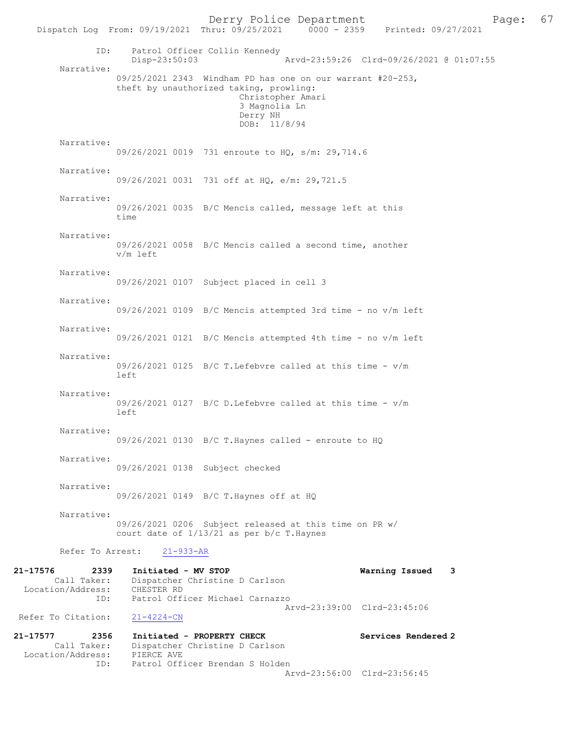ID: Patrol Officer Collin Kennedy
Disp-23:50:03 Arvd-23:59:26 Clrd-09/26/2021 @ 01:07:55

Narrative:
09/25/2021 2343 Windham PD has one on our warrant #20-253, theft by unauthorized taking, prowling:
Christopher Amari
3 Magnolia Ln
Derry NH
DOB: 11/8/94

Narrative:
09/26/2021 0019 731 enroute to HQ, s/m: 29,714.6

Narrative:
09/26/2021 0031 731 off at HQ, e/m: 29,721.5

Narrative:
09/26/2021 0035 B/C Mencis called, message left at this time

Narrative:
09/26/2021 0058 B/C Mencis called a second time, another v/m left

Narrative:
09/26/2021 0107 Subject placed in cell 3

Narrative:
09/26/2021 0109 B/C Mencis attempted 3rd time - no v/m left

Narrative:
09/26/2021 0121 B/C Mencis attempted 4th time - no v/m left

Narrative:
09/26/2021 0125 B/C T.Lefebvre called at this time - v/m left

Narrative:
09/26/2021 0127 B/C D.Lefebvre called at this time - v/m left

Narrative:
09/26/2021 0130 B/C T.Haynes called - enroute to HQ

Narrative:
09/26/2021 0138 Subject checked

Narrative:
09/26/2021 0149 B/C T.Haynes off at HQ

Narrative:
09/26/2021 0206 Subject released at this time on PR w/ court date of 1/13/21 as per b/c T.Haynes

Refer To Arrest: 21-933-AR

**21-17576 2339 Initiated - MV STOP** — **Warning Issued 3**
Call Taker: Dispatcher Christine D Carlson
Location/Address: CHESTER RD
ID: Patrol Officer Michael Carnazzo
Arvd-23:39:00 Clrd-23:45:06
Refer To Citation: 21-4224-CN

**21-17577 2356 Initiated - PROPERTY CHECK** — **Services Rendered 2**
Call Taker: Dispatcher Christine D Carlson
Location/Address: PIERCE AVE
ID: Patrol Officer Brendan S Holden
Arvd-23:56:00 Clrd-23:56:45